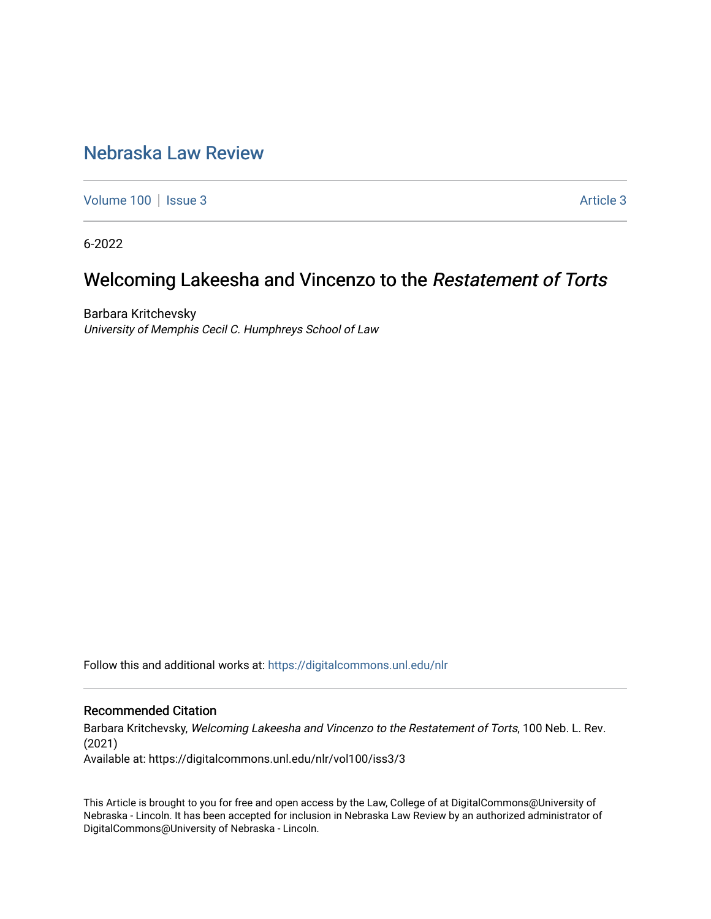# Nebraska Law Review

Volume 100 | Issue 3 Article 3

6-2022

## Welcoming Lakeesha and Vincenzo to the *Restatement of Torts*

Barbara Kritchevsky
*University of Memphis Cecil C. Humphreys School of Law*

Follow this and additional works at: https://digitalcommons.unl.edu/nlr

### Recommended Citation

Barbara Kritchevsky, *Welcoming Lakeesha and Vincenzo to the Restatement of Torts*, 100 Neb. L. Rev. (2021)
Available at: https://digitalcommons.unl.edu/nlr/vol100/iss3/3

This Article is brought to you for free and open access by the Law, College of at DigitalCommons@University of Nebraska - Lincoln. It has been accepted for inclusion in Nebraska Law Review by an authorized administrator of DigitalCommons@University of Nebraska - Lincoln.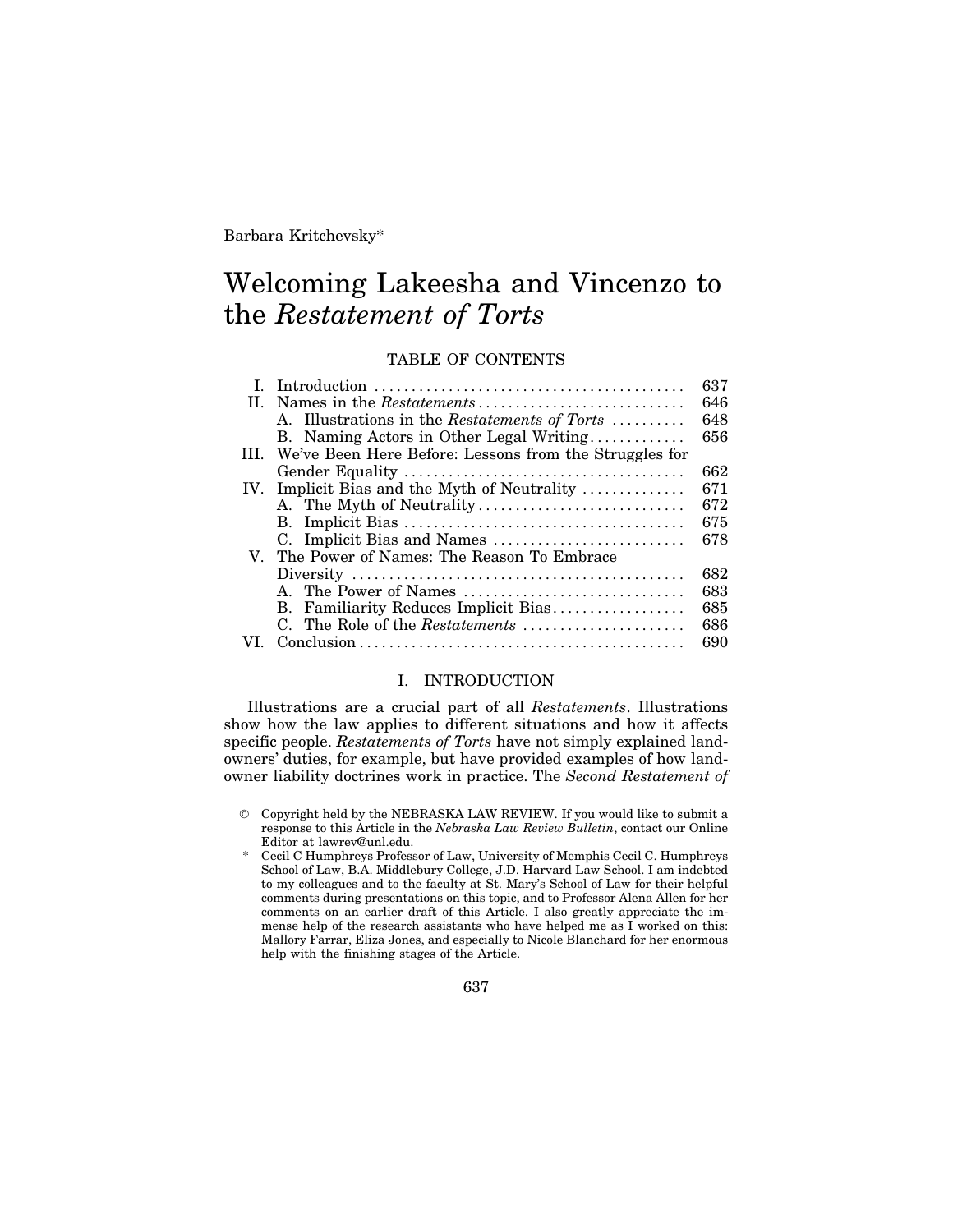Barbara Kritchevsky*

# Welcoming Lakeesha and Vincenzo to the *Restatement of Torts*

TABLE OF CONTENTS

| | | |
|---|---|---|
| I. | Introduction | 637 |
| II. | Names in the *Restatements* | 646 |
| | A. Illustrations in the *Restatements of Torts* | 648 |
| | B. Naming Actors in Other Legal Writing | 656 |
| III. | We've Been Here Before: Lessons from the Struggles for Gender Equality | 662 |
| IV. | Implicit Bias and the Myth of Neutrality | 671 |
| | A. The Myth of Neutrality | 672 |
| | B. Implicit Bias | 675 |
| | C. Implicit Bias and Names | 678 |
| V. | The Power of Names: The Reason To Embrace Diversity | 682 |
| | A. The Power of Names | 683 |
| | B. Familiarity Reduces Implicit Bias | 685 |
| | C. The Role of the *Restatements* | 686 |
| VI. | Conclusion | 690 |

## I. INTRODUCTION

Illustrations are a crucial part of all *Restatements*. Illustrations show how the law applies to different situations and how it affects specific people. *Restatements of Torts* have not simply explained landowners' duties, for example, but have provided examples of how landowner liability doctrines work in practice. The *Second Restatement of*

---

© Copyright held by the NEBRASKA LAW REVIEW. If you would like to submit a response to this Article in the *Nebraska Law Review Bulletin*, contact our Online Editor at lawrev@unl.edu.

\* Cecil C Humphreys Professor of Law, University of Memphis Cecil C. Humphreys School of Law, B.A. Middlebury College, J.D. Harvard Law School. I am indebted to my colleagues and to the faculty at St. Mary's School of Law for their helpful comments during presentations on this topic, and to Professor Alena Allen for her comments on an earlier draft of this Article. I also greatly appreciate the immense help of the research assistants who have helped me as I worked on this: Mallory Farrar, Eliza Jones, and especially to Nicole Blanchard for her enormous help with the finishing stages of the Article.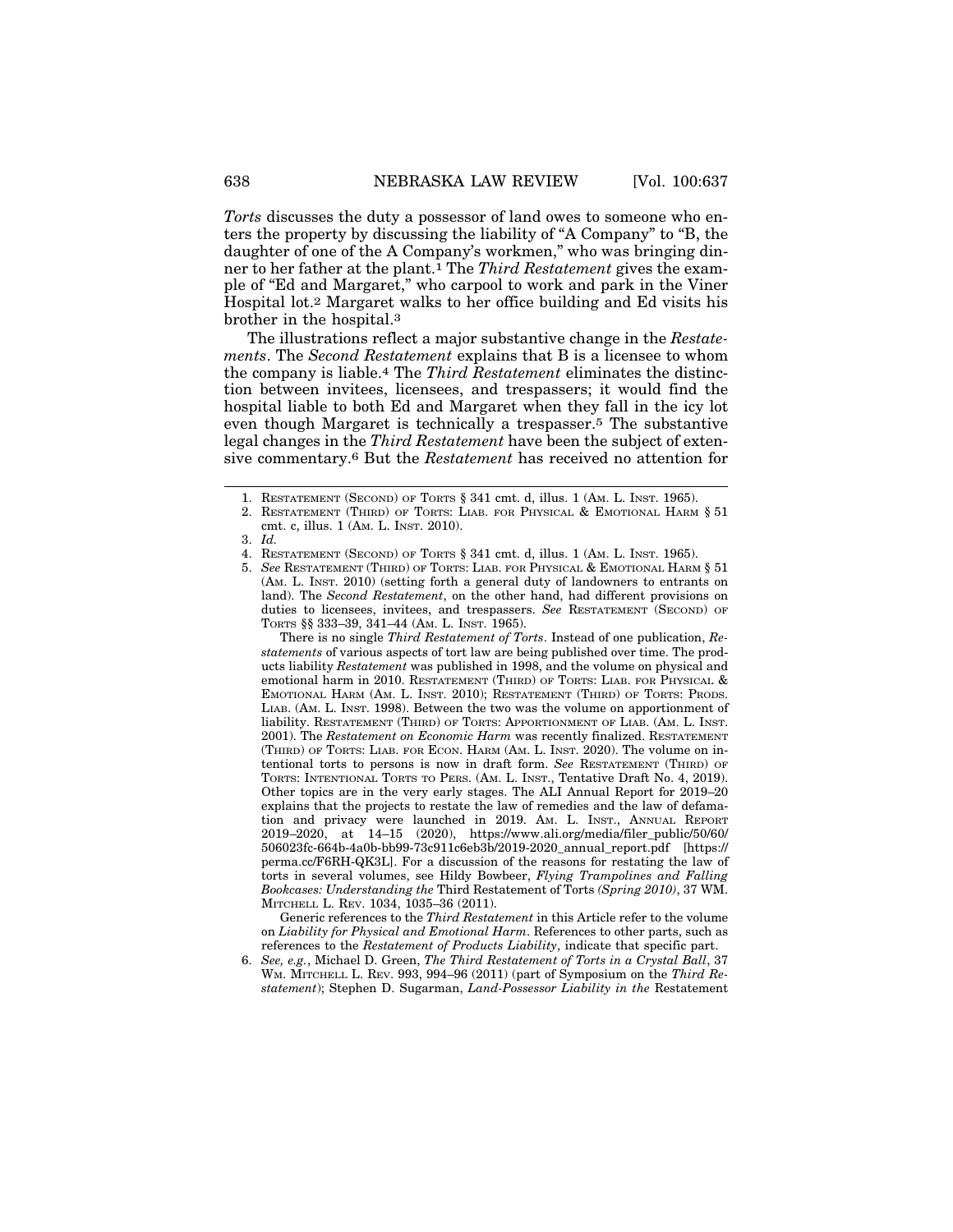*Torts* discusses the duty a possessor of land owes to someone who enters the property by discussing the liability of "A Company" to "B, the daughter of one of the A Company's workmen," who was bringing dinner to her father at the plant.[1] The *Third Restatement* gives the example of "Ed and Margaret," who carpool to work and park in the Viner Hospital lot.[2] Margaret walks to her office building and Ed visits his brother in the hospital.[3]

The illustrations reflect a major substantive change in the *Restatements*. The *Second Restatement* explains that B is a licensee to whom the company is liable.[4] The *Third Restatement* eliminates the distinction between invitees, licensees, and trespassers; it would find the hospital liable to both Ed and Margaret when they fall in the icy lot even though Margaret is technically a trespasser.[5] The substantive legal changes in the *Third Restatement* have been the subject of extensive commentary.[6] But the *Restatement* has received no attention for

---

1. RESTATEMENT (SECOND) OF TORTS § 341 cmt. d, illus. 1 (AM. L. INST. 1965).
2. RESTATEMENT (THIRD) OF TORTS: LIAB. FOR PHYSICAL & EMOTIONAL HARM § 51 cmt. c, illus. 1 (AM. L. INST. 2010).
3. *Id.*
4. RESTATEMENT (SECOND) OF TORTS § 341 cmt. d, illus. 1 (AM. L. INST. 1965).
5. *See* RESTATEMENT (THIRD) OF TORTS: LIAB. FOR PHYSICAL & EMOTIONAL HARM § 51 (AM. L. INST. 2010) (setting forth a general duty of landowners to entrants on land). The *Second Restatement*, on the other hand, had different provisions on duties to licensees, invitees, and trespassers. *See* RESTATEMENT (SECOND) OF TORTS §§ 333–39, 341–44 (AM. L. INST. 1965).

   There is no single *Third Restatement of Torts*. Instead of one publication, *Restatements* of various aspects of tort law are being published over time. The products liability *Restatement* was published in 1998, and the volume on physical and emotional harm in 2010. RESTATEMENT (THIRD) OF TORTS: LIAB. FOR PHYSICAL & EMOTIONAL HARM (AM. L. INST. 2010); RESTATEMENT (THIRD) OF TORTS: PRODS. LIAB. (AM. L. INST. 1998). Between the two was the volume on apportionment of liability. RESTATEMENT (THIRD) OF TORTS: APPORTIONMENT OF LIAB. (AM. L. INST. 2001). The *Restatement on Economic Harm* was recently finalized. RESTATEMENT (THIRD) OF TORTS: LIAB. FOR ECON. HARM (AM. L. INST. 2020). The volume on intentional torts to persons is now in draft form. *See* RESTATEMENT (THIRD) OF TORTS: INTENTIONAL TORTS TO PERS. (AM. L. INST., Tentative Draft No. 4, 2019). Other topics are in the very early stages. The ALI Annual Report for 2019–20 explains that the projects to restate the law of remedies and the law of defamation and privacy were launched in 2019. AM. L. INST., ANNUAL REPORT 2019–2020, at 14–15 (2020), https://www.ali.org/media/filer_public/50/60/506023fc-664b-4a0b-bb99-73c911c6eb3b/2019-2020_annual_report.pdf [https://perma.cc/F6RH-QK3L]. For a discussion of the reasons for restating the law of torts in several volumes, see Hildy Bowbeer, *Flying Trampolines and Falling Bookcases: Understanding the* Third Restatement of Torts *(Spring 2010)*, 37 WM. MITCHELL L. REV. 1034, 1035–36 (2011).

   Generic references to the *Third Restatement* in this Article refer to the volume on *Liability for Physical and Emotional Harm*. References to other parts, such as references to the *Restatement of Products Liability*, indicate that specific part.
6. *See, e.g.*, Michael D. Green, *The Third Restatement of Torts in a Crystal Ball*, 37 WM. MITCHELL L. REV. 993, 994–96 (2011) (part of Symposium on the *Third Restatement*); Stephen D. Sugarman, *Land-Possessor Liability in the* Restatement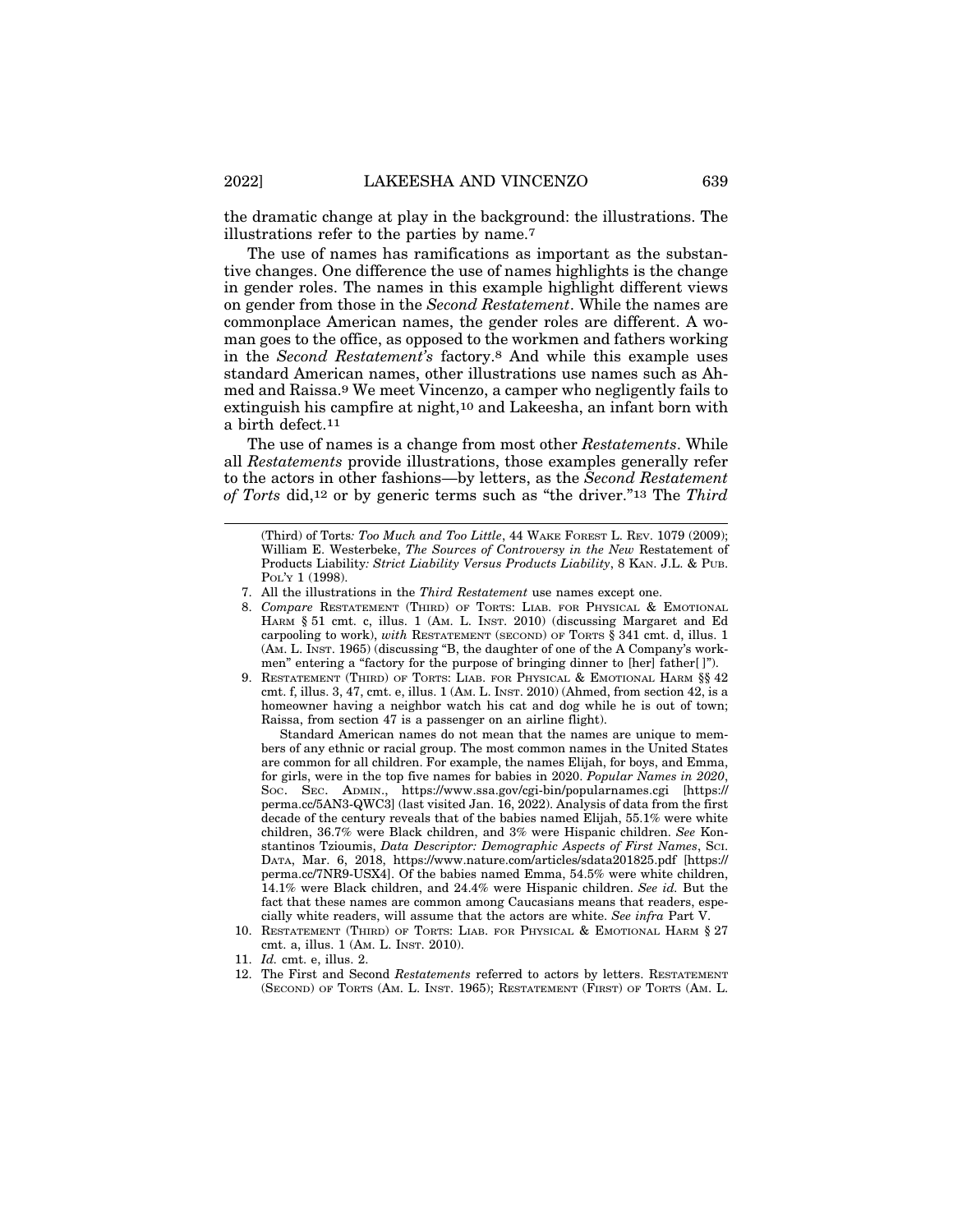the dramatic change at play in the background: the illustrations. The illustrations refer to the parties by name.[7]

The use of names has ramifications as important as the substantive changes. One difference the use of names highlights is the change in gender roles. The names in this example highlight different views on gender from those in the *Second Restatement*. While the names are commonplace American names, the gender roles are different. A woman goes to the office, as opposed to the workmen and fathers working in the *Second Restatement's* factory.[8] And while this example uses standard American names, other illustrations use names such as Ahmed and Raissa.[9] We meet Vincenzo, a camper who negligently fails to extinguish his campfire at night,[10] and Lakeesha, an infant born with a birth defect.[11]

The use of names is a change from most other *Restatements*. While all *Restatements* provide illustrations, those examples generally refer to the actors in other fashions—by letters, as the *Second Restatement of Torts* did,[12] or by generic terms such as "the driver."[13] The *Third*

---

(Third) of Torts*: Too Much and Too Little*, 44 WAKE FOREST L. REV. 1079 (2009); William E. Westerbeke, *The Sources of Controversy in the New* Restatement of Products Liability*: Strict Liability Versus Products Liability*, 8 KAN. J.L. & PUB. POL'Y 1 (1998).

7. All the illustrations in the *Third Restatement* use names except one.

8. *Compare* RESTATEMENT (THIRD) OF TORTS: LIAB. FOR PHYSICAL & EMOTIONAL HARM § 51 cmt. c, illus. 1 (AM. L. INST. 2010) (discussing Margaret and Ed carpooling to work), *with* RESTATEMENT (SECOND) OF TORTS § 341 cmt. d, illus. 1 (AM. L. INST. 1965) (discussing "B, the daughter of one of the A Company's workmen" entering a "factory for the purpose of bringing dinner to [her] father[ ]").

9. RESTATEMENT (THIRD) OF TORTS: LIAB. FOR PHYSICAL & EMOTIONAL HARM §§ 42 cmt. f, illus. 3, 47, cmt. e, illus. 1 (AM. L. INST. 2010) (Ahmed, from section 42, is a homeowner having a neighbor watch his cat and dog while he is out of town; Raissa, from section 47 is a passenger on an airline flight).

Standard American names do not mean that the names are unique to members of any ethnic or racial group. The most common names in the United States are common for all children. For example, the names Elijah, for boys, and Emma, for girls, were in the top five names for babies in 2020. *Popular Names in 2020*, SOC. SEC. ADMIN., https://www.ssa.gov/cgi-bin/popularnames.cgi [https://perma.cc/5AN3-QWC3] (last visited Jan. 16, 2022). Analysis of data from the first decade of the century reveals that of the babies named Elijah, 55.1% were white children, 36.7% were Black children, and 3% were Hispanic children. *See* Konstantinos Tzioumis, *Data Descriptor: Demographic Aspects of First Names*, SCI. DATA, Mar. 6, 2018, https://www.nature.com/articles/sdata201825.pdf [https://perma.cc/7NR9-USX4]. Of the babies named Emma, 54.5% were white children, 14.1% were Black children, and 24.4% were Hispanic children. *See id.* But the fact that these names are common among Caucasians means that readers, especially white readers, will assume that the actors are white. *See infra* Part V.

10. RESTATEMENT (THIRD) OF TORTS: LIAB. FOR PHYSICAL & EMOTIONAL HARM § 27 cmt. a, illus. 1 (AM. L. INST. 2010).

11. *Id.* cmt. e, illus. 2.

12. The First and Second *Restatements* referred to actors by letters. RESTATEMENT (SECOND) OF TORTS (AM. L. INST. 1965); RESTATEMENT (FIRST) OF TORTS (AM. L.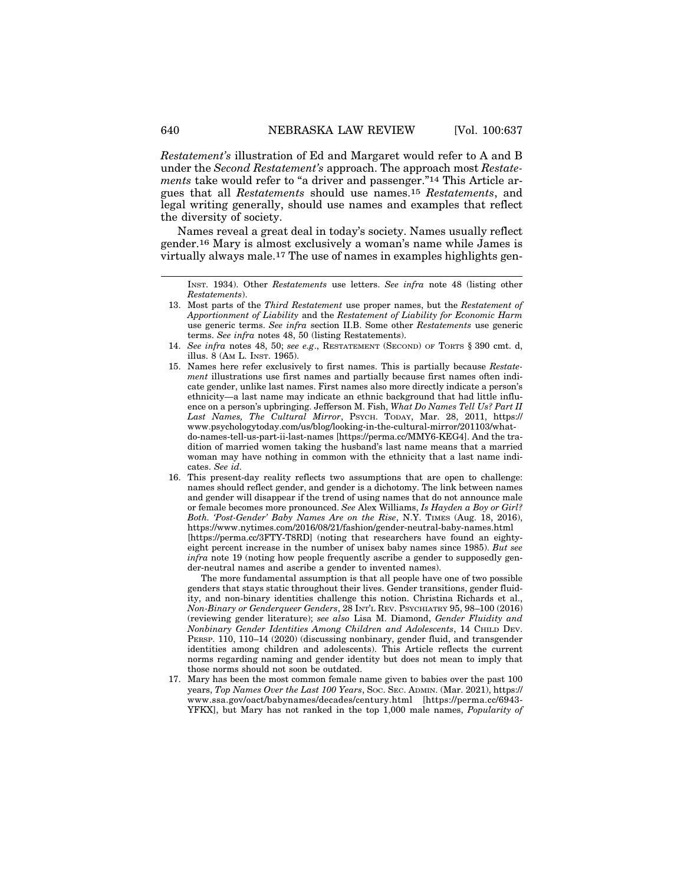*Restatement's* illustration of Ed and Margaret would refer to A and B under the *Second Restatement's* approach. The approach most *Restatements* take would refer to "a driver and passenger."[14] This Article argues that all *Restatements* should use names.[15] *Restatements*, and legal writing generally, should use names and examples that reflect the diversity of society.

Names reveal a great deal in today's society. Names usually reflect gender.[16] Mary is almost exclusively a woman's name while James is virtually always male.[17] The use of names in examples highlights gen-

---

INST. 1934). Other *Restatements* use letters. *See infra* note 48 (listing other *Restatements*).

13. Most parts of the *Third Restatement* use proper names, but the *Restatement of Apportionment of Liability* and the *Restatement of Liability for Economic Harm* use generic terms. *See infra* section II.B. Some other *Restatements* use generic terms. *See infra* notes 48, 50 (listing Restatements).

14. *See infra* notes 48, 50; *see e.g.*, RESTATEMENT (SECOND) OF TORTS § 390 cmt. d, illus. 8 (AM L. INST. 1965).

15. Names here refer exclusively to first names. This is partially because *Restatement* illustrations use first names and partially because first names often indicate gender, unlike last names. First names also more directly indicate a person's ethnicity—a last name may indicate an ethnic background that had little influence on a person's upbringing. Jefferson M. Fish, *What Do Names Tell Us? Part II Last Names, The Cultural Mirror*, PSYCH. TODAY, Mar. 28, 2011, https://www.psychologytoday.com/us/blog/looking-in-the-cultural-mirror/201103/what-do-names-tell-us-part-ii-last-names [https://perma.cc/MMY6-KEG4]. And the tradition of married women taking the husband's last name means that a married woman may have nothing in common with the ethnicity that a last name indicates. *See id.*

16. This present-day reality reflects two assumptions that are open to challenge: names should reflect gender, and gender is a dichotomy. The link between names and gender will disappear if the trend of using names that do not announce male or female becomes more pronounced. *See* Alex Williams, *Is Hayden a Boy or Girl? Both. 'Post-Gender' Baby Names Are on the Rise*, N.Y. TIMES (Aug. 18, 2016), https://www.nytimes.com/2016/08/21/fashion/gender-neutral-baby-names.html [https://perma.cc/3FTY-T8RD] (noting that researchers have found an eighty-eight percent increase in the number of unisex baby names since 1985). *But see infra* note 19 (noting how people frequently ascribe a gender to supposedly gender-neutral names and ascribe a gender to invented names).

    The more fundamental assumption is that all people have one of two possible genders that stays static throughout their lives. Gender transitions, gender fluidity, and non-binary identities challenge this notion. Christina Richards et al., *Non-Binary or Genderqueer Genders*, 28 INT'L REV. PSYCHIATRY 95, 98–100 (2016) (reviewing gender literature); *see also* Lisa M. Diamond, *Gender Fluidity and Nonbinary Gender Identities Among Children and Adolescents*, 14 CHILD DEV. PERSP. 110, 110–14 (2020) (discussing nonbinary, gender fluid, and transgender identities among children and adolescents). This Article reflects the current norms regarding naming and gender identity but does not mean to imply that those norms should not soon be outdated.

17. Mary has been the most common female name given to babies over the past 100 years, *Top Names Over the Last 100 Years*, SOC. SEC. ADMIN. (Mar. 2021), https://www.ssa.gov/oact/babynames/decades/century.html [https://perma.cc/6943-YFKX], but Mary has not ranked in the top 1,000 male names, *Popularity of*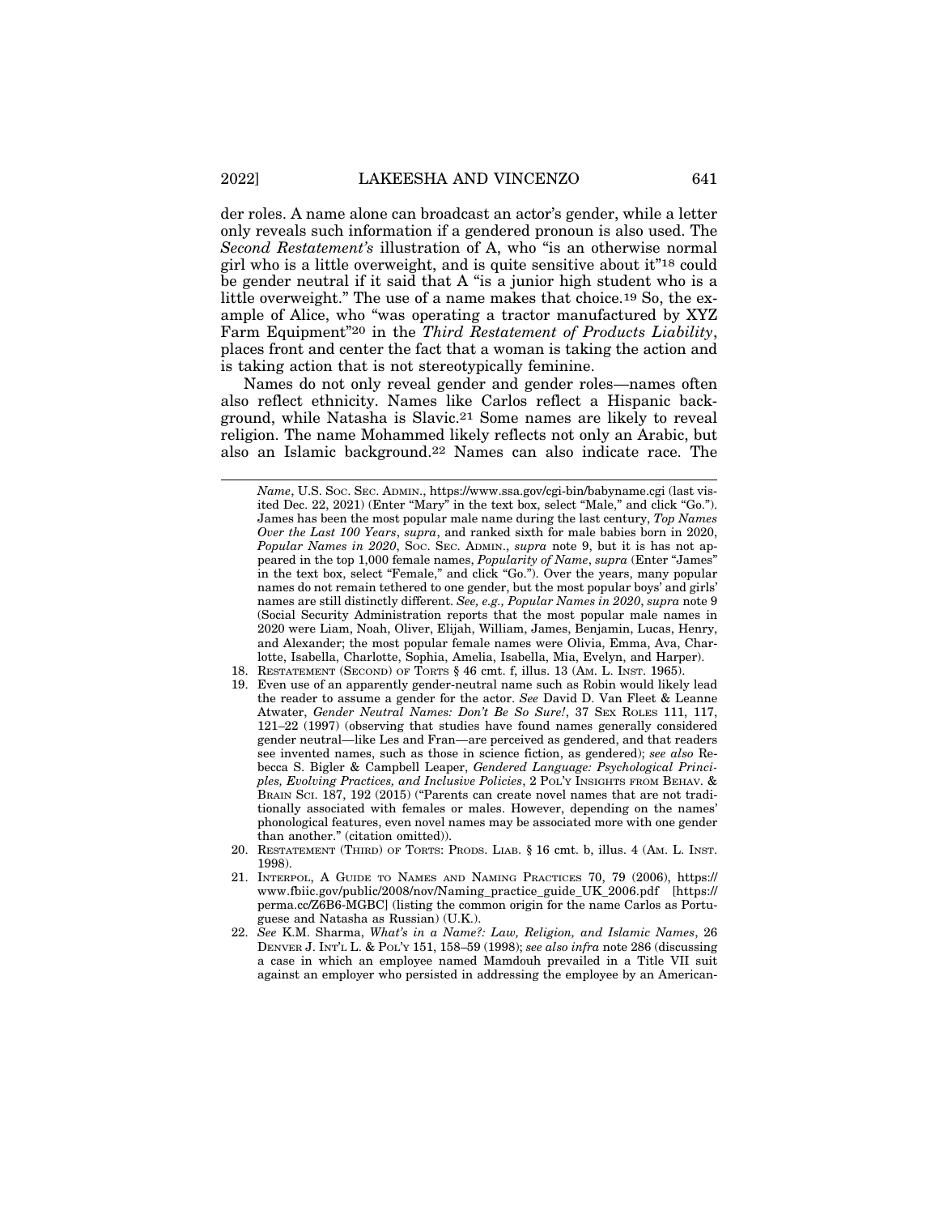der roles. A name alone can broadcast an actor's gender, while a letter only reveals such information if a gendered pronoun is also used. The *Second Restatement's* illustration of A, who "is an otherwise normal girl who is a little overweight, and is quite sensitive about it"[18] could be gender neutral if it said that A "is a junior high student who is a little overweight." The use of a name makes that choice.[19] So, the example of Alice, who "was operating a tractor manufactured by XYZ Farm Equipment"[20] in the *Third Restatement of Products Liability*, places front and center the fact that a woman is taking the action and is taking action that is not stereotypically feminine.

Names do not only reveal gender and gender roles—names often also reflect ethnicity. Names like Carlos reflect a Hispanic background, while Natasha is Slavic.[21] Some names are likely to reveal religion. The name Mohammed likely reflects not only an Arabic, but also an Islamic background.[22] Names can also indicate race. The

---

*Name*, U.S. SOC. SEC. ADMIN., https://www.ssa.gov/cgi-bin/babyname.cgi (last visited Dec. 22, 2021) (Enter "Mary" in the text box, select "Male," and click "Go."). James has been the most popular male name during the last century, *Top Names Over the Last 100 Years*, *supra*, and ranked sixth for male babies born in 2020, *Popular Names in 2020*, SOC. SEC. ADMIN., *supra* note 9, but it is has not appeared in the top 1,000 female names, *Popularity of Name*, *supra* (Enter "James" in the text box, select "Female," and click "Go."). Over the years, many popular names do not remain tethered to one gender, but the most popular boys' and girls' names are still distinctly different. *See, e.g., Popular Names in 2020*, *supra* note 9 (Social Security Administration reports that the most popular male names in 2020 were Liam, Noah, Oliver, Elijah, William, James, Benjamin, Lucas, Henry, and Alexander; the most popular female names were Olivia, Emma, Ava, Charlotte, Isabella, Charlotte, Sophia, Amelia, Isabella, Mia, Evelyn, and Harper).

18. RESTATEMENT (SECOND) OF TORTS § 46 cmt. f, illus. 13 (AM. L. INST. 1965).

19. Even use of an apparently gender-neutral name such as Robin would likely lead the reader to assume a gender for the actor. *See* David D. Van Fleet & Leanne Atwater, *Gender Neutral Names: Don't Be So Sure!*, 37 SEX ROLES 111, 117, 121–22 (1997) (observing that studies have found names generally considered gender neutral—like Les and Fran—are perceived as gendered, and that readers see invented names, such as those in science fiction, as gendered); *see also* Rebecca S. Bigler & Campbell Leaper, *Gendered Language: Psychological Principles, Evolving Practices, and Inclusive Policies*, 2 POL'Y INSIGHTS FROM BEHAV. & BRAIN SCI. 187, 192 (2015) ("Parents can create novel names that are not traditionally associated with females or males. However, depending on the names' phonological features, even novel names may be associated more with one gender than another." (citation omitted)).

20. RESTATEMENT (THIRD) OF TORTS: PRODS. LIAB. § 16 cmt. b, illus. 4 (AM. L. INST. 1998).

21. INTERPOL, A GUIDE TO NAMES AND NAMING PRACTICES 70, 79 (2006), https://www.fbiic.gov/public/2008/nov/Naming_practice_guide_UK_2006.pdf [https://perma.cc/Z6B6-MGBC] (listing the common origin for the name Carlos as Portuguese and Natasha as Russian) (U.K.).

22. *See* K.M. Sharma, *What's in a Name?: Law, Religion, and Islamic Names*, 26 DENVER J. INT'L L. & POL'Y 151, 158–59 (1998); *see also infra* note 286 (discussing a case in which an employee named Mamdouh prevailed in a Title VII suit against an employer who persisted in addressing the employee by an American-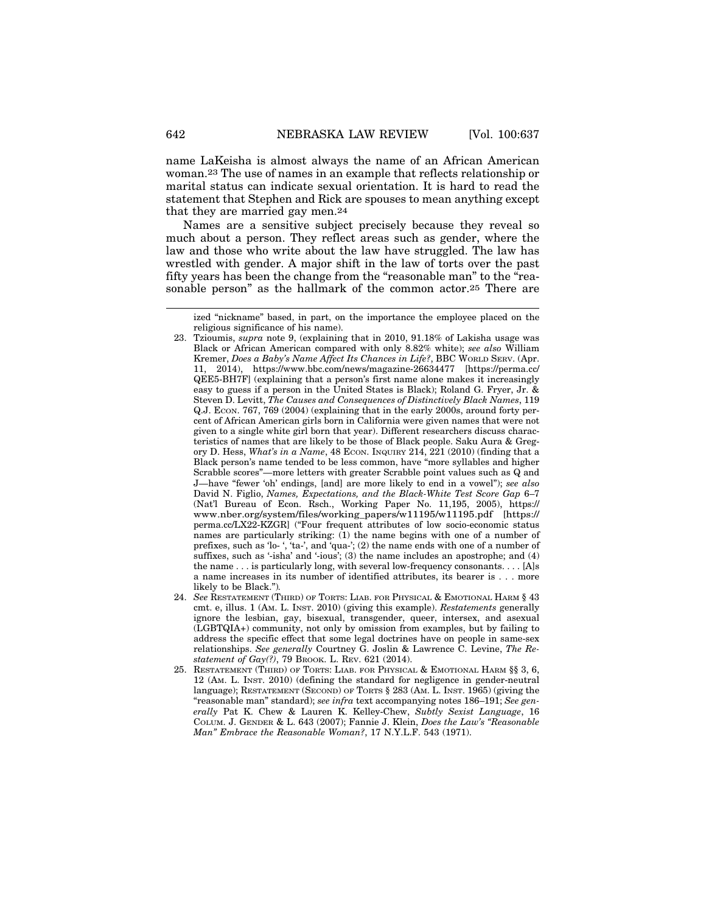name LaKeisha is almost always the name of an African American woman.[23] The use of names in an example that reflects relationship or marital status can indicate sexual orientation. It is hard to read the statement that Stephen and Rick are spouses to mean anything except that they are married gay men.[24]

Names are a sensitive subject precisely because they reveal so much about a person. They reflect areas such as gender, where the law and those who write about the law have struggled. The law has wrestled with gender. A major shift in the law of torts over the past fifty years has been the change from the "reasonable man" to the "reasonable person" as the hallmark of the common actor.[25] There are

---

ized "nickname" based, in part, on the importance the employee placed on the religious significance of his name).

23. Tzioumis, *supra* note 9, (explaining that in 2010, 91.18% of Lakisha usage was Black or African American compared with only 8.82% white); *see also* William Kremer, *Does a Baby's Name Affect Its Chances in Life?*, BBC WORLD SERV. (Apr. 11, 2014), https://www.bbc.com/news/magazine-26634477 [https://perma.cc/QEE5-BH7F] (explaining that a person's first name alone makes it increasingly easy to guess if a person in the United States is Black); Roland G. Fryer, Jr. & Steven D. Levitt, *The Causes and Consequences of Distinctively Black Names*, 119 Q.J. ECON. 767, 769 (2004) (explaining that in the early 2000s, around forty percent of African American girls born in California were given names that were not given to a single white girl born that year). Different researchers discuss characteristics of names that are likely to be those of Black people. Saku Aura & Gregory D. Hess, *What's in a Name*, 48 ECON. INQUIRY 214, 221 (2010) (finding that a Black person's name tended to be less common, have "more syllables and higher Scrabble scores"—more letters with greater Scrabble point values such as Q and J—have "fewer 'oh' endings, [and] are more likely to end in a vowel"); *see also* David N. Figlio, *Names, Expectations, and the Black-White Test Score Gap* 6–7 (Nat'l Bureau of Econ. Rsch., Working Paper No. 11,195, 2005), https://www.nber.org/system/files/working_papers/w11195/w11195.pdf [https://perma.cc/LX22-KZGR] ("Four frequent attributes of low socio-economic status names are particularly striking: (1) the name begins with one of a number of prefixes, such as 'lo- ', 'ta-', and 'qua-'; (2) the name ends with one of a number of suffixes, such as '-isha' and '-ious'; (3) the name includes an apostrophe; and (4) the name . . . is particularly long, with several low-frequency consonants. . . . [A]s a name increases in its number of identified attributes, its bearer is . . . more likely to be Black.").

24. *See* RESTATEMENT (THIRD) OF TORTS: LIAB. FOR PHYSICAL & EMOTIONAL HARM § 43 cmt. e, illus. 1 (AM. L. INST. 2010) (giving this example). *Restatements* generally ignore the lesbian, gay, bisexual, transgender, queer, intersex, and asexual (LGBTQIA+) community, not only by omission from examples, but by failing to address the specific effect that some legal doctrines have on people in same-sex relationships. *See generally* Courtney G. Joslin & Lawrence C. Levine, *The Restatement of Gay(?)*, 79 BROOK. L. REV. 621 (2014).

25. RESTATEMENT (THIRD) OF TORTS: LIAB. FOR PHYSICAL & EMOTIONAL HARM §§ 3, 6, 12 (AM. L. INST. 2010) (defining the standard for negligence in gender-neutral language); RESTATEMENT (SECOND) OF TORTS § 283 (AM. L. INST. 1965) (giving the "reasonable man" standard); *see infra* text accompanying notes 186–191; *See generally* Pat K. Chew & Lauren K. Kelley-Chew, *Subtly Sexist Language*, 16 COLUM. J. GENDER & L. 643 (2007); Fannie J. Klein, *Does the Law's "Reasonable Man" Embrace the Reasonable Woman?*, 17 N.Y.L.F. 543 (1971).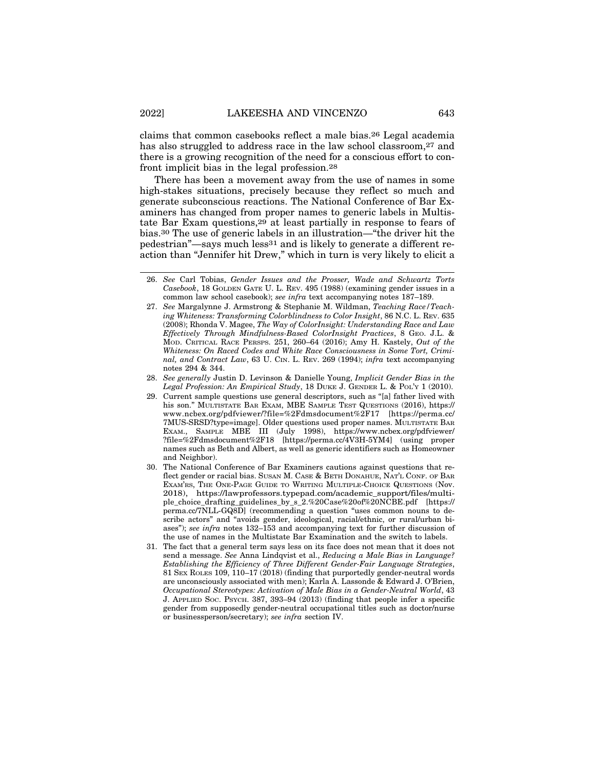claims that common casebooks reflect a male bias.[26] Legal academia has also struggled to address race in the law school classroom,[27] and there is a growing recognition of the need for a conscious effort to confront implicit bias in the legal profession.[28]

There has been a movement away from the use of names in some high-stakes situations, precisely because they reflect so much and generate subconscious reactions. The National Conference of Bar Examiners has changed from proper names to generic labels in Multistate Bar Exam questions,[29] at least partially in response to fears of bias.[30] The use of generic labels in an illustration—"the driver hit the pedestrian"—says much less[31] and is likely to generate a different reaction than "Jennifer hit Drew," which in turn is very likely to elicit a

---

26. *See* Carl Tobias, *Gender Issues and the Prosser, Wade and Schwartz Torts Casebook*, 18 GOLDEN GATE U. L. REV. 495 (1988) (examining gender issues in a common law school casebook); *see infra* text accompanying notes 187–189.

27. *See* Margalynne J. Armstrong & Stephanie M. Wildman, *Teaching Race/Teaching Whiteness: Transforming Colorblindness to Color Insight*, 86 N.C. L. REV. 635 (2008); Rhonda V. Magee, *The Way of ColorInsight: Understanding Race and Law Effectively Through Mindfulness-Based ColorInsight Practices*, 8 GEO. J.L. & MOD. CRITICAL RACE PERSPS. 251, 260–64 (2016); Amy H. Kastely, *Out of the Whiteness: On Raced Codes and White Race Consciousness in Some Tort, Criminal, and Contract Law*, 63 U. CIN. L. REV. 269 (1994); *infra* text accompanying notes 294 & 344.

28. *See generally* Justin D. Levinson & Danielle Young, *Implicit Gender Bias in the Legal Profession: An Empirical Study*, 18 DUKE J. GENDER L. & POL'Y 1 (2010).

29. Current sample questions use general descriptors, such as "[a] father lived with his son." MULTISTATE BAR EXAM, MBE SAMPLE TEST QUESTIONS (2016), https://www.ncbex.org/pdfviewer/?file=%2Fdmsdocument%2F17 [https://perma.cc/7MUS-SRSD?type=image]. Older questions used proper names. MULTISTATE BAR EXAM., SAMPLE MBE III (July 1998), https://www.ncbex.org/pdfviewer/?file=%2Fdmsdocument%2F18 [https://perma.cc/4V3H-5YM4] (using proper names such as Beth and Albert, as well as generic identifiers such as Homeowner and Neighbor).

30. The National Conference of Bar Examiners cautions against questions that reflect gender or racial bias. SUSAN M. CASE & BETH DONAHUE, NAT'L CONF. OF BAR EXAM'RS, THE ONE-PAGE GUIDE TO WRITING MULTIPLE-CHOICE QUESTIONS (Nov. 2018), https://lawprofessors.typepad.com/academic_support/files/multiple_choice_drafting_guidelines_by_s_2.%20Case%20of%20NCBE.pdf [https://perma.cc/7NLL-GQ8D] (recommending a question "uses common nouns to describe actors" and "avoids gender, ideological, racial/ethnic, or rural/urban biases"); *see infra* notes 132–153 and accompanying text for further discussion of the use of names in the Multistate Bar Examination and the switch to labels.

31. The fact that a general term says less on its face does not mean that it does not send a message. *See* Anna Lindqvist et al., *Reducing a Male Bias in Language? Establishing the Efficiency of Three Different Gender-Fair Language Strategies*, 81 SEX ROLES 109, 110–17 (2018) (finding that purportedly gender-neutral words are unconsciously associated with men); Karla A. Lassonde & Edward J. O'Brien, *Occupational Stereotypes: Activation of Male Bias in a Gender-Neutral World*, 43 J. APPLIED SOC. PSYCH. 387, 393–94 (2013) (finding that people infer a specific gender from supposedly gender-neutral occupational titles such as doctor/nurse or businessperson/secretary); *see infra* section IV.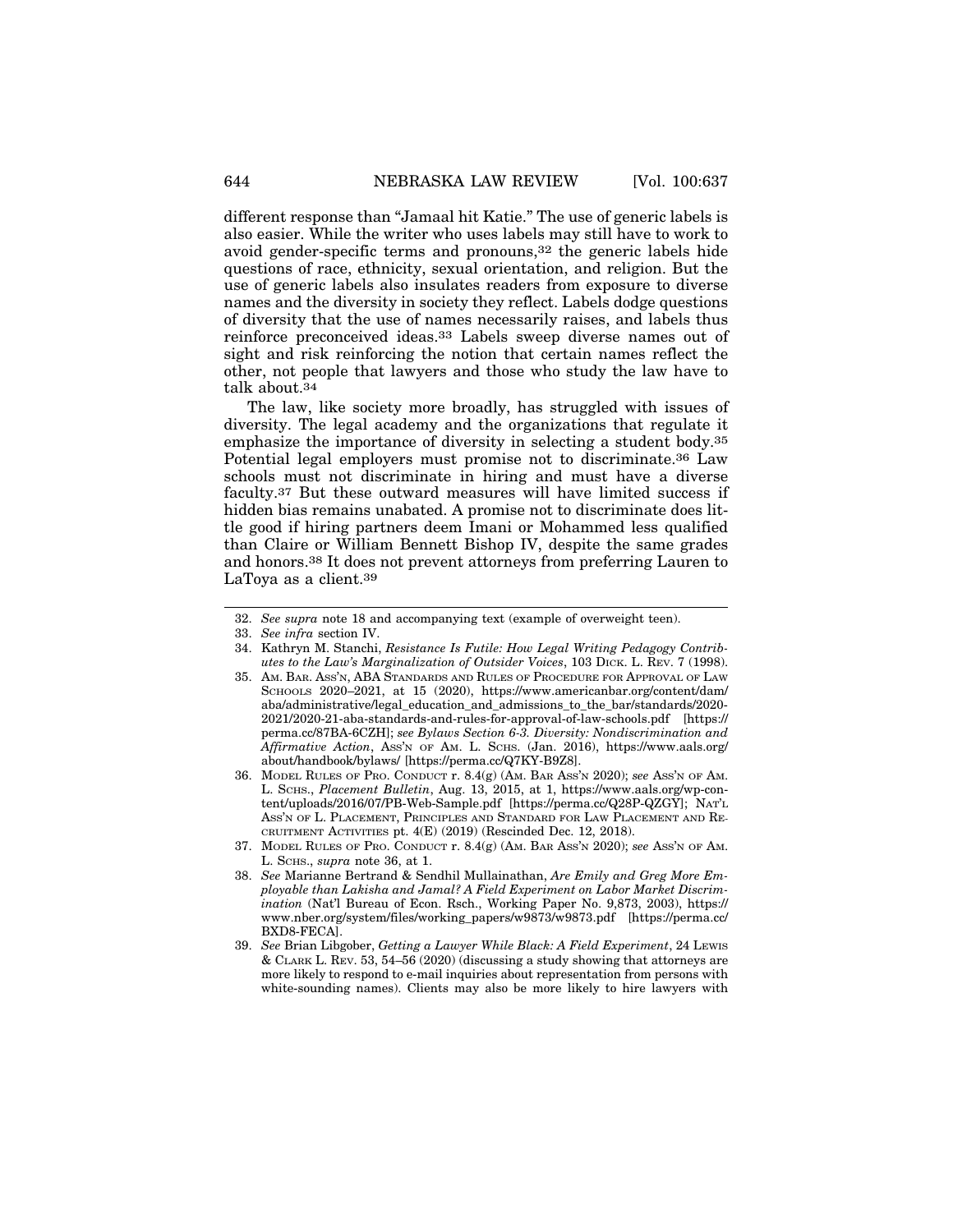different response than "Jamaal hit Katie." The use of generic labels is also easier. While the writer who uses labels may still have to work to avoid gender-specific terms and pronouns,[32] the generic labels hide questions of race, ethnicity, sexual orientation, and religion. But the use of generic labels also insulates readers from exposure to diverse names and the diversity in society they reflect. Labels dodge questions of diversity that the use of names necessarily raises, and labels thus reinforce preconceived ideas.[33] Labels sweep diverse names out of sight and risk reinforcing the notion that certain names reflect the other, not people that lawyers and those who study the law have to talk about.[34]

The law, like society more broadly, has struggled with issues of diversity. The legal academy and the organizations that regulate it emphasize the importance of diversity in selecting a student body.[35] Potential legal employers must promise not to discriminate.[36] Law schools must not discriminate in hiring and must have a diverse faculty.[37] But these outward measures will have limited success if hidden bias remains unabated. A promise not to discriminate does little good if hiring partners deem Imani or Mohammed less qualified than Claire or William Bennett Bishop IV, despite the same grades and honors.[38] It does not prevent attorneys from preferring Lauren to LaToya as a client.[39]

---

32. *See supra* note 18 and accompanying text (example of overweight teen).

33. *See infra* section IV.

34. Kathryn M. Stanchi, *Resistance Is Futile: How Legal Writing Pedagogy Contributes to the Law's Marginalization of Outsider Voices*, 103 DICK. L. REV. 7 (1998).

35. AM. BAR. ASS'N, ABA STANDARDS AND RULES OF PROCEDURE FOR APPROVAL OF LAW SCHOOLS 2020–2021, at 15 (2020), https://www.americanbar.org/content/dam/aba/administrative/legal_education_and_admissions_to_the_bar/standards/2020-2021/2020-21-aba-standards-and-rules-for-approval-of-law-schools.pdf [https://perma.cc/87BA-6CZH]; *see Bylaws Section 6-3. Diversity: Nondiscrimination and Affirmative Action*, ASS'N OF AM. L. SCHS. (Jan. 2016), https://www.aals.org/about/handbook/bylaws/ [https://perma.cc/Q7KY-B9Z8].

36. MODEL RULES OF PRO. CONDUCT r. 8.4(g) (AM. BAR ASS'N 2020); *see* ASS'N OF AM. L. SCHS., *Placement Bulletin*, Aug. 13, 2015, at 1, https://www.aals.org/wp-content/uploads/2016/07/PB-Web-Sample.pdf [https://perma.cc/Q28P-QZGY]; NAT'L ASS'N OF L. PLACEMENT, PRINCIPLES AND STANDARD FOR LAW PLACEMENT AND RECRUITMENT ACTIVITIES pt. 4(E) (2019) (Rescinded Dec. 12, 2018).

37. MODEL RULES OF PRO. CONDUCT r. 8.4(g) (AM. BAR ASS'N 2020); *see* ASS'N OF AM. L. SCHS., *supra* note 36, at 1.

38. *See* Marianne Bertrand & Sendhil Mullainathan, *Are Emily and Greg More Employable than Lakisha and Jamal? A Field Experiment on Labor Market Discrimination* (Nat'l Bureau of Econ. Rsch., Working Paper No. 9,873, 2003), https://www.nber.org/system/files/working_papers/w9873/w9873.pdf [https://perma.cc/BXD8-FECA].

39. *See* Brian Libgober, *Getting a Lawyer While Black: A Field Experiment*, 24 LEWIS & CLARK L. REV. 53, 54–56 (2020) (discussing a study showing that attorneys are more likely to respond to e-mail inquiries about representation from persons with white-sounding names). Clients may also be more likely to hire lawyers with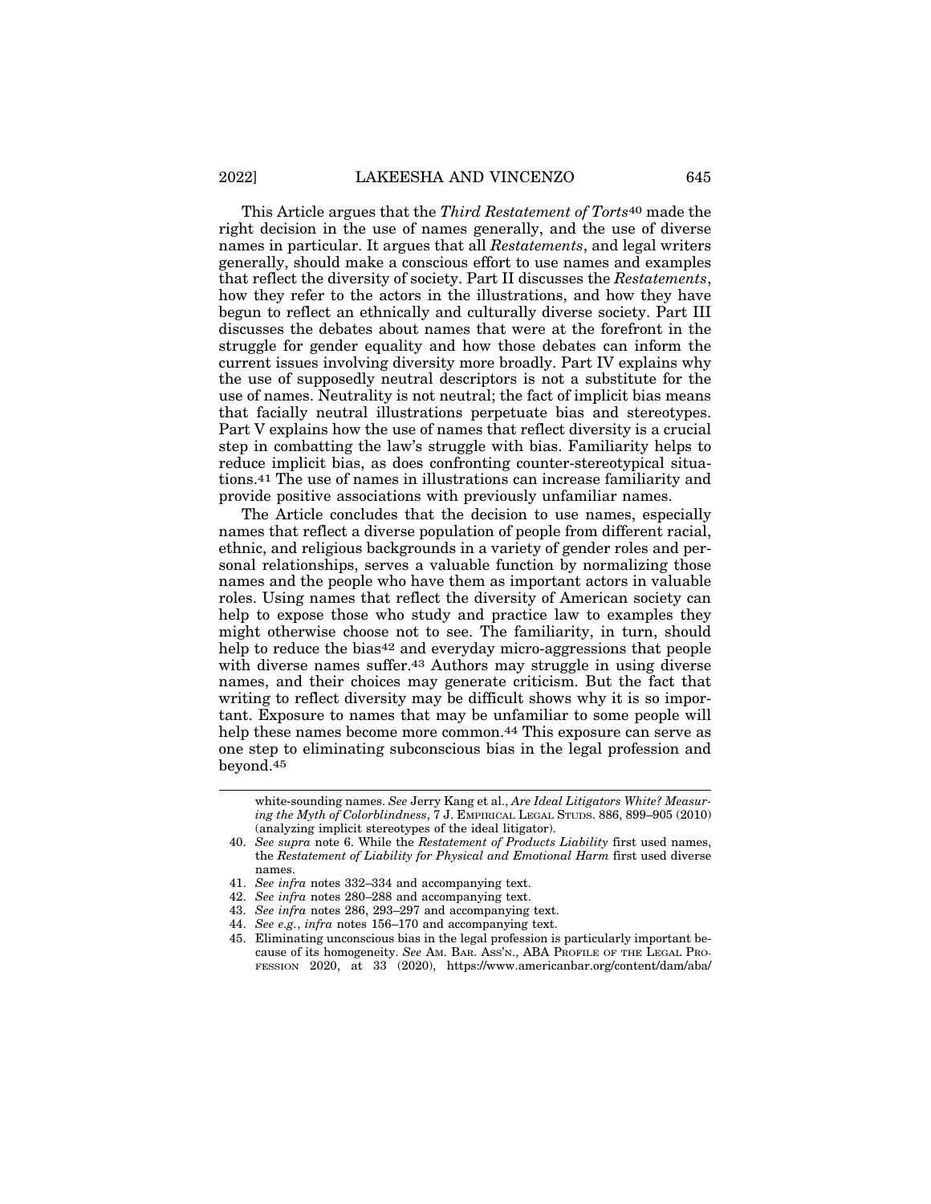This Article argues that the *Third Restatement of Torts*[40] made the right decision in the use of names generally, and the use of diverse names in particular. It argues that all *Restatements*, and legal writers generally, should make a conscious effort to use names and examples that reflect the diversity of society. Part II discusses the *Restatements*, how they refer to the actors in the illustrations, and how they have begun to reflect an ethnically and culturally diverse society. Part III discusses the debates about names that were at the forefront in the struggle for gender equality and how those debates can inform the current issues involving diversity more broadly. Part IV explains why the use of supposedly neutral descriptors is not a substitute for the use of names. Neutrality is not neutral; the fact of implicit bias means that facially neutral illustrations perpetuate bias and stereotypes. Part V explains how the use of names that reflect diversity is a crucial step in combatting the law's struggle with bias. Familiarity helps to reduce implicit bias, as does confronting counter-stereotypical situations.[41] The use of names in illustrations can increase familiarity and provide positive associations with previously unfamiliar names.

The Article concludes that the decision to use names, especially names that reflect a diverse population of people from different racial, ethnic, and religious backgrounds in a variety of gender roles and personal relationships, serves a valuable function by normalizing those names and the people who have them as important actors in valuable roles. Using names that reflect the diversity of American society can help to expose those who study and practice law to examples they might otherwise choose not to see. The familiarity, in turn, should help to reduce the bias[42] and everyday micro-aggressions that people with diverse names suffer.[43] Authors may struggle in using diverse names, and their choices may generate criticism. But the fact that writing to reflect diversity may be difficult shows why it is so important. Exposure to names that may be unfamiliar to some people will help these names become more common.[44] This exposure can serve as one step to eliminating subconscious bias in the legal profession and beyond.[45]

---

white-sounding names. *See* Jerry Kang et al., *Are Ideal Litigators White? Measuring the Myth of Colorblindness*, 7 J. EMPIRICAL LEGAL STUDS. 886, 899–905 (2010) (analyzing implicit stereotypes of the ideal litigator).

40. *See supra* note 6. While the *Restatement of Products Liability* first used names, the *Restatement of Liability for Physical and Emotional Harm* first used diverse names.

41. *See infra* notes 332–334 and accompanying text.

42. *See infra* notes 280–288 and accompanying text.

43. *See infra* notes 286, 293–297 and accompanying text.

44. *See e.g.*, *infra* notes 156–170 and accompanying text.

45. Eliminating unconscious bias in the legal profession is particularly important because of its homogeneity. *See* AM. BAR. ASS'N., ABA PROFILE OF THE LEGAL PROFESSION 2020, at 33 (2020), https://www.americanbar.org/content/dam/aba/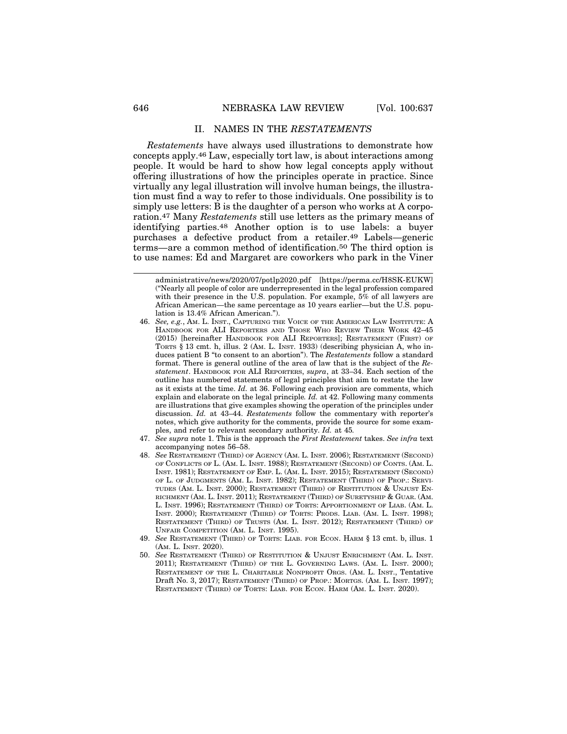## II. NAMES IN THE *RESTATEMENTS*

*Restatements* have always used illustrations to demonstrate how concepts apply.[46] Law, especially tort law, is about interactions among people. It would be hard to show how legal concepts apply without offering illustrations of how the principles operate in practice. Since virtually any legal illustration will involve human beings, the illustration must find a way to refer to those individuals. One possibility is to simply use letters: B is the daughter of a person who works at A corporation.[47] Many *Restatements* still use letters as the primary means of identifying parties.[48] Another option is to use labels: a buyer purchases a defective product from a retailer.[49] Labels—generic terms—are a common method of identification.[50] The third option is to use names: Ed and Margaret are coworkers who park in the Viner

---

administrative/news/2020/07/potlp2020.pdf [https://perma.cc/H8SK-EUKW] ("Nearly all people of color are underrepresented in the legal profession compared with their presence in the U.S. population. For example, 5% of all lawyers are African American—the same percentage as 10 years earlier—but the U.S. population is 13.4% African American.").

46. *See, e.g.*, AM. L. INST., CAPTURING THE VOICE OF THE AMERICAN LAW INSTITUTE: A HANDBOOK FOR ALI REPORTERS AND THOSE WHO REVIEW THEIR WORK 42–45 (2015) [hereinafter HANDBOOK FOR ALI REPORTERS]; RESTATEMENT (FIRST) OF TORTS § 13 cmt. h, illus. 2 (AM. L. INST. 1933) (describing physician A, who induces patient B "to consent to an abortion"). The *Restatements* follow a standard format. There is general outline of the area of law that is the subject of the *Restatement*. HANDBOOK FOR ALI REPORTERS, *supra*, at 33–34. Each section of the outline has numbered statements of legal principles that aim to restate the law as it exists at the time. *Id.* at 36. Following each provision are comments, which explain and elaborate on the legal principle. *Id.* at 42. Following many comments are illustrations that give examples showing the operation of the principles under discussion. *Id.* at 43–44. *Restatements* follow the commentary with reporter's notes, which give authority for the comments, provide the source for some examples, and refer to relevant secondary authority. *Id.* at 45.

47. *See supra* note 1. This is the approach the *First Restatement* takes. *See infra* text accompanying notes 56–58.

48. *See* RESTATEMENT (THIRD) OF AGENCY (AM. L. INST. 2006); RESTATEMENT (SECOND) OF CONFLICTS OF L. (AM. L. INST. 1988); RESTATEMENT (SECOND) OF CONTS. (AM. L. INST. 1981); RESTATEMENT OF EMP. L. (AM. L. INST. 2015); RESTATEMENT (SECOND) OF L. OF JUDGMENTS (AM. L. INST. 1982); RESTATEMENT (THIRD) OF PROP.: SERVITUDES (AM. L. INST. 2000); RESTATEMENT (THIRD) OF RESTITUTION & UNJUST ENRICHMENT (AM. L. INST. 2011); RESTATEMENT (THIRD) OF SURETYSHIP & GUAR. (AM. L. INST. 1996); RESTATEMENT (THIRD) OF TORTS: APPORTIONMENT OF LIAB. (AM. L. INST. 2000); RESTATEMENT (THIRD) OF TORTS: PRODS. LIAB. (AM. L. INST. 1998); RESTATEMENT (THIRD) OF TRUSTS (AM. L. INST. 2012); RESTATEMENT (THIRD) OF UNFAIR COMPETITION (AM. L. INST. 1995).

49. *See* RESTATEMENT (THIRD) OF TORTS: LIAB. FOR ECON. HARM § 13 cmt. b, illus. 1 (AM. L. INST. 2020).

50. *See* RESTATEMENT (THIRD) OF RESTITUTION & UNJUST ENRICHMENT (AM. L. INST. 2011); RESTATEMENT (THIRD) OF THE L. GOVERNING LAWS. (AM. L. INST. 2000); RESTATEMENT OF THE L. CHARITABLE NONPROFIT ORGS. (AM. L. INST., Tentative Draft No. 3, 2017); RESTATEMENT (THIRD) OF PROP.: MORTGS. (AM. L. INST. 1997); RESTATEMENT (THIRD) OF TORTS: LIAB. FOR ECON. HARM (AM. L. INST. 2020).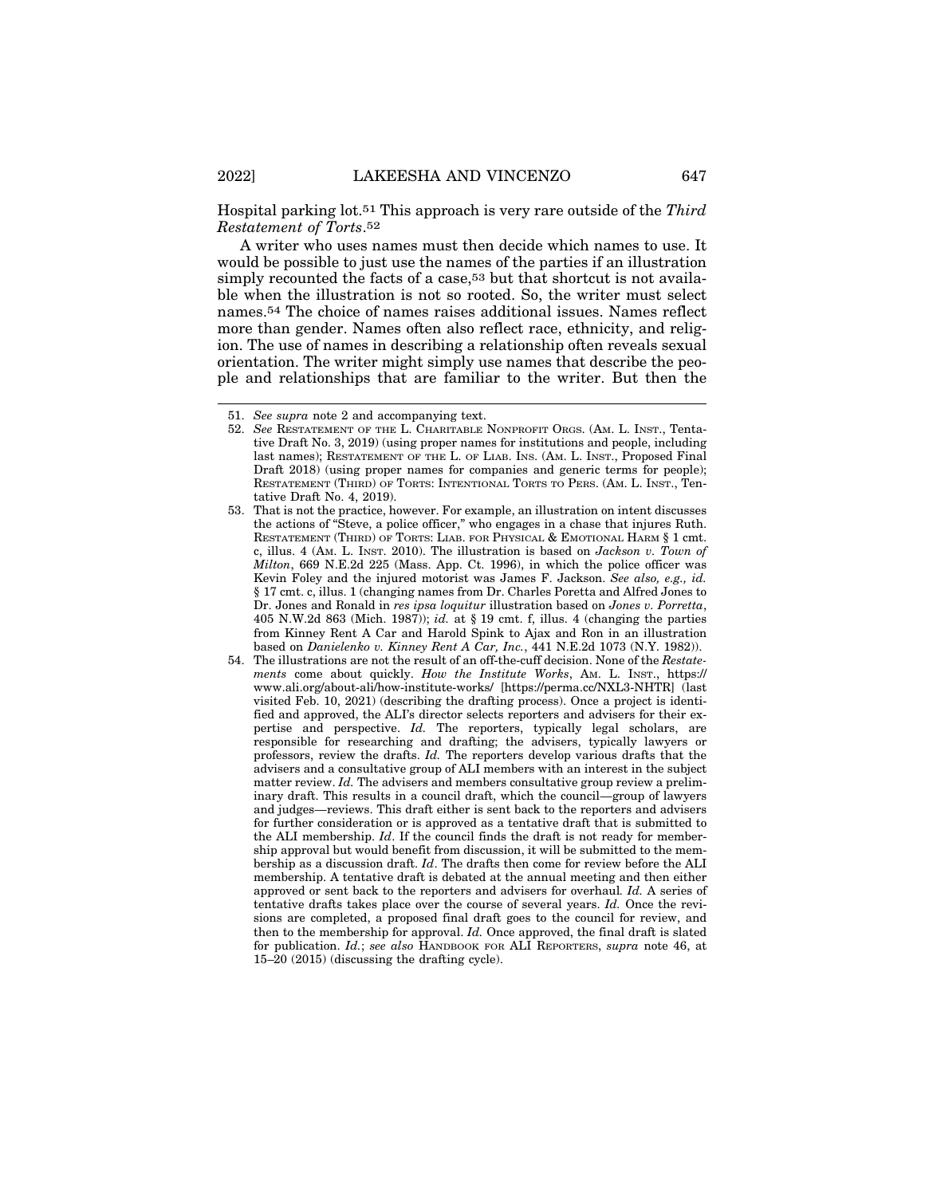Hospital parking lot.[51] This approach is very rare outside of the *Third Restatement of Torts*.[52]

A writer who uses names must then decide which names to use. It would be possible to just use the names of the parties if an illustration simply recounted the facts of a case,[53] but that shortcut is not available when the illustration is not so rooted. So, the writer must select names.[54] The choice of names raises additional issues. Names reflect more than gender. Names often also reflect race, ethnicity, and religion. The use of names in describing a relationship often reveals sexual orientation. The writer might simply use names that describe the people and relationships that are familiar to the writer. But then the

---

51. *See supra* note 2 and accompanying text.

52. *See* RESTATEMENT OF THE L. CHARITABLE NONPROFIT ORGS. (AM. L. INST., Tentative Draft No. 3, 2019) (using proper names for institutions and people, including last names); RESTATEMENT OF THE L. OF LIAB. INS. (AM. L. INST., Proposed Final Draft 2018) (using proper names for companies and generic terms for people); RESTATEMENT (THIRD) OF TORTS: INTENTIONAL TORTS TO PERS. (AM. L. INST., Tentative Draft No. 4, 2019).

53. That is not the practice, however. For example, an illustration on intent discusses the actions of "Steve, a police officer," who engages in a chase that injures Ruth. RESTATEMENT (THIRD) OF TORTS: LIAB. FOR PHYSICAL & EMOTIONAL HARM § 1 cmt. c, illus. 4 (AM. L. INST. 2010). The illustration is based on *Jackson v. Town of Milton*, 669 N.E.2d 225 (Mass. App. Ct. 1996), in which the police officer was Kevin Foley and the injured motorist was James F. Jackson. *See also, e.g., id.* § 17 cmt. c, illus. 1 (changing names from Dr. Charles Poretta and Alfred Jones to Dr. Jones and Ronald in *res ipsa loquitur* illustration based on *Jones v. Porretta*, 405 N.W.2d 863 (Mich. 1987)); *id.* at § 19 cmt. f, illus. 4 (changing the parties from Kinney Rent A Car and Harold Spink to Ajax and Ron in an illustration based on *Danielenko v. Kinney Rent A Car, Inc.*, 441 N.E.2d 1073 (N.Y. 1982)).

54. The illustrations are not the result of an off-the-cuff decision. None of the *Restatements* come about quickly. *How the Institute Works*, AM. L. INST., https://www.ali.org/about-ali/how-institute-works/ [https://perma.cc/NXL3-NHTR] (last visited Feb. 10, 2021) (describing the drafting process). Once a project is identified and approved, the ALI's director selects reporters and advisers for their expertise and perspective. *Id.* The reporters, typically legal scholars, are responsible for researching and drafting; the advisers, typically lawyers or professors, review the drafts. *Id.* The reporters develop various drafts that the advisers and a consultative group of ALI members with an interest in the subject matter review. *Id.* The advisers and members consultative group review a preliminary draft. This results in a council draft, which the council—group of lawyers and judges—reviews. This draft either is sent back to the reporters and advisers for further consideration or is approved as a tentative draft that is submitted to the ALI membership. *Id*. If the council finds the draft is not ready for membership approval but would benefit from discussion, it will be submitted to the membership as a discussion draft. *Id*. The drafts then come for review before the ALI membership. A tentative draft is debated at the annual meeting and then either approved or sent back to the reporters and advisers for overhaul. *Id.* A series of tentative drafts takes place over the course of several years. *Id.* Once the revisions are completed, a proposed final draft goes to the council for review, and then to the membership for approval. *Id.* Once approved, the final draft is slated for publication. *Id.*; *see also* HANDBOOK FOR ALI REPORTERS, *supra* note 46, at 15–20 (2015) (discussing the drafting cycle).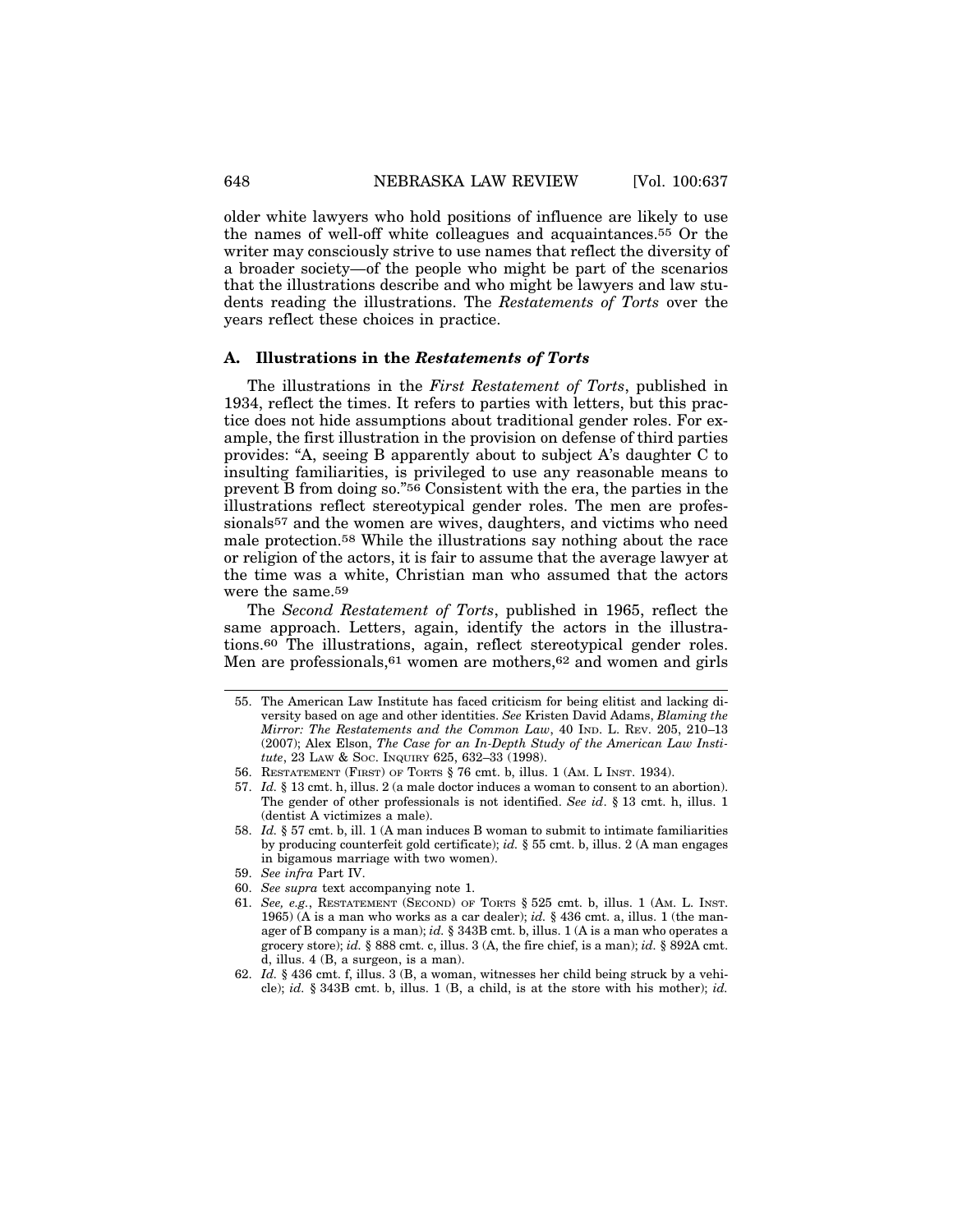older white lawyers who hold positions of influence are likely to use the names of well-off white colleagues and acquaintances.[55] Or the writer may consciously strive to use names that reflect the diversity of a broader society—of the people who might be part of the scenarios that the illustrations describe and who might be lawyers and law students reading the illustrations. The *Restatements of Torts* over the years reflect these choices in practice.

### A. Illustrations in the *Restatements of Torts*

The illustrations in the *First Restatement of Torts*, published in 1934, reflect the times. It refers to parties with letters, but this practice does not hide assumptions about traditional gender roles. For example, the first illustration in the provision on defense of third parties provides: "A, seeing B apparently about to subject A's daughter C to insulting familiarities, is privileged to use any reasonable means to prevent B from doing so."[56] Consistent with the era, the parties in the illustrations reflect stereotypical gender roles. The men are professionals[57] and the women are wives, daughters, and victims who need male protection.[58] While the illustrations say nothing about the race or religion of the actors, it is fair to assume that the average lawyer at the time was a white, Christian man who assumed that the actors were the same.[59]

The *Second Restatement of Torts*, published in 1965, reflect the same approach. Letters, again, identify the actors in the illustrations.[60] The illustrations, again, reflect stereotypical gender roles. Men are professionals,[61] women are mothers,[62] and women and girls

---

55. The American Law Institute has faced criticism for being elitist and lacking diversity based on age and other identities. *See* Kristen David Adams, *Blaming the Mirror: The Restatements and the Common Law*, 40 IND. L. REV. 205, 210–13 (2007); Alex Elson, *The Case for an In-Depth Study of the American Law Institute*, 23 LAW & SOC. INQUIRY 625, 632–33 (1998).
56. RESTATEMENT (FIRST) OF TORTS § 76 cmt. b, illus. 1 (AM. L INST. 1934).
57. *Id.* § 13 cmt. h, illus. 2 (a male doctor induces a woman to consent to an abortion). The gender of other professionals is not identified. *See id*. § 13 cmt. h, illus. 1 (dentist A victimizes a male).
58. *Id.* § 57 cmt. b, ill. 1 (A man induces B woman to submit to intimate familiarities by producing counterfeit gold certificate); *id.* § 55 cmt. b, illus. 2 (A man engages in bigamous marriage with two women).
59. *See infra* Part IV.
60. *See supra* text accompanying note 1.
61. *See, e.g.*, RESTATEMENT (SECOND) OF TORTS § 525 cmt. b, illus. 1 (AM. L. INST. 1965) (A is a man who works as a car dealer); *id.* § 436 cmt. a, illus. 1 (the manager of B company is a man); *id.* § 343B cmt. b, illus. 1 (A is a man who operates a grocery store); *id.* § 888 cmt. c, illus. 3 (A, the fire chief, is a man); *id.* § 892A cmt. d, illus. 4 (B, a surgeon, is a man).
62. *Id.* § 436 cmt. f, illus. 3 (B, a woman, witnesses her child being struck by a vehicle); *id.* § 343B cmt. b, illus. 1 (B, a child, is at the store with his mother); *id.*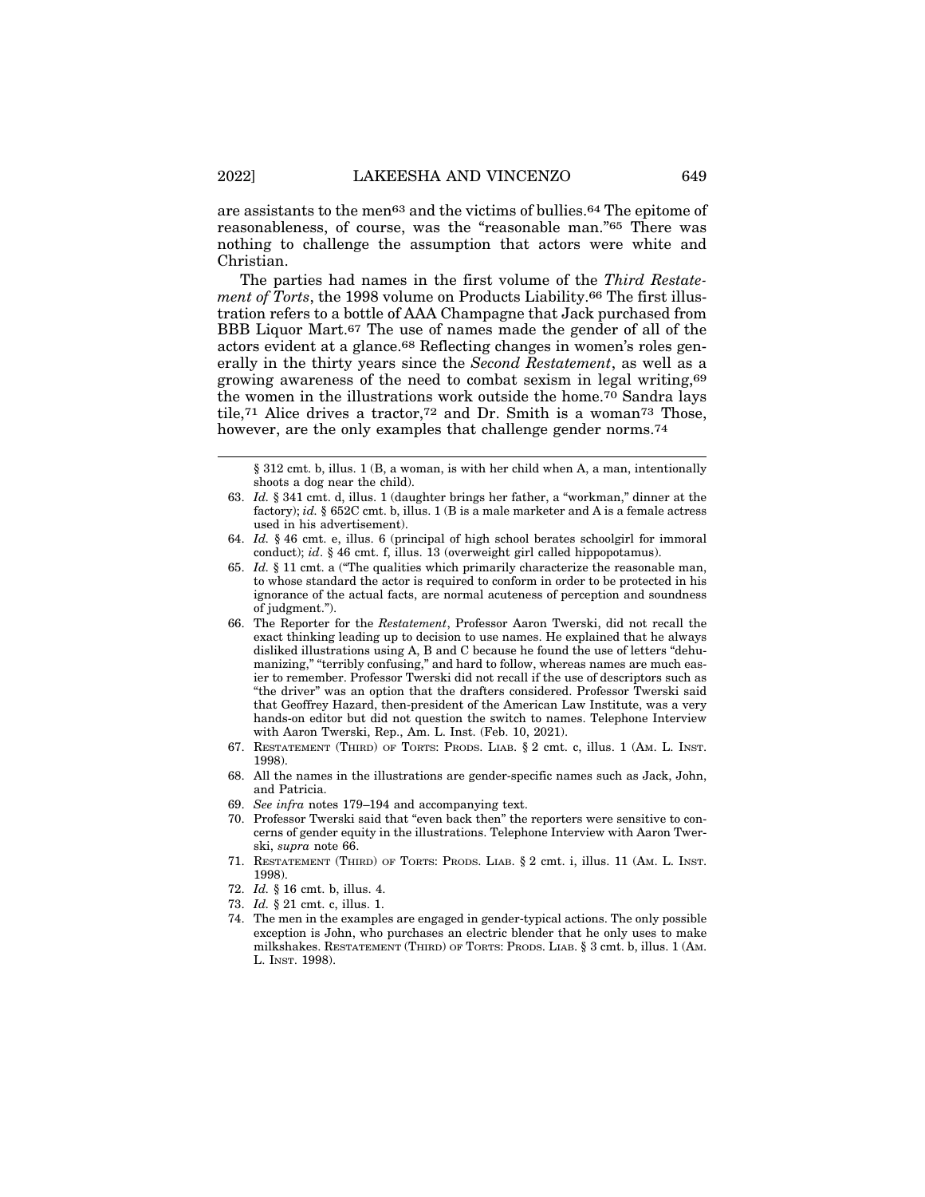are assistants to the men[63] and the victims of bullies.[64] The epitome of reasonableness, of course, was the "reasonable man."[65] There was nothing to challenge the assumption that actors were white and Christian.

The parties had names in the first volume of the *Third Restatement of Torts*, the 1998 volume on Products Liability.[66] The first illustration refers to a bottle of AAA Champagne that Jack purchased from BBB Liquor Mart.[67] The use of names made the gender of all of the actors evident at a glance.[68] Reflecting changes in women's roles generally in the thirty years since the *Second Restatement*, as well as a growing awareness of the need to combat sexism in legal writing,[69] the women in the illustrations work outside the home.[70] Sandra lays tile,[71] Alice drives a tractor,[72] and Dr. Smith is a woman[73] Those, however, are the only examples that challenge gender norms.[74]

---

§ 312 cmt. b, illus. 1 (B, a woman, is with her child when A, a man, intentionally shoots a dog near the child).

63. *Id.* § 341 cmt. d, illus. 1 (daughter brings her father, a "workman," dinner at the factory); *id.* § 652C cmt. b, illus. 1 (B is a male marketer and A is a female actress used in his advertisement).

64. *Id.* § 46 cmt. e, illus. 6 (principal of high school berates schoolgirl for immoral conduct); *id*. § 46 cmt. f, illus. 13 (overweight girl called hippopotamus).

65. *Id.* § 11 cmt. a ("The qualities which primarily characterize the reasonable man, to whose standard the actor is required to conform in order to be protected in his ignorance of the actual facts, are normal acuteness of perception and soundness of judgment.").

66. The Reporter for the *Restatement*, Professor Aaron Twerski, did not recall the exact thinking leading up to decision to use names. He explained that he always disliked illustrations using A, B and C because he found the use of letters "dehumanizing," "terribly confusing," and hard to follow, whereas names are much easier to remember. Professor Twerski did not recall if the use of descriptors such as "the driver" was an option that the drafters considered. Professor Twerski said that Geoffrey Hazard, then-president of the American Law Institute, was a very hands-on editor but did not question the switch to names. Telephone Interview with Aaron Twerski, Rep., Am. L. Inst. (Feb. 10, 2021).

67. RESTATEMENT (THIRD) OF TORTS: PRODS. LIAB. § 2 cmt. c, illus. 1 (AM. L. INST. 1998).

68. All the names in the illustrations are gender-specific names such as Jack, John, and Patricia.

69. *See infra* notes 179–194 and accompanying text.

70. Professor Twerski said that "even back then" the reporters were sensitive to concerns of gender equity in the illustrations. Telephone Interview with Aaron Twerski, *supra* note 66.

71. RESTATEMENT (THIRD) OF TORTS: PRODS. LIAB. § 2 cmt. i, illus. 11 (AM. L. INST. 1998).

72. *Id.* § 16 cmt. b, illus. 4.

73. *Id.* § 21 cmt. c, illus. 1.

74. The men in the examples are engaged in gender-typical actions. The only possible exception is John, who purchases an electric blender that he only uses to make milkshakes. RESTATEMENT (THIRD) OF TORTS: PRODS. LIAB. § 3 cmt. b, illus. 1 (AM. L. INST. 1998).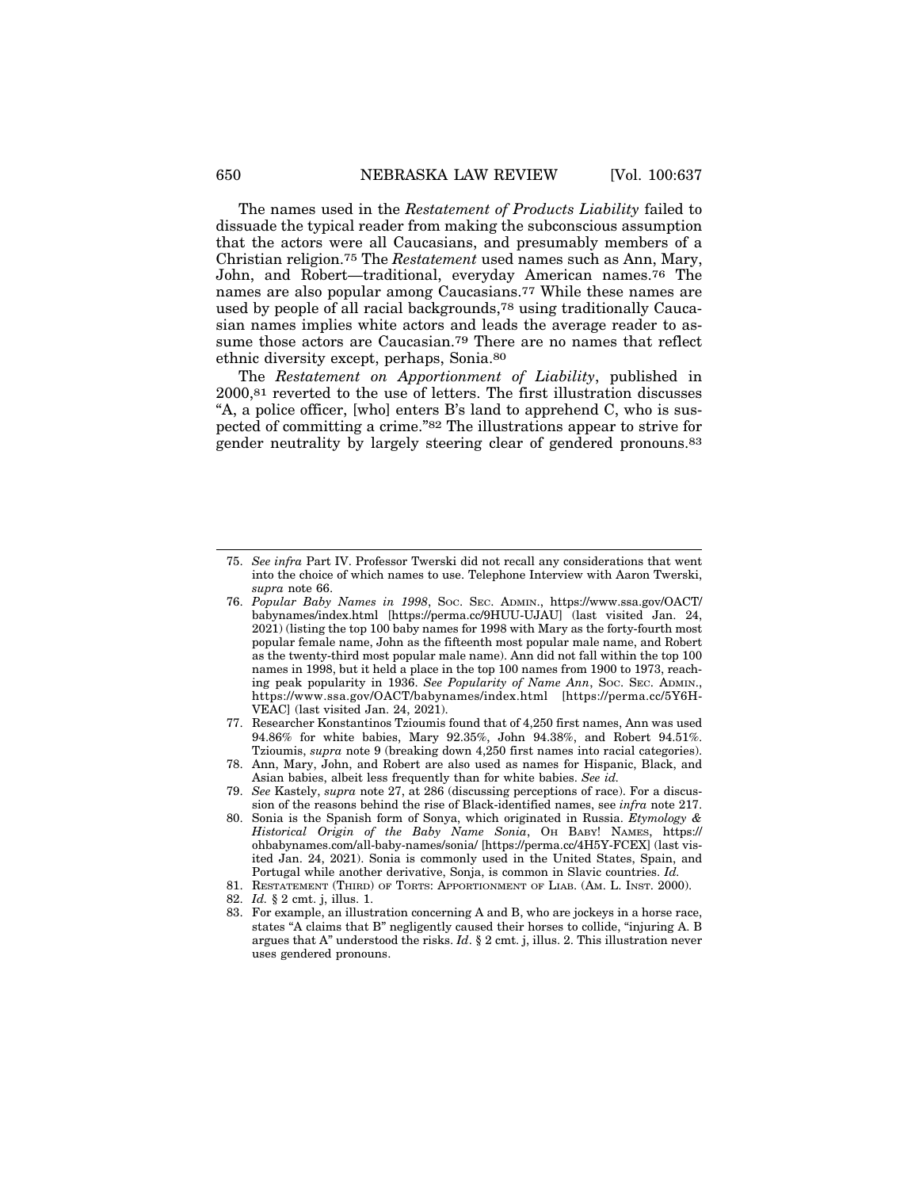The names used in the *Restatement of Products Liability* failed to dissuade the typical reader from making the subconscious assumption that the actors were all Caucasians, and presumably members of a Christian religion.[75] The *Restatement* used names such as Ann, Mary, John, and Robert—traditional, everyday American names.[76] The names are also popular among Caucasians.[77] While these names are used by people of all racial backgrounds,[78] using traditionally Caucasian names implies white actors and leads the average reader to assume those actors are Caucasian.[79] There are no names that reflect ethnic diversity except, perhaps, Sonia.[80]

The *Restatement on Apportionment of Liability*, published in 2000,[81] reverted to the use of letters. The first illustration discusses "A, a police officer, [who] enters B's land to apprehend C, who is suspected of committing a crime."[82] The illustrations appear to strive for gender neutrality by largely steering clear of gendered pronouns.[83]

---

75. *See infra* Part IV. Professor Twerski did not recall any considerations that went into the choice of which names to use. Telephone Interview with Aaron Twerski, *supra* note 66.

76. *Popular Baby Names in 1998*, SOC. SEC. ADMIN., https://www.ssa.gov/OACT/babynames/index.html [https://perma.cc/9HUU-UJAU] (last visited Jan. 24, 2021) (listing the top 100 baby names for 1998 with Mary as the forty-fourth most popular female name, John as the fifteenth most popular male name, and Robert as the twenty-third most popular male name). Ann did not fall within the top 100 names in 1998, but it held a place in the top 100 names from 1900 to 1973, reaching peak popularity in 1936. *See Popularity of Name Ann*, SOC. SEC. ADMIN., https://www.ssa.gov/OACT/babynames/index.html [https://perma.cc/5Y6H-VEAC] (last visited Jan. 24, 2021).

77. Researcher Konstantinos Tzioumis found that of 4,250 first names, Ann was used 94.86% for white babies, Mary 92.35%, John 94.38%, and Robert 94.51%. Tzioumis, *supra* note 9 (breaking down 4,250 first names into racial categories).

78. Ann, Mary, John, and Robert are also used as names for Hispanic, Black, and Asian babies, albeit less frequently than for white babies. *See id.*

79. *See* Kastely, *supra* note 27, at 286 (discussing perceptions of race). For a discussion of the reasons behind the rise of Black-identified names, see *infra* note 217.

80. Sonia is the Spanish form of Sonya, which originated in Russia. *Etymology & Historical Origin of the Baby Name Sonia*, OH BABY! NAMES, https://ohbabynames.com/all-baby-names/sonia/ [https://perma.cc/4H5Y-FCEX] (last visited Jan. 24, 2021). Sonia is commonly used in the United States, Spain, and Portugal while another derivative, Sonja, is common in Slavic countries. *Id.*

81. RESTATEMENT (THIRD) OF TORTS: APPORTIONMENT OF LIAB. (AM. L. INST. 2000).

82. *Id.* § 2 cmt. j, illus. 1.

83. For example, an illustration concerning A and B, who are jockeys in a horse race, states "A claims that B" negligently caused their horses to collide, "injuring A. B argues that A" understood the risks. *Id*. § 2 cmt. j, illus. 2. This illustration never uses gendered pronouns.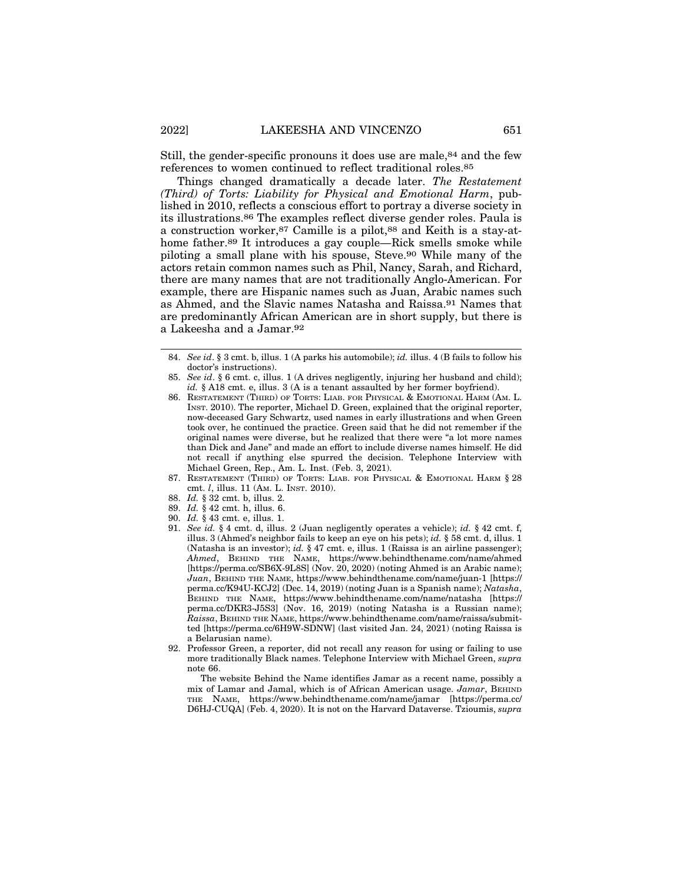Still, the gender-specific pronouns it does use are male,[84] and the few references to women continued to reflect traditional roles.[85]

Things changed dramatically a decade later. *The Restatement (Third) of Torts: Liability for Physical and Emotional Harm*, published in 2010, reflects a conscious effort to portray a diverse society in its illustrations.[86] The examples reflect diverse gender roles. Paula is a construction worker,[87] Camille is a pilot,[88] and Keith is a stay-at-home father.[89] It introduces a gay couple—Rick smells smoke while piloting a small plane with his spouse, Steve.[90] While many of the actors retain common names such as Phil, Nancy, Sarah, and Richard, there are many names that are not traditionally Anglo-American. For example, there are Hispanic names such as Juan, Arabic names such as Ahmed, and the Slavic names Natasha and Raissa.[91] Names that are predominantly African American are in short supply, but there is a Lakeesha and a Jamar.[92]

---

84. *See id*. § 3 cmt. b, illus. 1 (A parks his automobile); *id.* illus. 4 (B fails to follow his doctor's instructions).

85. *See id*. § 6 cmt. c, illus. 1 (A drives negligently, injuring her husband and child); *id.* § A18 cmt. e, illus. 3 (A is a tenant assaulted by her former boyfriend).

86. RESTATEMENT (THIRD) OF TORTS: LIAB. FOR PHYSICAL & EMOTIONAL HARM (AM. L. INST. 2010). The reporter, Michael D. Green, explained that the original reporter, now-deceased Gary Schwartz, used names in early illustrations and when Green took over, he continued the practice. Green said that he did not remember if the original names were diverse, but he realized that there were "a lot more names than Dick and Jane" and made an effort to include diverse names himself. He did not recall if anything else spurred the decision. Telephone Interview with Michael Green, Rep., Am. L. Inst. (Feb. 3, 2021).

87. RESTATEMENT (THIRD) OF TORTS: LIAB. FOR PHYSICAL & EMOTIONAL HARM § 28 cmt. *l*, illus. 11 (AM. L. INST. 2010).

88. *Id.* § 32 cmt. b, illus. 2.

89. *Id.* § 42 cmt. h, illus. 6.

90. *Id.* § 43 cmt. e, illus. 1.

91. *See id.* § 4 cmt. d, illus. 2 (Juan negligently operates a vehicle); *id.* § 42 cmt. f, illus. 3 (Ahmed's neighbor fails to keep an eye on his pets); *id.* § 58 cmt. d, illus. 1 (Natasha is an investor); *id.* § 47 cmt. e, illus. 1 (Raissa is an airline passenger); *Ahmed*, BEHIND THE NAME, https://www.behindthename.com/name/ahmed [https://perma.cc/SB6X-9L8S] (Nov. 20, 2020) (noting Ahmed is an Arabic name); *Juan*, BEHIND THE NAME, https://www.behindthename.com/name/juan-1 [https://perma.cc/K94U-KCJ2] (Dec. 14, 2019) (noting Juan is a Spanish name); *Natasha*, BEHIND THE NAME, https://www.behindthename.com/name/natasha [https://perma.cc/DKR3-J5S3] (Nov. 16, 2019) (noting Natasha is a Russian name); *Raissa*, BEHIND THE NAME, https://www.behindthename.com/name/raissa/submitted [https://perma.cc/6H9W-SDNW] (last visited Jan. 24, 2021) (noting Raissa is a Belarusian name).

92. Professor Green, a reporter, did not recall any reason for using or failing to use more traditionally Black names. Telephone Interview with Michael Green, *supra* note 66.

The website Behind the Name identifies Jamar as a recent name, possibly a mix of Lamar and Jamal, which is of African American usage. *Jamar*, BEHIND THE NAME, https://www.behindthename.com/name/jamar [https://perma.cc/D6HJ-CUQA] (Feb. 4, 2020). It is not on the Harvard Dataverse. Tzioumis, *supra*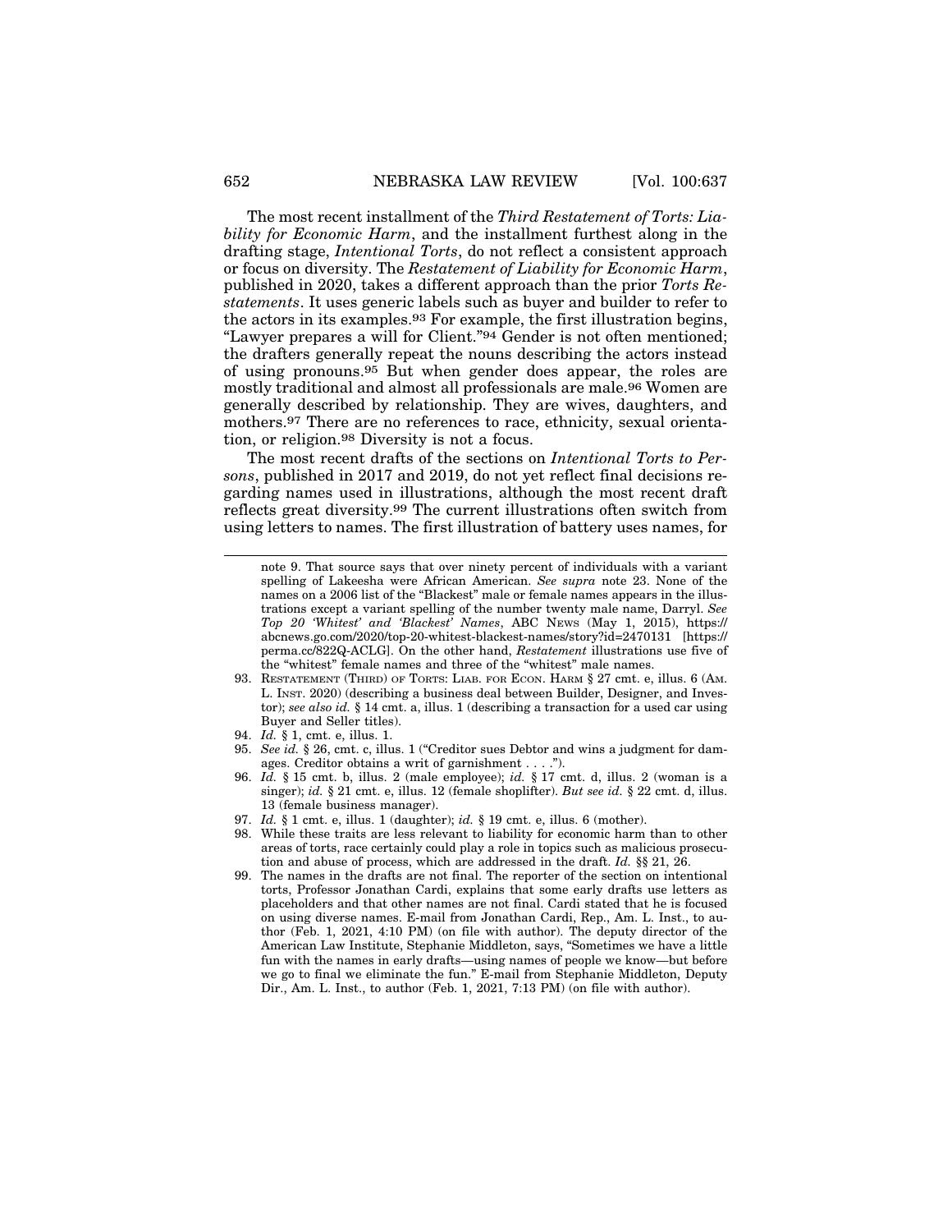The most recent installment of the *Third Restatement of Torts: Liability for Economic Harm*, and the installment furthest along in the drafting stage, *Intentional Torts*, do not reflect a consistent approach or focus on diversity. The *Restatement of Liability for Economic Harm*, published in 2020, takes a different approach than the prior *Torts Restatements*. It uses generic labels such as buyer and builder to refer to the actors in its examples.[93] For example, the first illustration begins, "Lawyer prepares a will for Client."[94] Gender is not often mentioned; the drafters generally repeat the nouns describing the actors instead of using pronouns.[95] But when gender does appear, the roles are mostly traditional and almost all professionals are male.[96] Women are generally described by relationship. They are wives, daughters, and mothers.[97] There are no references to race, ethnicity, sexual orientation, or religion.[98] Diversity is not a focus.

The most recent drafts of the sections on *Intentional Torts to Persons*, published in 2017 and 2019, do not yet reflect final decisions regarding names used in illustrations, although the most recent draft reflects great diversity.[99] The current illustrations often switch from using letters to names. The first illustration of battery uses names, for

---

note 9. That source says that over ninety percent of individuals with a variant spelling of Lakeesha were African American. *See supra* note 23. None of the names on a 2006 list of the "Blackest" male or female names appears in the illustrations except a variant spelling of the number twenty male name, Darryl. *See Top 20 'Whitest' and 'Blackest' Names*, ABC NEWS (May 1, 2015), https://abcnews.go.com/2020/top-20-whitest-blackest-names/story?id=2470131 [https://perma.cc/822Q-ACLG]. On the other hand, *Restatement* illustrations use five of the "whitest" female names and three of the "whitest" male names.

93. RESTATEMENT (THIRD) OF TORTS: LIAB. FOR ECON. HARM § 27 cmt. e, illus. 6 (AM. L. INST. 2020) (describing a business deal between Builder, Designer, and Investor); *see also id.* § 14 cmt. a, illus. 1 (describing a transaction for a used car using Buyer and Seller titles).

94. *Id.* § 1, cmt. e, illus. 1.

95. *See id.* § 26, cmt. c, illus. 1 ("Creditor sues Debtor and wins a judgment for damages. Creditor obtains a writ of garnishment . . . .").

96. *Id.* § 15 cmt. b, illus. 2 (male employee); *id.* § 17 cmt. d, illus. 2 (woman is a singer); *id.* § 21 cmt. e, illus. 12 (female shoplifter). *But see id.* § 22 cmt. d, illus. 13 (female business manager).

97. *Id.* § 1 cmt. e, illus. 1 (daughter); *id.* § 19 cmt. e, illus. 6 (mother).

98. While these traits are less relevant to liability for economic harm than to other areas of torts, race certainly could play a role in topics such as malicious prosecution and abuse of process, which are addressed in the draft. *Id.* §§ 21, 26.

99. The names in the drafts are not final. The reporter of the section on intentional torts, Professor Jonathan Cardi, explains that some early drafts use letters as placeholders and that other names are not final. Cardi stated that he is focused on using diverse names. E-mail from Jonathan Cardi, Rep., Am. L. Inst., to author (Feb. 1, 2021, 4:10 PM) (on file with author). The deputy director of the American Law Institute, Stephanie Middleton, says, "Sometimes we have a little fun with the names in early drafts—using names of people we know—but before we go to final we eliminate the fun." E-mail from Stephanie Middleton, Deputy Dir., Am. L. Inst., to author (Feb. 1, 2021, 7:13 PM) (on file with author).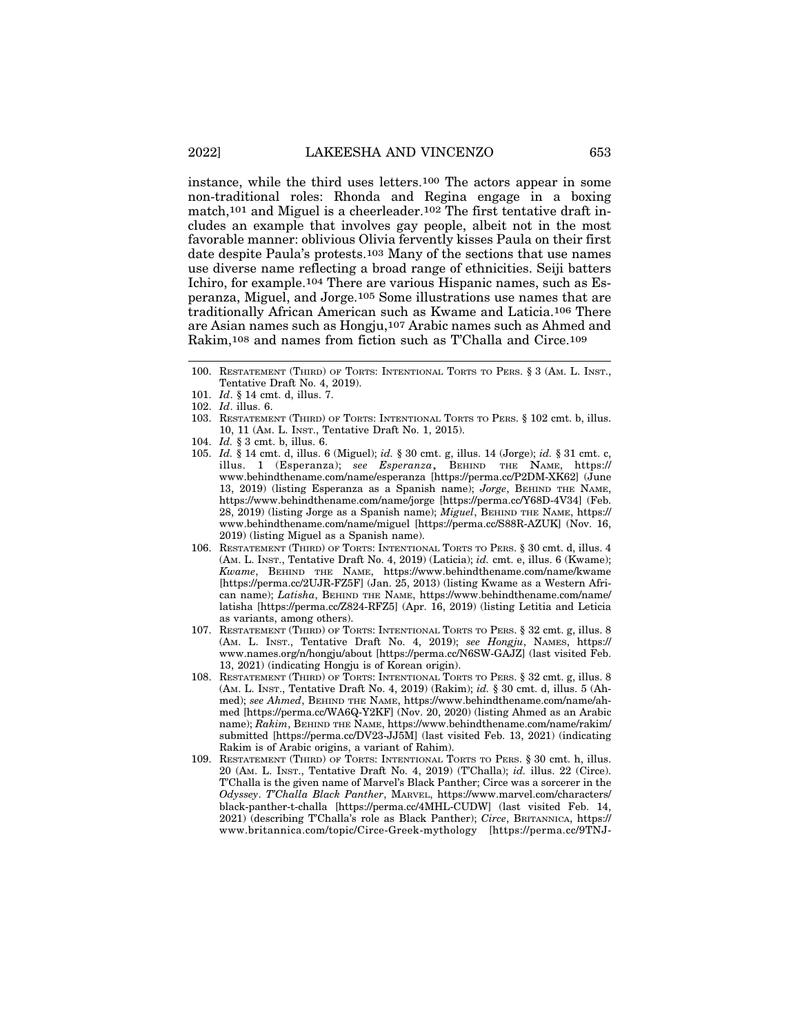instance, while the third uses letters.[100] The actors appear in some non-traditional roles: Rhonda and Regina engage in a boxing match,[101] and Miguel is a cheerleader.[102] The first tentative draft includes an example that involves gay people, albeit not in the most favorable manner: oblivious Olivia fervently kisses Paula on their first date despite Paula's protests.[103] Many of the sections that use names use diverse name reflecting a broad range of ethnicities. Seiji batters Ichiro, for example.[104] There are various Hispanic names, such as Esperanza, Miguel, and Jorge.[105] Some illustrations use names that are traditionally African American such as Kwame and Laticia.[106] There are Asian names such as Hongju,[107] Arabic names such as Ahmed and Rakim,[108] and names from fiction such as T'Challa and Circe.[109]

---

100. RESTATEMENT (THIRD) OF TORTS: INTENTIONAL TORTS TO PERS. § 3 (AM. L. INST., Tentative Draft No. 4, 2019).

101. *Id*. § 14 cmt. d, illus. 7.

102. *Id*. illus. 6.

103. RESTATEMENT (THIRD) OF TORTS: INTENTIONAL TORTS TO PERS. § 102 cmt. b, illus. 10, 11 (AM. L. INST., Tentative Draft No. 1, 2015).

104. *Id.* § 3 cmt. b, illus. 6.

105. *Id.* § 14 cmt. d, illus. 6 (Miguel); *id.* § 30 cmt. g, illus. 14 (Jorge); *id.* § 31 cmt. c, illus. 1 (Esperanza); *see Esperanza*, BEHIND THE NAME, https://www.behindthename.com/name/esperanza [https://perma.cc/P2DM-XK62] (June 13, 2019) (listing Esperanza as a Spanish name); *Jorge*, BEHIND THE NAME, https://www.behindthename.com/name/jorge [https://perma.cc/Y68D-4V34] (Feb. 28, 2019) (listing Jorge as a Spanish name); *Miguel*, BEHIND THE NAME, https://www.behindthename.com/name/miguel [https://perma.cc/S88R-AZUK] (Nov. 16, 2019) (listing Miguel as a Spanish name).

106. RESTATEMENT (THIRD) OF TORTS: INTENTIONAL TORTS TO PERS. § 30 cmt. d, illus. 4 (AM. L. INST., Tentative Draft No. 4, 2019) (Laticia); *id.* cmt. e, illus. 6 (Kwame); *Kwame*, BEHIND THE NAME, https://www.behindthename.com/name/kwame [https://perma.cc/2UJR-FZ5F] (Jan. 25, 2013) (listing Kwame as a Western African name); *Latisha*, BEHIND THE NAME, https://www.behindthename.com/name/latisha [https://perma.cc/Z824-RFZ5] (Apr. 16, 2019) (listing Letitia and Leticia as variants, among others).

107. RESTATEMENT (THIRD) OF TORTS: INTENTIONAL TORTS TO PERS. § 32 cmt. g, illus. 8 (AM. L. INST., Tentative Draft No. 4, 2019); *see Hongju*, NAMES, https://www.names.org/n/hongju/about [https://perma.cc/N6SW-GAJZ] (last visited Feb. 13, 2021) (indicating Hongju is of Korean origin).

108. RESTATEMENT (THIRD) OF TORTS: INTENTIONAL TORTS TO PERS. § 32 cmt. g, illus. 8 (AM. L. INST., Tentative Draft No. 4, 2019) (Rakim); *id.* § 30 cmt. d, illus. 5 (Ahmed); *see Ahmed*, BEHIND THE NAME, https://www.behindthename.com/name/ahmed [https://perma.cc/WA6Q-Y2KF] (Nov. 20, 2020) (listing Ahmed as an Arabic name); *Rakim*, BEHIND THE NAME, https://www.behindthename.com/name/rakim/submitted [https://perma.cc/DV23-JJ5M] (last visited Feb. 13, 2021) (indicating Rakim is of Arabic origins, a variant of Rahim).

109. RESTATEMENT (THIRD) OF TORTS: INTENTIONAL TORTS TO PERS. § 30 cmt. h, illus. 20 (AM. L. INST., Tentative Draft No. 4, 2019) (T'Challa); *id.* illus. 22 (Circe). T'Challa is the given name of Marvel's Black Panther; Circe was a sorcerer in the *Odyssey*. *T'Challa Black Panther*, MARVEL, https://www.marvel.com/characters/black-panther-t-challa [https://perma.cc/4MHL-CUDW] (last visited Feb. 14, 2021) (describing T'Challa's role as Black Panther); *Circe*, BRITANNICA, https://www.britannica.com/topic/Circe-Greek-mythology [https://perma.cc/9TNJ-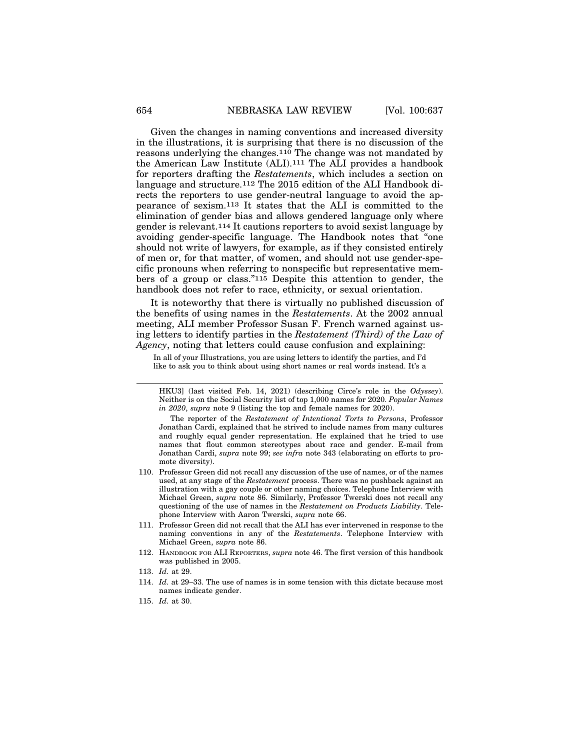Given the changes in naming conventions and increased diversity in the illustrations, it is surprising that there is no discussion of the reasons underlying the changes.[110] The change was not mandated by the American Law Institute (ALI).[111] The ALI provides a handbook for reporters drafting the *Restatements*, which includes a section on language and structure.[112] The 2015 edition of the ALI Handbook directs the reporters to use gender-neutral language to avoid the appearance of sexism.[113] It states that the ALI is committed to the elimination of gender bias and allows gendered language only where gender is relevant.[114] It cautions reporters to avoid sexist language by avoiding gender-specific language. The Handbook notes that "one should not write of lawyers, for example, as if they consisted entirely of men or, for that matter, of women, and should not use gender-specific pronouns when referring to nonspecific but representative members of a group or class."[115] Despite this attention to gender, the handbook does not refer to race, ethnicity, or sexual orientation.

It is noteworthy that there is virtually no published discussion of the benefits of using names in the *Restatements*. At the 2002 annual meeting, ALI member Professor Susan F. French warned against using letters to identify parties in the *Restatement (Third) of the Law of Agency*, noting that letters could cause confusion and explaining:

> In all of your Illustrations, you are using letters to identify the parties, and I'd like to ask you to think about using short names or real words instead. It's a

---

HKU3] (last visited Feb. 14, 2021) (describing Circe's role in the *Odyssey*). Neither is on the Social Security list of top 1,000 names for 2020. *Popular Names in 2020*, *supra* note 9 (listing the top and female names for 2020).

The reporter of the *Restatement of Intentional Torts to Persons*, Professor Jonathan Cardi, explained that he strived to include names from many cultures and roughly equal gender representation. He explained that he tried to use names that flout common stereotypes about race and gender. E-mail from Jonathan Cardi, *supra* note 99; *see infra* note 343 (elaborating on efforts to promote diversity).

110. Professor Green did not recall any discussion of the use of names, or of the names used, at any stage of the *Restatement* process. There was no pushback against an illustration with a gay couple or other naming choices. Telephone Interview with Michael Green, *supra* note 86. Similarly, Professor Twerski does not recall any questioning of the use of names in the *Restatement on Products Liability*. Telephone Interview with Aaron Twerski, *supra* note 66.

111. Professor Green did not recall that the ALI has ever intervened in response to the naming conventions in any of the *Restatements*. Telephone Interview with Michael Green, *supra* note 86.

112. HANDBOOK FOR ALI REPORTERS, *supra* note 46. The first version of this handbook was published in 2005.

113. *Id.* at 29.

114. *Id.* at 29–33. The use of names is in some tension with this dictate because most names indicate gender.

115. *Id.* at 30.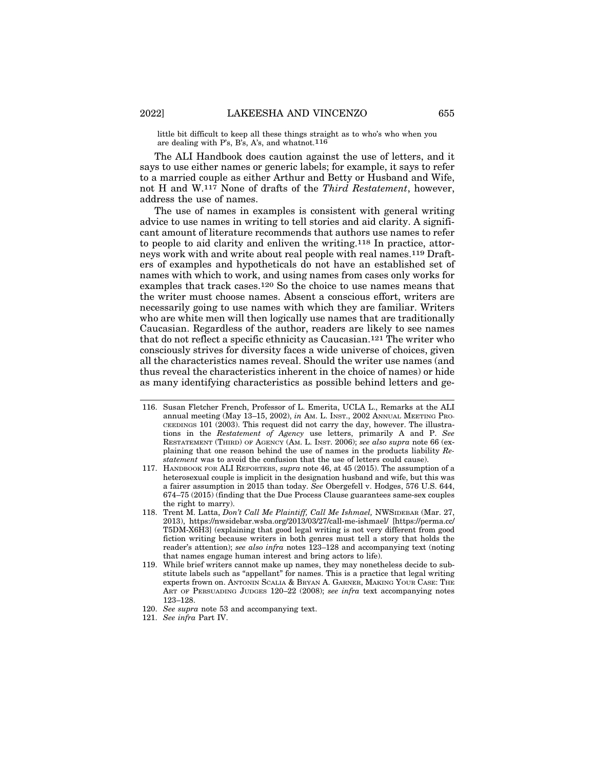little bit difficult to keep all these things straight as to who's who when you are dealing with P's, B's, A's, and whatnot.[116]

The ALI Handbook does caution against the use of letters, and it says to use either names or generic labels; for example, it says to refer to a married couple as either Arthur and Betty or Husband and Wife, not H and W.[117] None of drafts of the *Third Restatement*, however, address the use of names.

The use of names in examples is consistent with general writing advice to use names in writing to tell stories and aid clarity. A significant amount of literature recommends that authors use names to refer to people to aid clarity and enliven the writing.[118] In practice, attorneys work with and write about real people with real names.[119] Drafters of examples and hypotheticals do not have an established set of names with which to work, and using names from cases only works for examples that track cases.[120] So the choice to use names means that the writer must choose names. Absent a conscious effort, writers are necessarily going to use names with which they are familiar. Writers who are white men will then logically use names that are traditionally Caucasian. Regardless of the author, readers are likely to see names that do not reflect a specific ethnicity as Caucasian.[121] The writer who consciously strives for diversity faces a wide universe of choices, given all the characteristics names reveal. Should the writer use names (and thus reveal the characteristics inherent in the choice of names) or hide as many identifying characteristics as possible behind letters and ge-

116. Susan Fletcher French, Professor of L. Emerita, UCLA L., Remarks at the ALI annual meeting (May 13–15, 2002), *in* AM. L. INST., 2002 ANNUAL MEETING PROCEEDINGS 101 (2003). This request did not carry the day, however. The illustrations in the *Restatement of Agency* use letters, primarily A and P. *See* RESTATEMENT (THIRD) OF AGENCY (AM. L. INST. 2006); *see also supra* note 66 (explaining that one reason behind the use of names in the products liability *Restatement* was to avoid the confusion that the use of letters could cause).

117. HANDBOOK FOR ALI REPORTERS, *supra* note 46, at 45 (2015). The assumption of a heterosexual couple is implicit in the designation husband and wife, but this was a fairer assumption in 2015 than today. *See* Obergefell v. Hodges, 576 U.S. 644, 674–75 (2015) (finding that the Due Process Clause guarantees same-sex couples the right to marry).

118. Trent M. Latta, *Don't Call Me Plaintiff, Call Me Ishmael,* NWSIDEBAR (Mar. 27, 2013), https://nwsidebar.wsba.org/2013/03/27/call-me-ishmael/ [https://perma.cc/T5DM-X6H3] (explaining that good legal writing is not very different from good fiction writing because writers in both genres must tell a story that holds the reader's attention); *see also infra* notes 123–128 and accompanying text (noting that names engage human interest and bring actors to life).

119. While brief writers cannot make up names, they may nonetheless decide to substitute labels such as "appellant" for names. This is a practice that legal writing experts frown on. ANTONIN SCALIA & BRYAN A. GARNER, MAKING YOUR CASE: THE ART OF PERSUADING JUDGES 120–22 (2008); *see infra* text accompanying notes 123–128.

120. *See supra* note 53 and accompanying text.

121. *See infra* Part IV.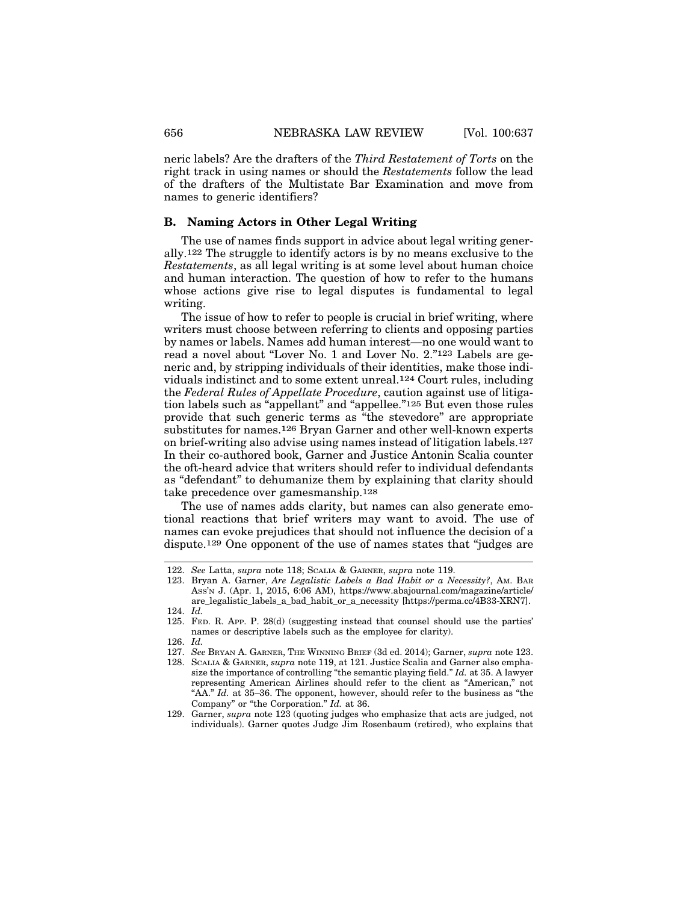neric labels? Are the drafters of the *Third Restatement of Torts* on the right track in using names or should the *Restatements* follow the lead of the drafters of the Multistate Bar Examination and move from names to generic identifiers?

### B. Naming Actors in Other Legal Writing

The use of names finds support in advice about legal writing generally.[122] The struggle to identify actors is by no means exclusive to the *Restatements*, as all legal writing is at some level about human choice and human interaction. The question of how to refer to the humans whose actions give rise to legal disputes is fundamental to legal writing.

The issue of how to refer to people is crucial in brief writing, where writers must choose between referring to clients and opposing parties by names or labels. Names add human interest—no one would want to read a novel about "Lover No. 1 and Lover No. 2."[123] Labels are generic and, by stripping individuals of their identities, make those individuals indistinct and to some extent unreal.[124] Court rules, including the *Federal Rules of Appellate Procedure*, caution against use of litigation labels such as "appellant" and "appellee."[125] But even those rules provide that such generic terms as "the stevedore" are appropriate substitutes for names.[126] Bryan Garner and other well-known experts on brief-writing also advise using names instead of litigation labels.[127] In their co-authored book, Garner and Justice Antonin Scalia counter the oft-heard advice that writers should refer to individual defendants as "defendant" to dehumanize them by explaining that clarity should take precedence over gamesmanship.[128]

The use of names adds clarity, but names can also generate emotional reactions that brief writers may want to avoid. The use of names can evoke prejudices that should not influence the decision of a dispute.[129] One opponent of the use of names states that "judges are

---

122. *See* Latta, *supra* note 118; SCALIA & GARNER, *supra* note 119.

123. Bryan A. Garner, *Are Legalistic Labels a Bad Habit or a Necessity?*, AM. BAR ASS'N J. (Apr. 1, 2015, 6:06 AM), https://www.abajournal.com/magazine/article/are_legalistic_labels_a_bad_habit_or_a_necessity [https://perma.cc/4B33-XRN7].

124. *Id.*

125. FED. R. APP. P. 28(d) (suggesting instead that counsel should use the parties' names or descriptive labels such as the employee for clarity).

126. *Id.*

127. *See* BRYAN A. GARNER, THE WINNING BRIEF (3d ed. 2014); Garner, *supra* note 123.

128. SCALIA & GARNER, *supra* note 119, at 121. Justice Scalia and Garner also emphasize the importance of controlling "the semantic playing field." *Id.* at 35. A lawyer representing American Airlines should refer to the client as "American," not "AA." *Id.* at 35–36. The opponent, however, should refer to the business as "the Company" or "the Corporation." *Id.* at 36.

129. Garner, *supra* note 123 (quoting judges who emphasize that acts are judged, not individuals). Garner quotes Judge Jim Rosenbaum (retired), who explains that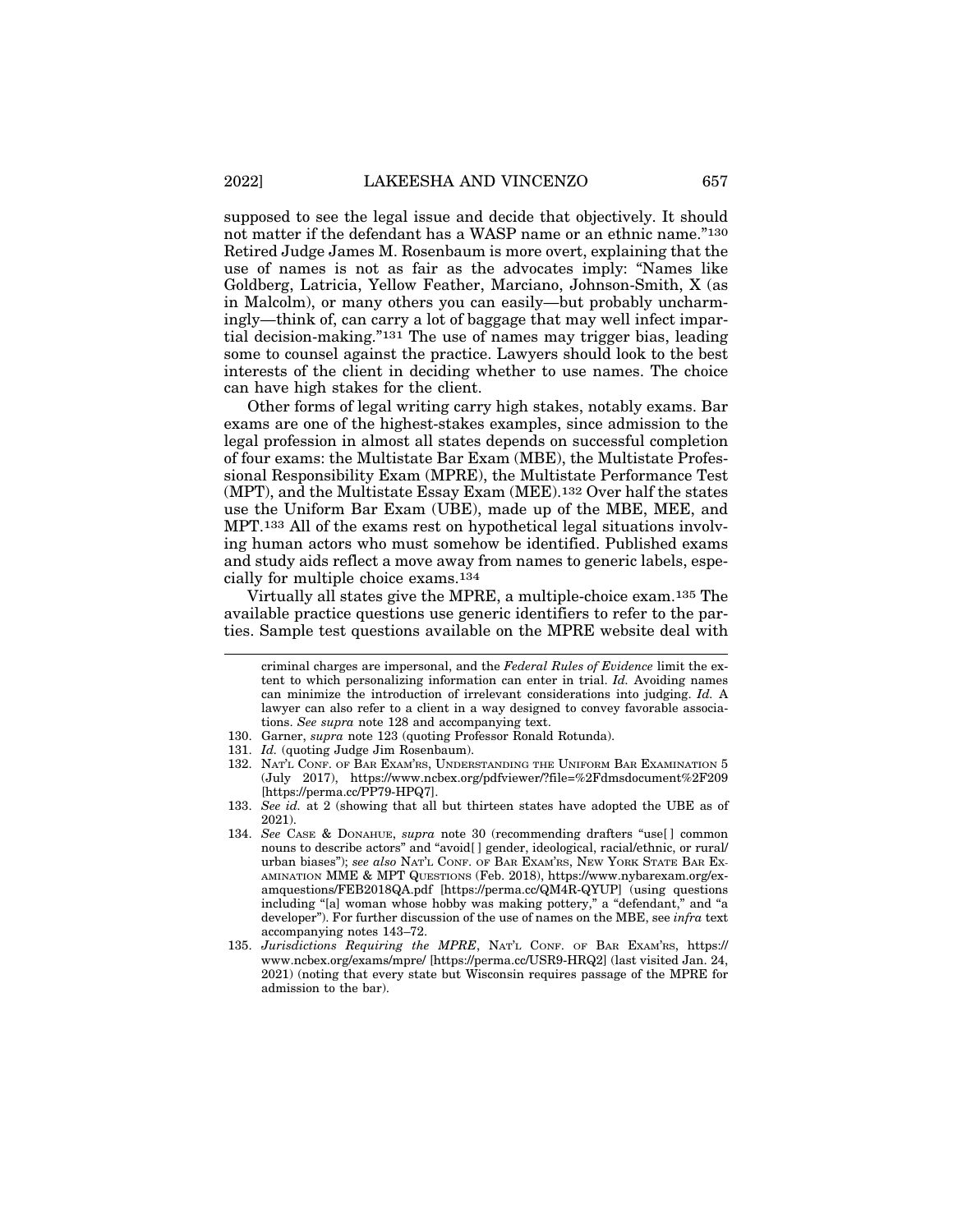supposed to see the legal issue and decide that objectively. It should not matter if the defendant has a WASP name or an ethnic name."[130] Retired Judge James M. Rosenbaum is more overt, explaining that the use of names is not as fair as the advocates imply: "Names like Goldberg, Latricia, Yellow Feather, Marciano, Johnson-Smith, X (as in Malcolm), or many others you can easily—but probably uncharmingly—think of, can carry a lot of baggage that may well infect impartial decision-making."[131] The use of names may trigger bias, leading some to counsel against the practice. Lawyers should look to the best interests of the client in deciding whether to use names. The choice can have high stakes for the client.

Other forms of legal writing carry high stakes, notably exams. Bar exams are one of the highest-stakes examples, since admission to the legal profession in almost all states depends on successful completion of four exams: the Multistate Bar Exam (MBE), the Multistate Professional Responsibility Exam (MPRE), the Multistate Performance Test (MPT), and the Multistate Essay Exam (MEE).[132] Over half the states use the Uniform Bar Exam (UBE), made up of the MBE, MEE, and MPT.[133] All of the exams rest on hypothetical legal situations involving human actors who must somehow be identified. Published exams and study aids reflect a move away from names to generic labels, especially for multiple choice exams.[134]

Virtually all states give the MPRE, a multiple-choice exam.[135] The available practice questions use generic identifiers to refer to the parties. Sample test questions available on the MPRE website deal with

---

criminal charges are impersonal, and the *Federal Rules of Evidence* limit the extent to which personalizing information can enter in trial. *Id.* Avoiding names can minimize the introduction of irrelevant considerations into judging. *Id.* A lawyer can also refer to a client in a way designed to convey favorable associations. *See supra* note 128 and accompanying text.

130. Garner, *supra* note 123 (quoting Professor Ronald Rotunda).

131. *Id.* (quoting Judge Jim Rosenbaum).

132. NAT'L CONF. OF BAR EXAM'RS, UNDERSTANDING THE UNIFORM BAR EXAMINATION 5 (July 2017), https://www.ncbex.org/pdfviewer/?file=%2Fdmsdocument%2F209 [https://perma.cc/PP79-HPQ7].

133. *See id.* at 2 (showing that all but thirteen states have adopted the UBE as of 2021).

134. *See* CASE & DONAHUE, *supra* note 30 (recommending drafters "use[ ] common nouns to describe actors" and "avoid[ ] gender, ideological, racial/ethnic, or rural/urban biases"); *see also* NAT'L CONF. OF BAR EXAM'RS, NEW YORK STATE BAR EXAMINATION MME & MPT QUESTIONS (Feb. 2018), https://www.nybarexam.org/examquestions/FEB2018QA.pdf [https://perma.cc/QM4R-QYUP] (using questions including "[a] woman whose hobby was making pottery," a "defendant," and "a developer"). For further discussion of the use of names on the MBE, see *infra* text accompanying notes 143–72.

135. *Jurisdictions Requiring the MPRE*, NAT'L CONF. OF BAR EXAM'RS, https://www.ncbex.org/exams/mpre/ [https://perma.cc/USR9-HRQ2] (last visited Jan. 24, 2021) (noting that every state but Wisconsin requires passage of the MPRE for admission to the bar).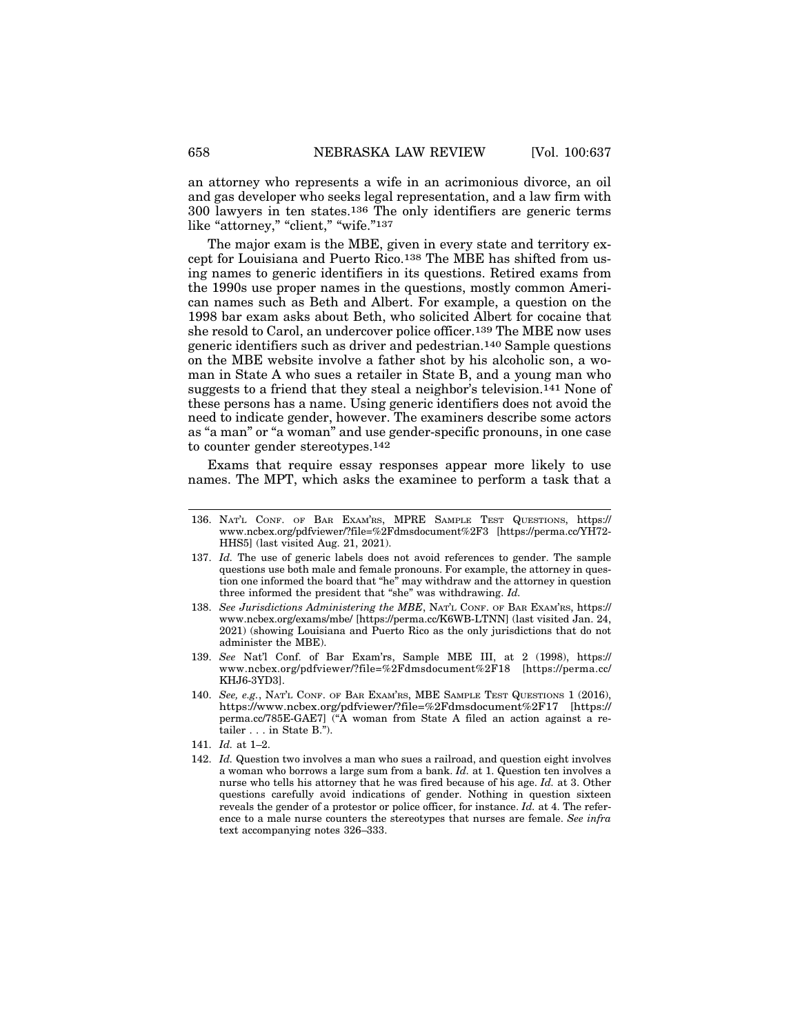an attorney who represents a wife in an acrimonious divorce, an oil and gas developer who seeks legal representation, and a law firm with 300 lawyers in ten states.[136] The only identifiers are generic terms like "attorney," "client," "wife."[137]

The major exam is the MBE, given in every state and territory except for Louisiana and Puerto Rico.[138] The MBE has shifted from using names to generic identifiers in its questions. Retired exams from the 1990s use proper names in the questions, mostly common American names such as Beth and Albert. For example, a question on the 1998 bar exam asks about Beth, who solicited Albert for cocaine that she resold to Carol, an undercover police officer.[139] The MBE now uses generic identifiers such as driver and pedestrian.[140] Sample questions on the MBE website involve a father shot by his alcoholic son, a woman in State A who sues a retailer in State B, and a young man who suggests to a friend that they steal a neighbor's television.[141] None of these persons has a name. Using generic identifiers does not avoid the need to indicate gender, however. The examiners describe some actors as "a man" or "a woman" and use gender-specific pronouns, in one case to counter gender stereotypes.[142]

Exams that require essay responses appear more likely to use names. The MPT, which asks the examinee to perform a task that a

---

136. NAT'L CONF. OF BAR EXAM'RS, MPRE SAMPLE TEST QUESTIONS, https://www.ncbex.org/pdfviewer/?file=%2Fdmsdocument%2F3 [https://perma.cc/YH72-HHS5] (last visited Aug. 21, 2021).

137. *Id.* The use of generic labels does not avoid references to gender. The sample questions use both male and female pronouns. For example, the attorney in question one informed the board that "he" may withdraw and the attorney in question three informed the president that "she" was withdrawing. *Id.*

138. *See Jurisdictions Administering the MBE*, NAT'L CONF. OF BAR EXAM'RS, https://www.ncbex.org/exams/mbe/ [https://perma.cc/K6WB-LTNN] (last visited Jan. 24, 2021) (showing Louisiana and Puerto Rico as the only jurisdictions that do not administer the MBE).

139. *See* Nat'l Conf. of Bar Exam'rs, Sample MBE III, at 2 (1998), https://www.ncbex.org/pdfviewer/?file=%2Fdmsdocument%2F18 [https://perma.cc/KHJ6-3YD3].

140. *See, e.g.*, NAT'L CONF. OF BAR EXAM'RS, MBE SAMPLE TEST QUESTIONS 1 (2016), https://www.ncbex.org/pdfviewer/?file=%2Fdmsdocument%2F17 [https://perma.cc/785E-GAE7] ("A woman from State A filed an action against a retailer . . . in State B.").

141. *Id.* at 1–2.

142. *Id.* Question two involves a man who sues a railroad, and question eight involves a woman who borrows a large sum from a bank. *Id.* at 1. Question ten involves a nurse who tells his attorney that he was fired because of his age. *Id.* at 3. Other questions carefully avoid indications of gender. Nothing in question sixteen reveals the gender of a protestor or police officer, for instance. *Id.* at 4. The reference to a male nurse counters the stereotypes that nurses are female. *See infra* text accompanying notes 326–333.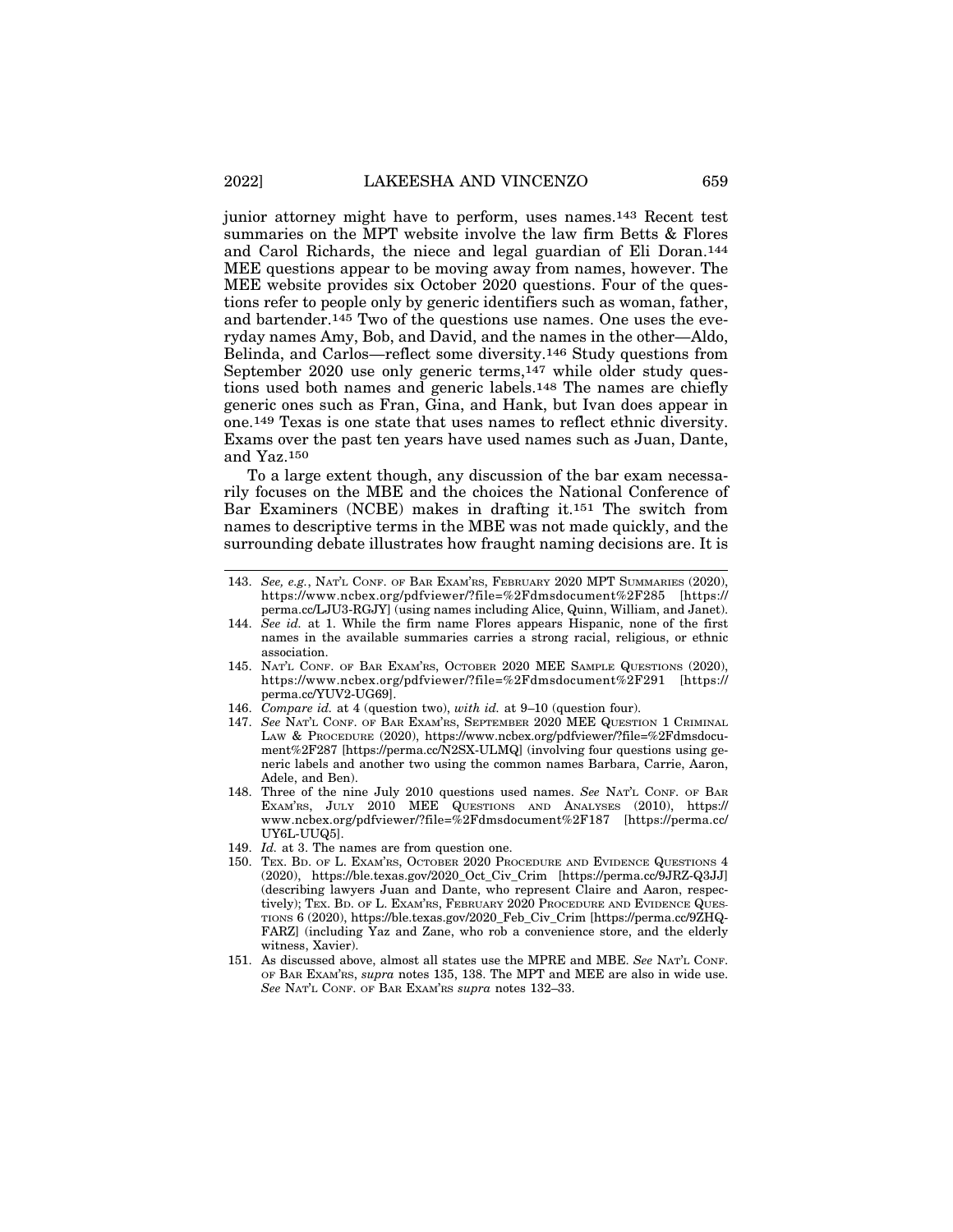junior attorney might have to perform, uses names.[143] Recent test summaries on the MPT website involve the law firm Betts & Flores and Carol Richards, the niece and legal guardian of Eli Doran.[144] MEE questions appear to be moving away from names, however. The MEE website provides six October 2020 questions. Four of the questions refer to people only by generic identifiers such as woman, father, and bartender.[145] Two of the questions use names. One uses the everyday names Amy, Bob, and David, and the names in the other—Aldo, Belinda, and Carlos—reflect some diversity.[146] Study questions from September 2020 use only generic terms,[147] while older study questions used both names and generic labels.[148] The names are chiefly generic ones such as Fran, Gina, and Hank, but Ivan does appear in one.[149] Texas is one state that uses names to reflect ethnic diversity. Exams over the past ten years have used names such as Juan, Dante, and Yaz.[150]

To a large extent though, any discussion of the bar exam necessarily focuses on the MBE and the choices the National Conference of Bar Examiners (NCBE) makes in drafting it.[151] The switch from names to descriptive terms in the MBE was not made quickly, and the surrounding debate illustrates how fraught naming decisions are. It is

---

143. *See, e.g.*, NAT'L CONF. OF BAR EXAM'RS, FEBRUARY 2020 MPT SUMMARIES (2020), https://www.ncbex.org/pdfviewer/?file=%2Fdmsdocument%2F285 [https://perma.cc/LJU3-RGJY] (using names including Alice, Quinn, William, and Janet).

144. *See id.* at 1. While the firm name Flores appears Hispanic, none of the first names in the available summaries carries a strong racial, religious, or ethnic association.

145. NAT'L CONF. OF BAR EXAM'RS, OCTOBER 2020 MEE SAMPLE QUESTIONS (2020), https://www.ncbex.org/pdfviewer/?file=%2Fdmsdocument%2F291 [https://perma.cc/YUV2-UG69].

146. *Compare id.* at 4 (question two), *with id.* at 9–10 (question four).

147. *See* NAT'L CONF. OF BAR EXAM'RS, SEPTEMBER 2020 MEE QUESTION 1 CRIMINAL LAW & PROCEDURE (2020), https://www.ncbex.org/pdfviewer/?file=%2Fdmsdocument%2F287 [https://perma.cc/N2SX-ULMQ] (involving four questions using generic labels and another two using the common names Barbara, Carrie, Aaron, Adele, and Ben).

148. Three of the nine July 2010 questions used names. *See* NAT'L CONF. OF BAR EXAM'RS, JULY 2010 MEE QUESTIONS AND ANALYSES (2010), https://www.ncbex.org/pdfviewer/?file=%2Fdmsdocument%2F187 [https://perma.cc/UY6L-UUQ5].

149. *Id.* at 3. The names are from question one.

150. TEX. BD. OF L. EXAM'RS, OCTOBER 2020 PROCEDURE AND EVIDENCE QUESTIONS 4 (2020), https://ble.texas.gov/2020_Oct_Civ_Crim [https://perma.cc/9JRZ-Q3JJ] (describing lawyers Juan and Dante, who represent Claire and Aaron, respectively); TEX. BD. OF L. EXAM'RS, FEBRUARY 2020 PROCEDURE AND EVIDENCE QUESTIONS 6 (2020), https://ble.texas.gov/2020_Feb_Civ_Crim [https://perma.cc/9ZHQ-FARZ] (including Yaz and Zane, who rob a convenience store, and the elderly witness, Xavier).

151. As discussed above, almost all states use the MPRE and MBE. *See* NAT'L CONF. OF BAR EXAM'RS, *supra* notes 135, 138. The MPT and MEE are also in wide use. *See* NAT'L CONF. OF BAR EXAM'RS *supra* notes 132–33.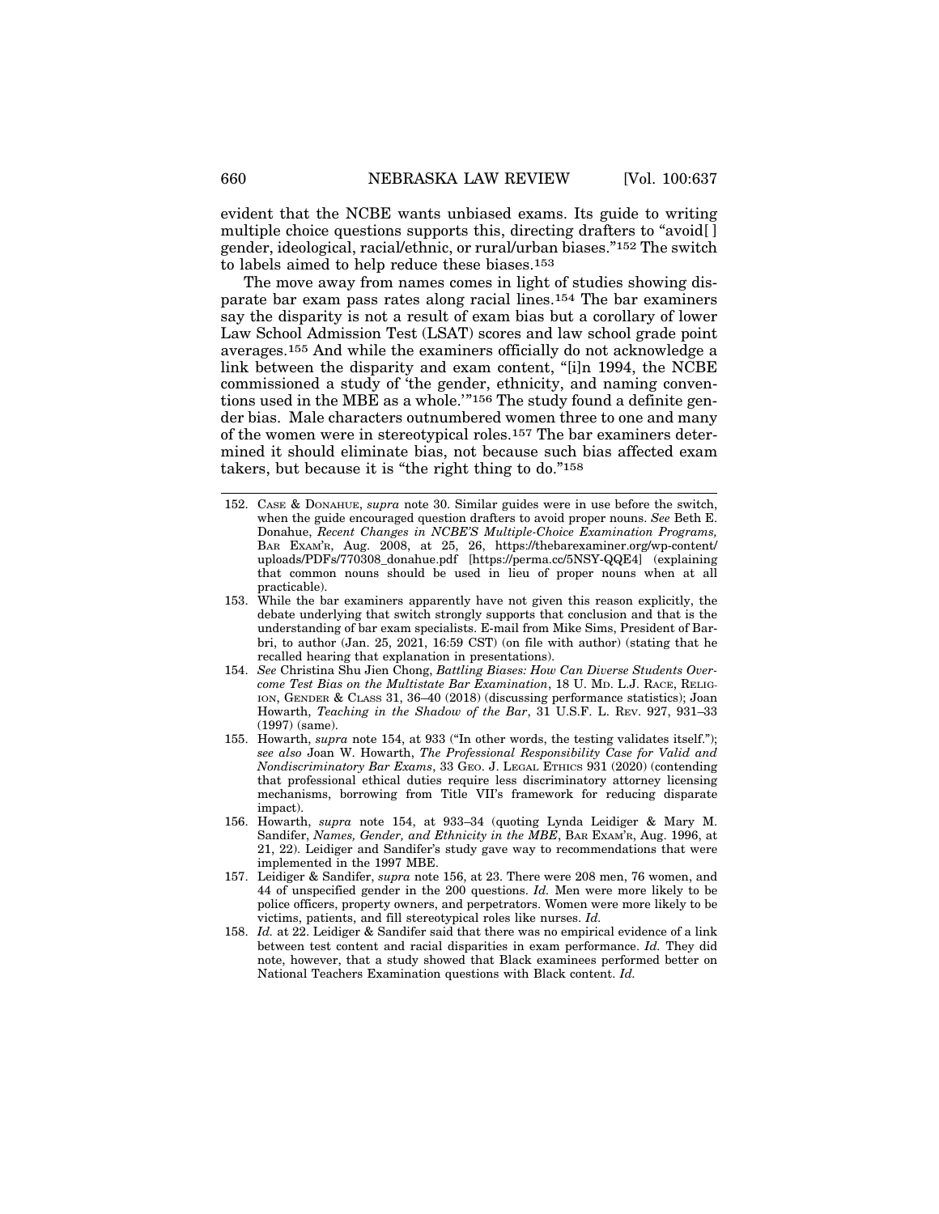evident that the NCBE wants unbiased exams. Its guide to writing multiple choice questions supports this, directing drafters to "avoid[ ] gender, ideological, racial/ethnic, or rural/urban biases."[152] The switch to labels aimed to help reduce these biases.[153]

The move away from names comes in light of studies showing disparate bar exam pass rates along racial lines.[154] The bar examiners say the disparity is not a result of exam bias but a corollary of lower Law School Admission Test (LSAT) scores and law school grade point averages.[155] And while the examiners officially do not acknowledge a link between the disparity and exam content, "[i]n 1994, the NCBE commissioned a study of 'the gender, ethnicity, and naming conventions used in the MBE as a whole.'"[156] The study found a definite gender bias. Male characters outnumbered women three to one and many of the women were in stereotypical roles.[157] The bar examiners determined it should eliminate bias, not because such bias affected exam takers, but because it is "the right thing to do."[158]

---

152. CASE & DONAHUE, *supra* note 30. Similar guides were in use before the switch, when the guide encouraged question drafters to avoid proper nouns. *See* Beth E. Donahue, *Recent Changes in NCBE'S Multiple-Choice Examination Programs,* BAR EXAM'R, Aug. 2008, at 25, 26, https://thebarexaminer.org/wp-content/uploads/PDFs/770308_donahue.pdf [https://perma.cc/5NSY-QQE4] (explaining that common nouns should be used in lieu of proper nouns when at all practicable).

153. While the bar examiners apparently have not given this reason explicitly, the debate underlying that switch strongly supports that conclusion and that is the understanding of bar exam specialists. E-mail from Mike Sims, President of Barbri, to author (Jan. 25, 2021, 16:59 CST) (on file with author) (stating that he recalled hearing that explanation in presentations).

154. *See* Christina Shu Jien Chong, *Battling Biases: How Can Diverse Students Overcome Test Bias on the Multistate Bar Examination*, 18 U. MD. L.J. RACE, RELIGION, GENDER & CLASS 31, 36–40 (2018) (discussing performance statistics); Joan Howarth, *Teaching in the Shadow of the Bar*, 31 U.S.F. L. REV. 927, 931–33 (1997) (same).

155. Howarth, *supra* note 154, at 933 ("In other words, the testing validates itself."); *see also* Joan W. Howarth, *The Professional Responsibility Case for Valid and Nondiscriminatory Bar Exams*, 33 GEO. J. LEGAL ETHICS 931 (2020) (contending that professional ethical duties require less discriminatory attorney licensing mechanisms, borrowing from Title VII's framework for reducing disparate impact).

156. Howarth, *supra* note 154, at 933–34 (quoting Lynda Leidiger & Mary M. Sandifer, *Names, Gender, and Ethnicity in the MBE*, BAR EXAM'R, Aug. 1996, at 21, 22). Leidiger and Sandifer's study gave way to recommendations that were implemented in the 1997 MBE.

157. Leidiger & Sandifer, *supra* note 156, at 23. There were 208 men, 76 women, and 44 of unspecified gender in the 200 questions. *Id.* Men were more likely to be police officers, property owners, and perpetrators. Women were more likely to be victims, patients, and fill stereotypical roles like nurses. *Id.*

158. *Id.* at 22. Leidiger & Sandifer said that there was no empirical evidence of a link between test content and racial disparities in exam performance. *Id.* They did note, however, that a study showed that Black examinees performed better on National Teachers Examination questions with Black content. *Id.*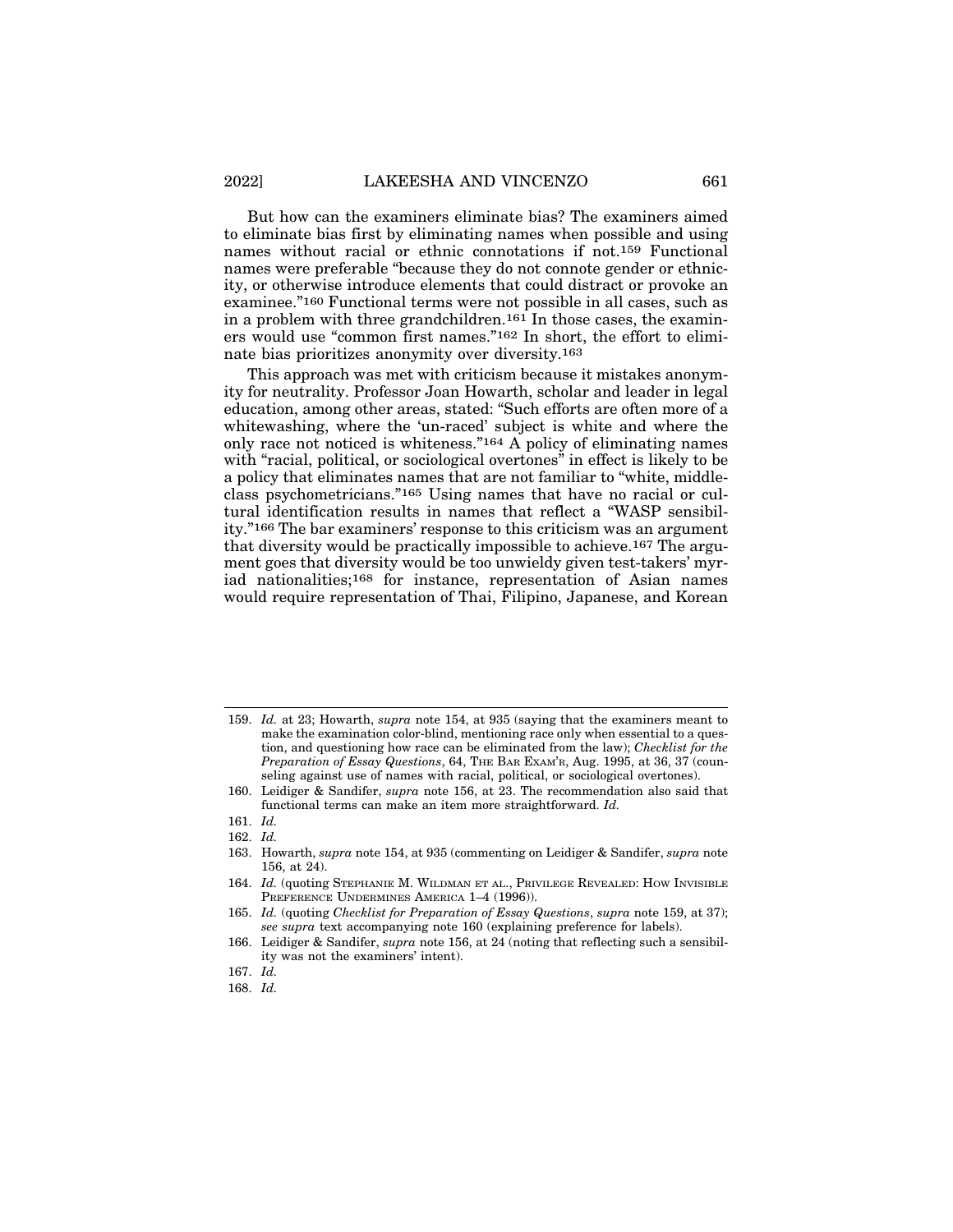But how can the examiners eliminate bias? The examiners aimed to eliminate bias first by eliminating names when possible and using names without racial or ethnic connotations if not.[159] Functional names were preferable "because they do not connote gender or ethnicity, or otherwise introduce elements that could distract or provoke an examinee."[160] Functional terms were not possible in all cases, such as in a problem with three grandchildren.[161] In those cases, the examiners would use "common first names."[162] In short, the effort to eliminate bias prioritizes anonymity over diversity.[163]

This approach was met with criticism because it mistakes anonymity for neutrality. Professor Joan Howarth, scholar and leader in legal education, among other areas, stated: "Such efforts are often more of a whitewashing, where the 'un-raced' subject is white and where the only race not noticed is whiteness."[164] A policy of eliminating names with "racial, political, or sociological overtones" in effect is likely to be a policy that eliminates names that are not familiar to "white, middle-class psychometricians."[165] Using names that have no racial or cultural identification results in names that reflect a "WASP sensibility."[166] The bar examiners' response to this criticism was an argument that diversity would be practically impossible to achieve.[167] The argument goes that diversity would be too unwieldy given test-takers' myriad nationalities;[168] for instance, representation of Asian names would require representation of Thai, Filipino, Japanese, and Korean

---

159. *Id.* at 23; Howarth, *supra* note 154, at 935 (saying that the examiners meant to make the examination color-blind, mentioning race only when essential to a question, and questioning how race can be eliminated from the law); *Checklist for the Preparation of Essay Questions*, 64, THE BAR EXAM'R, Aug. 1995, at 36, 37 (counseling against use of names with racial, political, or sociological overtones).

160. Leidiger & Sandifer, *supra* note 156, at 23. The recommendation also said that functional terms can make an item more straightforward. *Id.*

161. *Id.*

162. *Id.*

163. Howarth, *supra* note 154, at 935 (commenting on Leidiger & Sandifer, *supra* note 156, at 24).

164. *Id.* (quoting STEPHANIE M. WILDMAN ET AL., PRIVILEGE REVEALED: HOW INVISIBLE PREFERENCE UNDERMINES AMERICA 1–4 (1996)).

165. *Id.* (quoting *Checklist for Preparation of Essay Questions*, *supra* note 159, at 37); *see supra* text accompanying note 160 (explaining preference for labels).

166. Leidiger & Sandifer, *supra* note 156, at 24 (noting that reflecting such a sensibility was not the examiners' intent).

167. *Id.*

168. *Id.*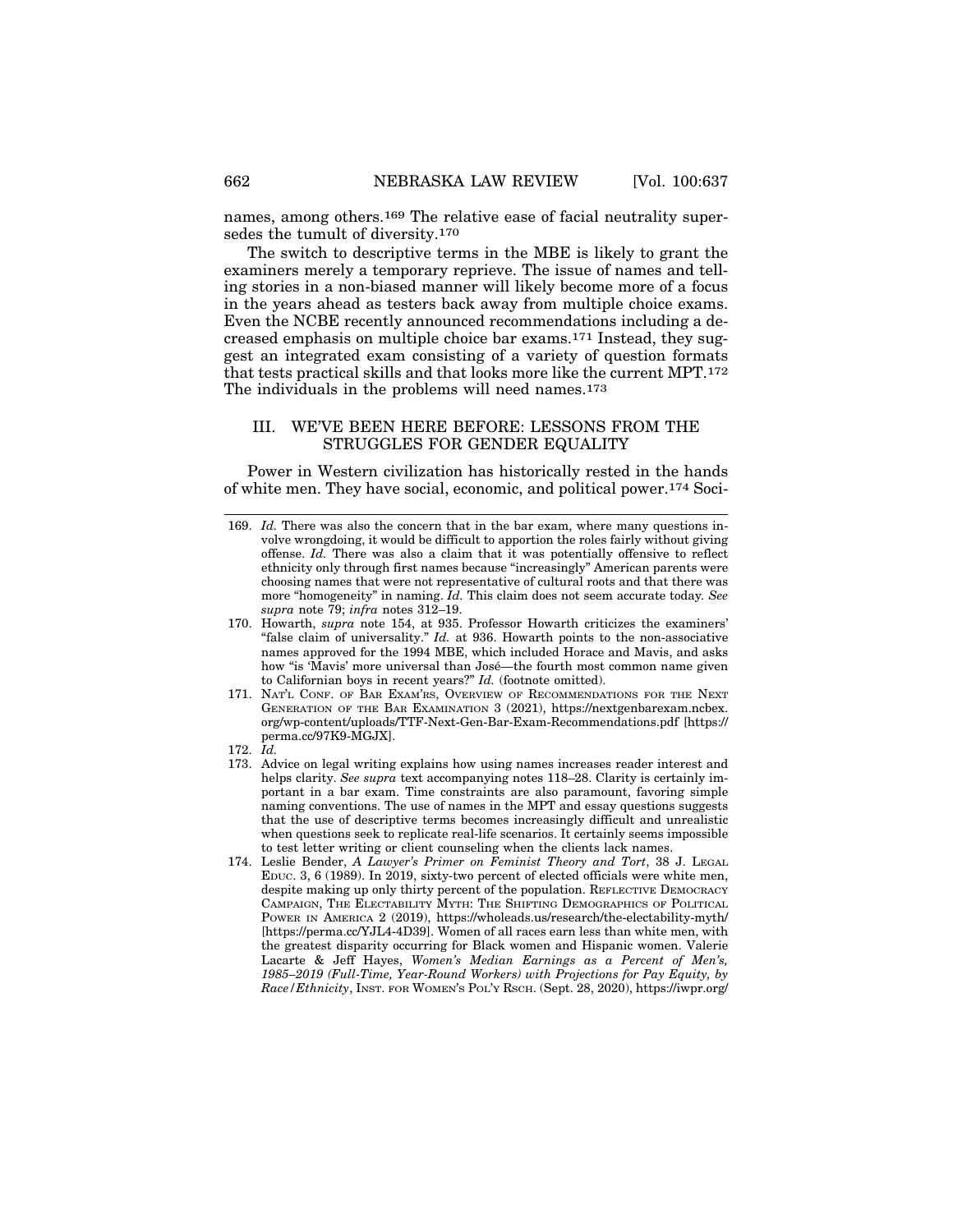names, among others.[169] The relative ease of facial neutrality supersedes the tumult of diversity.[170]

The switch to descriptive terms in the MBE is likely to grant the examiners merely a temporary reprieve. The issue of names and telling stories in a non-biased manner will likely become more of a focus in the years ahead as testers back away from multiple choice exams. Even the NCBE recently announced recommendations including a decreased emphasis on multiple choice bar exams.[171] Instead, they suggest an integrated exam consisting of a variety of question formats that tests practical skills and that looks more like the current MPT.[172] The individuals in the problems will need names.[173]

## III. WE'VE BEEN HERE BEFORE: LESSONS FROM THE STRUGGLES FOR GENDER EQUALITY

Power in Western civilization has historically rested in the hands of white men. They have social, economic, and political power.[174] Soci-

---

169. *Id.* There was also the concern that in the bar exam, where many questions involve wrongdoing, it would be difficult to apportion the roles fairly without giving offense. *Id.* There was also a claim that it was potentially offensive to reflect ethnicity only through first names because "increasingly" American parents were choosing names that were not representative of cultural roots and that there was more "homogeneity" in naming. *Id.* This claim does not seem accurate today. *See supra* note 79; *infra* notes 312–19.

170. Howarth, *supra* note 154, at 935. Professor Howarth criticizes the examiners' "false claim of universality." *Id.* at 936. Howarth points to the non-associative names approved for the 1994 MBE, which included Horace and Mavis, and asks how "is 'Mavis' more universal than José—the fourth most common name given to Californian boys in recent years?" *Id.* (footnote omitted).

171. NAT'L CONF. OF BAR EXAM'RS, OVERVIEW OF RECOMMENDATIONS FOR THE NEXT GENERATION OF THE BAR EXAMINATION 3 (2021), https://nextgenbarexam.ncbex.org/wp-content/uploads/TTF-Next-Gen-Bar-Exam-Recommendations.pdf [https://perma.cc/97K9-MGJX].

172. *Id.*

173. Advice on legal writing explains how using names increases reader interest and helps clarity. *See supra* text accompanying notes 118–28. Clarity is certainly important in a bar exam. Time constraints are also paramount, favoring simple naming conventions. The use of names in the MPT and essay questions suggests that the use of descriptive terms becomes increasingly difficult and unrealistic when questions seek to replicate real-life scenarios. It certainly seems impossible to test letter writing or client counseling when the clients lack names.

174. Leslie Bender, *A Lawyer's Primer on Feminist Theory and Tort*, 38 J. LEGAL EDUC. 3, 6 (1989). In 2019, sixty-two percent of elected officials were white men, despite making up only thirty percent of the population. REFLECTIVE DEMOCRACY CAMPAIGN, THE ELECTABILITY MYTH: THE SHIFTING DEMOGRAPHICS OF POLITICAL POWER IN AMERICA 2 (2019), https://wholeads.us/research/the-electability-myth/ [https://perma.cc/YJL4-4D39]. Women of all races earn less than white men, with the greatest disparity occurring for Black women and Hispanic women. Valerie Lacarte & Jeff Hayes, *Women's Median Earnings as a Percent of Men's, 1985–2019 (Full-Time, Year-Round Workers) with Projections for Pay Equity, by Race/Ethnicity*, INST. FOR WOMEN'S POL'Y RSCH. (Sept. 28, 2020), https://iwpr.org/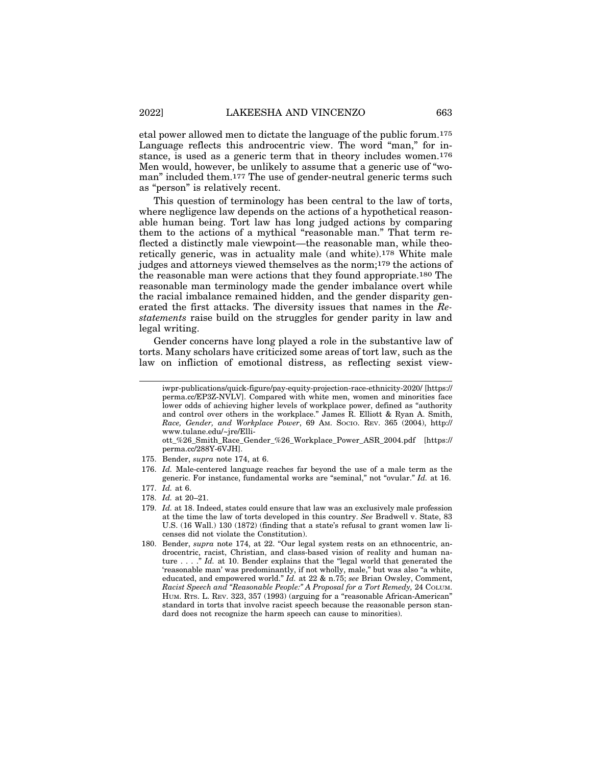etal power allowed men to dictate the language of the public forum.[175] Language reflects this androcentric view. The word "man," for instance, is used as a generic term that in theory includes women.[176] Men would, however, be unlikely to assume that a generic use of "woman" included them.[177] The use of gender-neutral generic terms such as "person" is relatively recent.

This question of terminology has been central to the law of torts, where negligence law depends on the actions of a hypothetical reasonable human being. Tort law has long judged actions by comparing them to the actions of a mythical "reasonable man." That term reflected a distinctly male viewpoint—the reasonable man, while theoretically generic, was in actuality male (and white).[178] White male judges and attorneys viewed themselves as the norm;[179] the actions of the reasonable man were actions that they found appropriate.[180] The reasonable man terminology made the gender imbalance overt while the racial imbalance remained hidden, and the gender disparity generated the first attacks. The diversity issues that names in the *Restatements* raise build on the struggles for gender parity in law and legal writing.

Gender concerns have long played a role in the substantive law of torts. Many scholars have criticized some areas of tort law, such as the law on infliction of emotional distress, as reflecting sexist view-

---

iwpr-publications/quick-figure/pay-equity-projection-race-ethnicity-2020/ [https://perma.cc/EP3Z-NVLV]. Compared with white men, women and minorities face lower odds of achieving higher levels of workplace power, defined as "authority and control over others in the workplace." James R. Elliott & Ryan A. Smith, *Race, Gender, and Workplace Power*, 69 AM. SOCIO. REV. 365 (2004), http://www.tulane.edu/~jre/Elliott_%26_Smith_Race_Gender_%26_Workplace_Power_ASR_2004.pdf [https://perma.cc/288Y-6VJH].

175. Bender, *supra* note 174, at 6.

176. *Id.* Male-centered language reaches far beyond the use of a male term as the generic. For instance, fundamental works are "seminal," not "ovular." *Id.* at 16.

177. *Id.* at 6.

178. *Id.* at 20–21.

179. *Id.* at 18. Indeed, states could ensure that law was an exclusively male profession at the time the law of torts developed in this country. *See* Bradwell v. State, 83 U.S. (16 Wall.) 130 (1872) (finding that a state's refusal to grant women law licenses did not violate the Constitution).

180. Bender, *supra* note 174, at 22. "Our legal system rests on an ethnocentric, androcentric, racist, Christian, and class-based vision of reality and human nature . . . ." *Id.* at 10. Bender explains that the "legal world that generated the 'reasonable man' was predominantly, if not wholly, male," but was also "a white, educated, and empowered world." *Id.* at 22 & n.75; *see* Brian Owsley, Comment, *Racist Speech and "Reasonable People:" A Proposal for a Tort Remedy,* 24 COLUM. HUM. RTS. L. REV. 323, 357 (1993) (arguing for a "reasonable African-American" standard in torts that involve racist speech because the reasonable person standard does not recognize the harm speech can cause to minorities).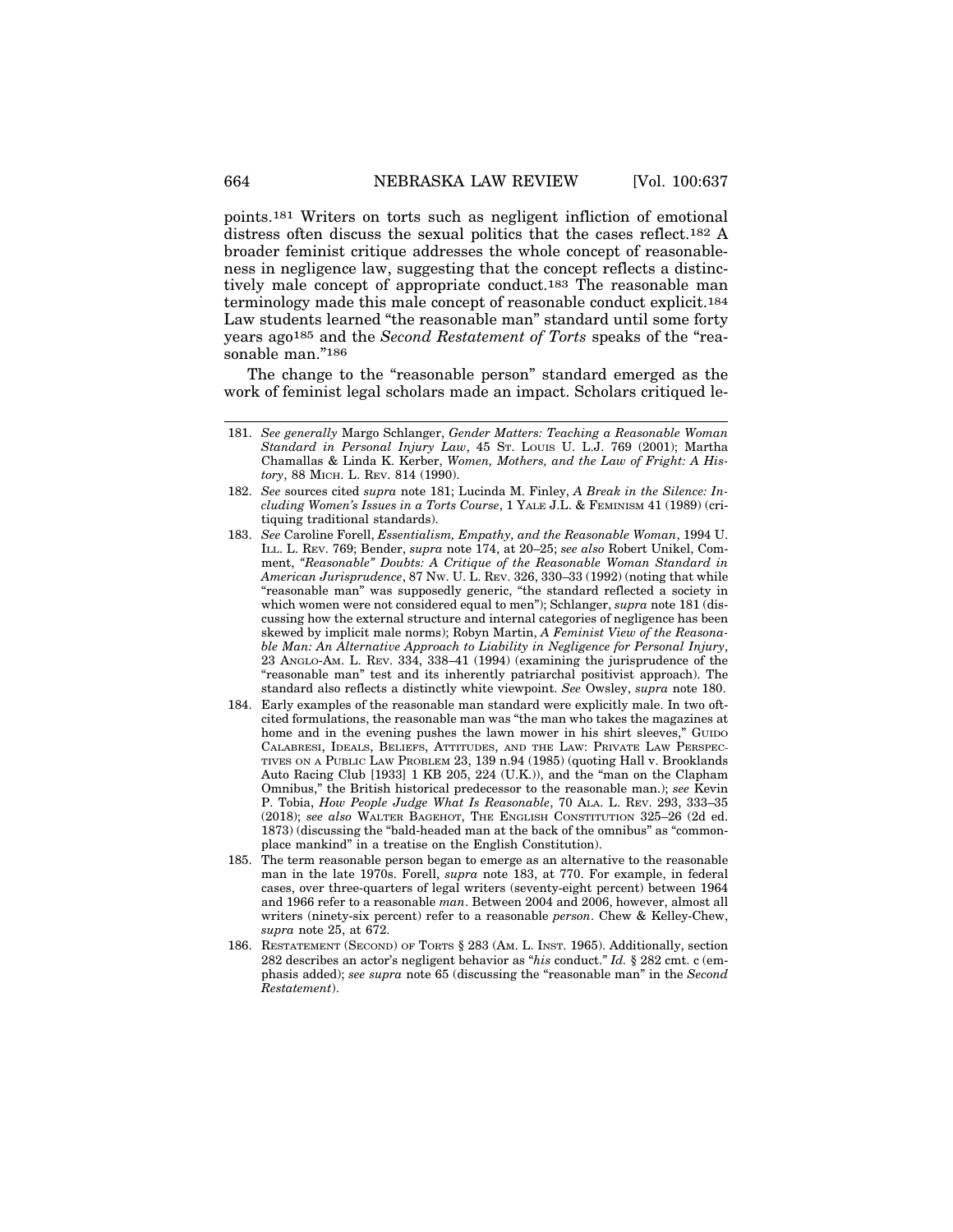points.[181] Writers on torts such as negligent infliction of emotional distress often discuss the sexual politics that the cases reflect.[182] A broader feminist critique addresses the whole concept of reasonableness in negligence law, suggesting that the concept reflects a distinctively male concept of appropriate conduct.[183] The reasonable man terminology made this male concept of reasonable conduct explicit.[184] Law students learned "the reasonable man" standard until some forty years ago[185] and the *Second Restatement of Torts* speaks of the "reasonable man."[186]

The change to the "reasonable person" standard emerged as the work of feminist legal scholars made an impact. Scholars critiqued le-

---

181. *See generally* Margo Schlanger, *Gender Matters: Teaching a Reasonable Woman Standard in Personal Injury Law*, 45 ST. LOUIS U. L.J. 769 (2001); Martha Chamallas & Linda K. Kerber, *Women, Mothers, and the Law of Fright: A History*, 88 MICH. L. REV. 814 (1990).

182. *See* sources cited *supra* note 181; Lucinda M. Finley, *A Break in the Silence: Including Women's Issues in a Torts Course*, 1 YALE J.L. & FEMINISM 41 (1989) (critiquing traditional standards).

183. *See* Caroline Forell, *Essentialism, Empathy, and the Reasonable Woman*, 1994 U. ILL. L. REV. 769; Bender, *supra* note 174, at 20–25; *see also* Robert Unikel, Comment, *"Reasonable" Doubts: A Critique of the Reasonable Woman Standard in American Jurisprudence*, 87 NW. U. L. REV. 326, 330–33 (1992) (noting that while "reasonable man" was supposedly generic, "the standard reflected a society in which women were not considered equal to men"); Schlanger, *supra* note 181 (discussing how the external structure and internal categories of negligence has been skewed by implicit male norms); Robyn Martin, *A Feminist View of the Reasonable Man: An Alternative Approach to Liability in Negligence for Personal Injury*, 23 ANGLO-AM. L. REV. 334, 338–41 (1994) (examining the jurisprudence of the "reasonable man" test and its inherently patriarchal positivist approach). The standard also reflects a distinctly white viewpoint. *See* Owsley, *supra* note 180.

184. Early examples of the reasonable man standard were explicitly male. In two oft-cited formulations, the reasonable man was "the man who takes the magazines at home and in the evening pushes the lawn mower in his shirt sleeves," GUIDO CALABRESI, IDEALS, BELIEFS, ATTITUDES, AND THE LAW: PRIVATE LAW PERSPECTIVES ON A PUBLIC LAW PROBLEM 23, 139 n.94 (1985) (quoting Hall v. Brooklands Auto Racing Club [1933] 1 KB 205, 224 (U.K.)), and the "man on the Clapham Omnibus," the British historical predecessor to the reasonable man.); *see* Kevin P. Tobia, *How People Judge What Is Reasonable*, 70 ALA. L. REV. 293, 333–35 (2018); *see also* WALTER BAGEHOT, THE ENGLISH CONSTITUTION 325–26 (2d ed. 1873) (discussing the "bald-headed man at the back of the omnibus" as "commonplace mankind" in a treatise on the English Constitution).

185. The term reasonable person began to emerge as an alternative to the reasonable man in the late 1970s. Forell, *supra* note 183, at 770. For example, in federal cases, over three-quarters of legal writers (seventy-eight percent) between 1964 and 1966 refer to a reasonable *man*. Between 2004 and 2006, however, almost all writers (ninety-six percent) refer to a reasonable *person*. Chew & Kelley-Chew, *supra* note 25, at 672.

186. RESTATEMENT (SECOND) OF TORTS § 283 (AM. L. INST. 1965). Additionally, section 282 describes an actor's negligent behavior as "*his* conduct." *Id.* § 282 cmt. c (emphasis added); *see supra* note 65 (discussing the "reasonable man" in the *Second Restatement*).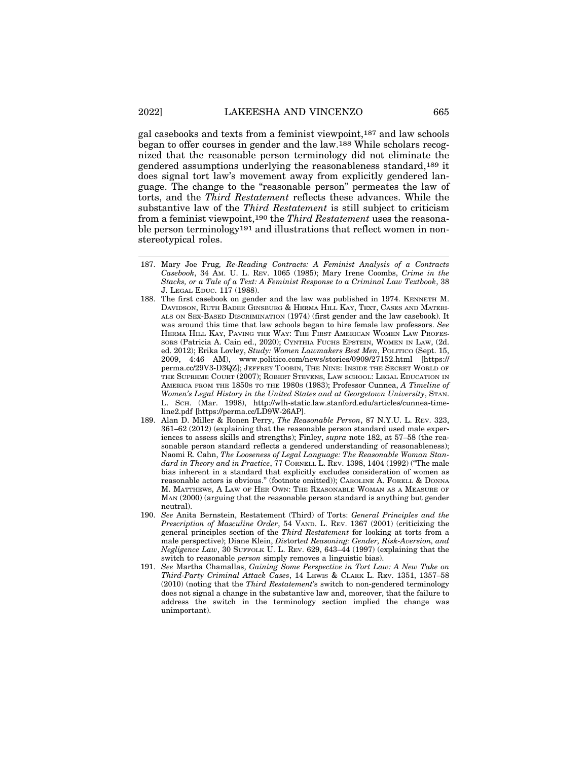gal casebooks and texts from a feminist viewpoint,[187] and law schools began to offer courses in gender and the law.[188] While scholars recognized that the reasonable person terminology did not eliminate the gendered assumptions underlying the reasonableness standard,[189] it does signal tort law's movement away from explicitly gendered language. The change to the "reasonable person" permeates the law of torts, and the *Third Restatement* reflects these advances. While the substantive law of the *Third Restatement* is still subject to criticism from a feminist viewpoint,[190] the *Third Restatement* uses the reasonable person terminology[191] and illustrations that reflect women in non-stereotypical roles.

---

187. Mary Joe Frug, *Re-Reading Contracts: A Feminist Analysis of a Contracts Casebook*, 34 AM. U. L. REV. 1065 (1985); Mary Irene Coombs, *Crime in the Stacks, or a Tale of a Text: A Feminist Response to a Criminal Law Textbook*, 38 J. LEGAL EDUC. 117 (1988).

188. The first casebook on gender and the law was published in 1974. KENNETH M. DAVIDSON, RUTH BADER GINSBURG & HERMA HILL KAY, TEXT, CASES AND MATERIALS ON SEX-BASED DISCRIMINATION (1974) (first gender and the law casebook). It was around this time that law schools began to hire female law professors. *See* HERMA HILL KAY, PAVING THE WAY: THE FIRST AMERICAN WOMEN LAW PROFESSORS (Patricia A. Cain ed., 2020); CYNTHIA FUCHS EPSTEIN, WOMEN IN LAW, (2d. ed. 2012); Erika Lovley, *Study: Women Lawmakers Best Men*, POLITICO (Sept. 15, 2009, 4:46 AM), www.politico.com/news/stories/0909/27152.html [https://perma.cc/29V3-D3QZ]; JEFFREY TOOBIN, THE NINE: INSIDE THE SECRET WORLD OF THE SUPREME COURT (2007); ROBERT STEVENS, LAW SCHOOL: LEGAL EDUCATION IN AMERICA FROM THE 1850S TO THE 1980S (1983); Professor Cunnea, *A Timeline of Women's Legal History in the United States and at Georgetown University*, STAN. L. SCH. (Mar. 1998), http://wlh-static.law.stanford.edu/articles/cunnea-timeline2.pdf [https://perma.cc/LD9W-26AP].

189. Alan D. Miller & Ronen Perry, *The Reasonable Person*, 87 N.Y.U. L. REV. 323, 361–62 (2012) (explaining that the reasonable person standard used male experiences to assess skills and strengths); Finley, *supra* note 182, at 57–58 (the reasonable person standard reflects a gendered understanding of reasonableness); Naomi R. Cahn, *The Looseness of Legal Language: The Reasonable Woman Standard in Theory and in Practice*, 77 CORNELL L. REV. 1398, 1404 (1992) ("The male bias inherent in a standard that explicitly excludes consideration of women as reasonable actors is obvious." (footnote omitted)); CAROLINE A. FORELL & DONNA M. MATTHEWS, A LAW OF HER OWN: THE REASONABLE WOMAN AS A MEASURE OF MAN (2000) (arguing that the reasonable person standard is anything but gender neutral).

190. *See* Anita Bernstein, Restatement (Third) of Torts: *General Principles and the Prescription of Masculine Order*, 54 VAND. L. REV. 1367 (2001) (criticizing the general principles section of the *Third Restatement* for looking at torts from a male perspective); Diane Klein, *Distorted Reasoning: Gender, Risk-Aversion, and Negligence Law*, 30 SUFFOLK U. L. REV. 629, 643–44 (1997) (explaining that the switch to reasonable *person* simply removes a linguistic bias).

191. *See* Martha Chamallas, *Gaining Some Perspective in Tort Law: A New Take on Third-Party Criminal Attack Cases*, 14 LEWIS & CLARK L. REV. 1351, 1357–58 (2010) (noting that the *Third Restatement*'s switch to non-gendered terminology does not signal a change in the substantive law and, moreover, that the failure to address the switch in the terminology section implied the change was unimportant).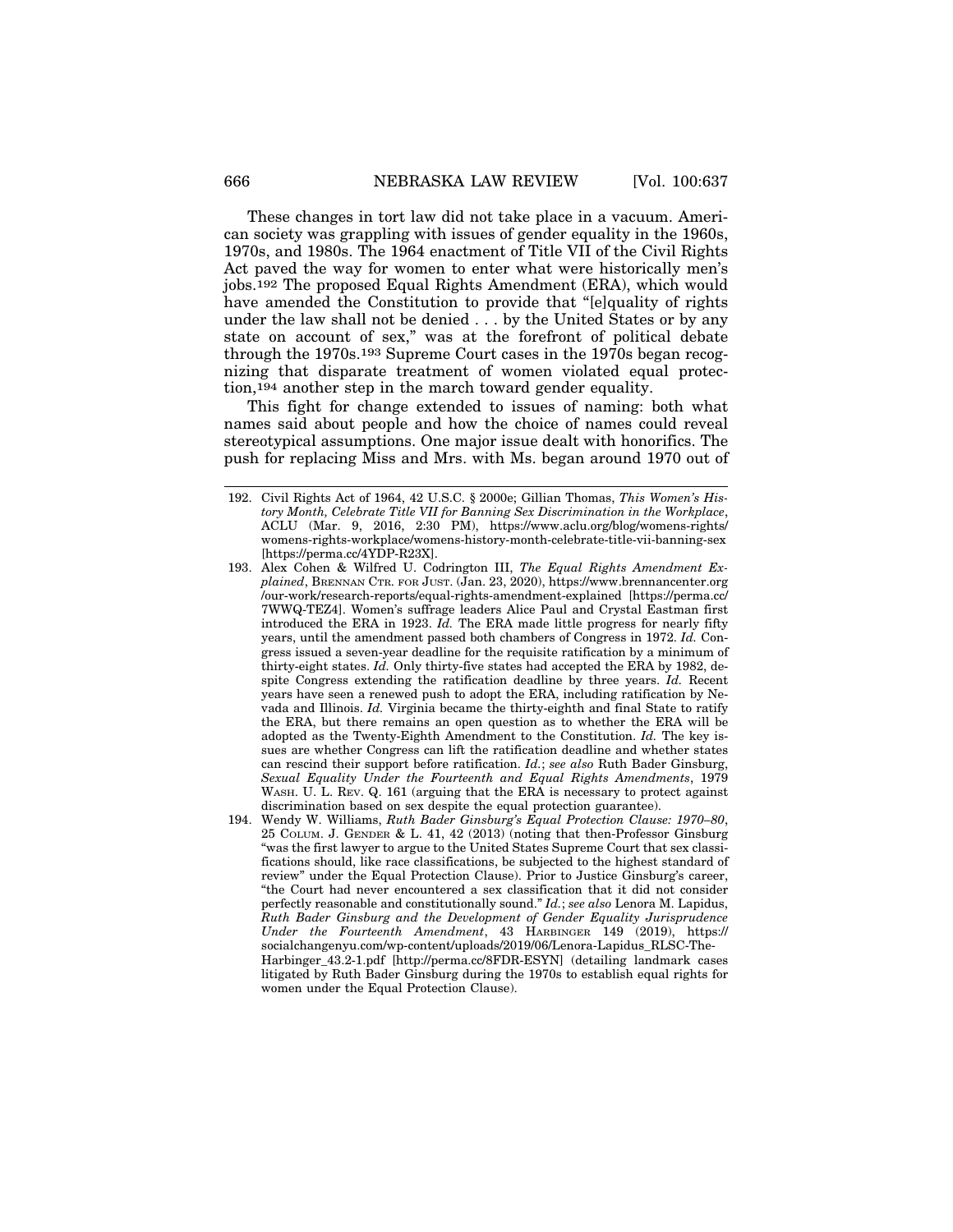These changes in tort law did not take place in a vacuum. American society was grappling with issues of gender equality in the 1960s, 1970s, and 1980s. The 1964 enactment of Title VII of the Civil Rights Act paved the way for women to enter what were historically men's jobs.[192] The proposed Equal Rights Amendment (ERA), which would have amended the Constitution to provide that "[e]quality of rights under the law shall not be denied . . . by the United States or by any state on account of sex," was at the forefront of political debate through the 1970s.[193] Supreme Court cases in the 1970s began recognizing that disparate treatment of women violated equal protection,[194] another step in the march toward gender equality.

This fight for change extended to issues of naming: both what names said about people and how the choice of names could reveal stereotypical assumptions. One major issue dealt with honorifics. The push for replacing Miss and Mrs. with Ms. began around 1970 out of

---

192. Civil Rights Act of 1964, 42 U.S.C. § 2000e; Gillian Thomas, *This Women's History Month, Celebrate Title VII for Banning Sex Discrimination in the Workplace*, ACLU (Mar. 9, 2016, 2:30 PM), https://www.aclu.org/blog/womens-rights/womens-rights-workplace/womens-history-month-celebrate-title-vii-banning-sex [https://perma.cc/4YDP-R23X].

193. Alex Cohen & Wilfred U. Codrington III, *The Equal Rights Amendment Explained*, BRENNAN CTR. FOR JUST. (Jan. 23, 2020), https://www.brennancenter.org/our-work/research-reports/equal-rights-amendment-explained [https://perma.cc/7WWQ-TEZ4]. Women's suffrage leaders Alice Paul and Crystal Eastman first introduced the ERA in 1923. *Id.* The ERA made little progress for nearly fifty years, until the amendment passed both chambers of Congress in 1972. *Id.* Congress issued a seven-year deadline for the requisite ratification by a minimum of thirty-eight states. *Id.* Only thirty-five states had accepted the ERA by 1982, despite Congress extending the ratification deadline by three years. *Id.* Recent years have seen a renewed push to adopt the ERA, including ratification by Nevada and Illinois. *Id.* Virginia became the thirty-eighth and final State to ratify the ERA, but there remains an open question as to whether the ERA will be adopted as the Twenty-Eighth Amendment to the Constitution. *Id.* The key issues are whether Congress can lift the ratification deadline and whether states can rescind their support before ratification. *Id.*; *see also* Ruth Bader Ginsburg, *Sexual Equality Under the Fourteenth and Equal Rights Amendments*, 1979 WASH. U. L. REV. Q. 161 (arguing that the ERA is necessary to protect against discrimination based on sex despite the equal protection guarantee).

194. Wendy W. Williams, *Ruth Bader Ginsburg's Equal Protection Clause: 1970–80*, 25 COLUM. J. GENDER & L. 41, 42 (2013) (noting that then-Professor Ginsburg "was the first lawyer to argue to the United States Supreme Court that sex classifications should, like race classifications, be subjected to the highest standard of review" under the Equal Protection Clause). Prior to Justice Ginsburg's career, "the Court had never encountered a sex classification that it did not consider perfectly reasonable and constitutionally sound." *Id.*; *see also* Lenora M. Lapidus, *Ruth Bader Ginsburg and the Development of Gender Equality Jurisprudence Under the Fourteenth Amendment*, 43 HARBINGER 149 (2019), https://socialchangenyu.com/wp-content/uploads/2019/06/Lenora-Lapidus_RLSC-The-Harbinger_43.2-1.pdf [http://perma.cc/8FDR-ESYN] (detailing landmark cases litigated by Ruth Bader Ginsburg during the 1970s to establish equal rights for women under the Equal Protection Clause).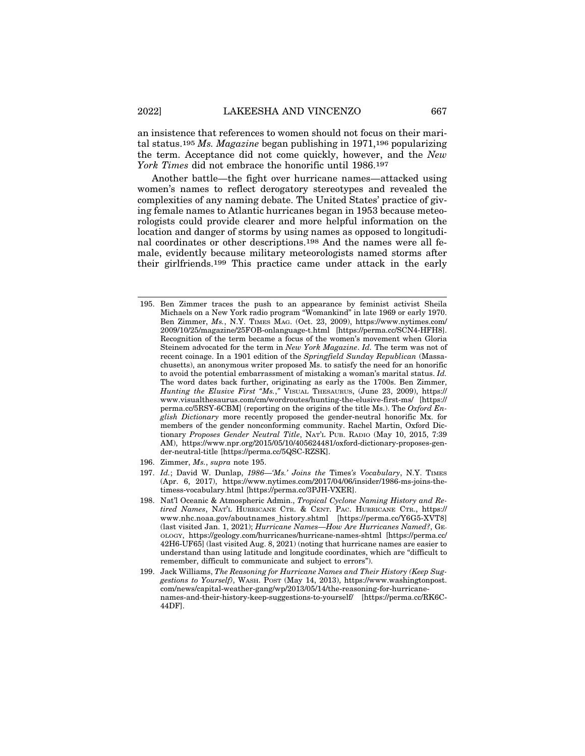an insistence that references to women should not focus on their marital status.[195] *Ms. Magazine* began publishing in 1971,[196] popularizing the term. Acceptance did not come quickly, however, and the *New York Times* did not embrace the honorific until 1986.[197]

Another battle—the fight over hurricane names—attacked using women's names to reflect derogatory stereotypes and revealed the complexities of any naming debate. The United States' practice of giving female names to Atlantic hurricanes began in 1953 because meteorologists could provide clearer and more helpful information on the location and danger of storms by using names as opposed to longitudinal coordinates or other descriptions.[198] And the names were all female, evidently because military meteorologists named storms after their girlfriends.[199] This practice came under attack in the early

---

195. Ben Zimmer traces the push to an appearance by feminist activist Sheila Michaels on a New York radio program "Womankind" in late 1969 or early 1970. Ben Zimmer, *Ms.*, N.Y. TIMES MAG. (Oct. 23, 2009), https://www.nytimes.com/2009/10/25/magazine/25FOB-onlanguage-t.html [https://perma.cc/SCN4-HFH8]. Recognition of the term became a focus of the women's movement when Gloria Steinem advocated for the term in *New York Magazine*. *Id.* The term was not of recent coinage. In a 1901 edition of the *Springfield Sunday Republican* (Massachusetts), an anonymous writer proposed Ms. to satisfy the need for an honorific to avoid the potential embarrassment of mistaking a woman's marital status. *Id.* The word dates back further, originating as early as the 1700s. Ben Zimmer, *Hunting the Elusive First "Ms.,"* VISUAL THESAURUS, (June 23, 2009), https://www.visualthesaurus.com/cm/wordroutes/hunting-the-elusive-first-ms/ [https://perma.cc/5RSY-6CBM] (reporting on the origins of the title Ms.). The *Oxford English Dictionary* more recently proposed the gender-neutral honorific Mx. for members of the gender nonconforming community. Rachel Martin, Oxford Dictionary *Proposes Gender Neutral Title*, NAT'L PUB. RADIO (May 10, 2015, 7:39 AM), https://www.npr.org/2015/05/10/405624481/oxford-dictionary-proposes-gender-neutral-title [https://perma.cc/5QSC-RZSK].

196. Zimmer, *Ms.*, *supra* note 195.

197. *Id.*; David W. Dunlap, *1986—'Ms.' Joins the* Times*'s Vocabulary*, N.Y. TIMES (Apr. 6, 2017), https://www.nytimes.com/2017/04/06/insider/1986-ms-joins-the-timess-vocabulary.html [https://perma.cc/3PJH-VXER].

198. Nat'l Oceanic & Atmospheric Admin., *Tropical Cyclone Naming History and Retired Names*, NAT'L HURRICANE CTR. & CENT. PAC. HURRICANE CTR., https://www.nhc.noaa.gov/aboutnames_history.shtml [https://perma.cc/Y6G5-XVT8] (last visited Jan. 1, 2021); *Hurricane Names—How Are Hurricanes Named?*, GEOLOGY, https://geology.com/hurricanes/hurricane-names-shtml [https://perma.cc/42H6-UF65] (last visited Aug. 8, 2021) (noting that hurricane names are easier to understand than using latitude and longitude coordinates, which are "difficult to remember, difficult to communicate and subject to errors").

199. Jack Williams, *The Reasoning for Hurricane Names and Their History (Keep Suggestions to Yourself)*, WASH. POST (May 14, 2013), https://www.washingtonpost.com/news/capital-weather-gang/wp/2013/05/14/the-reasoning-for-hurricane-names-and-their-history-keep-suggestions-to-yourself/ [https://perma.cc/RK6C-44DF].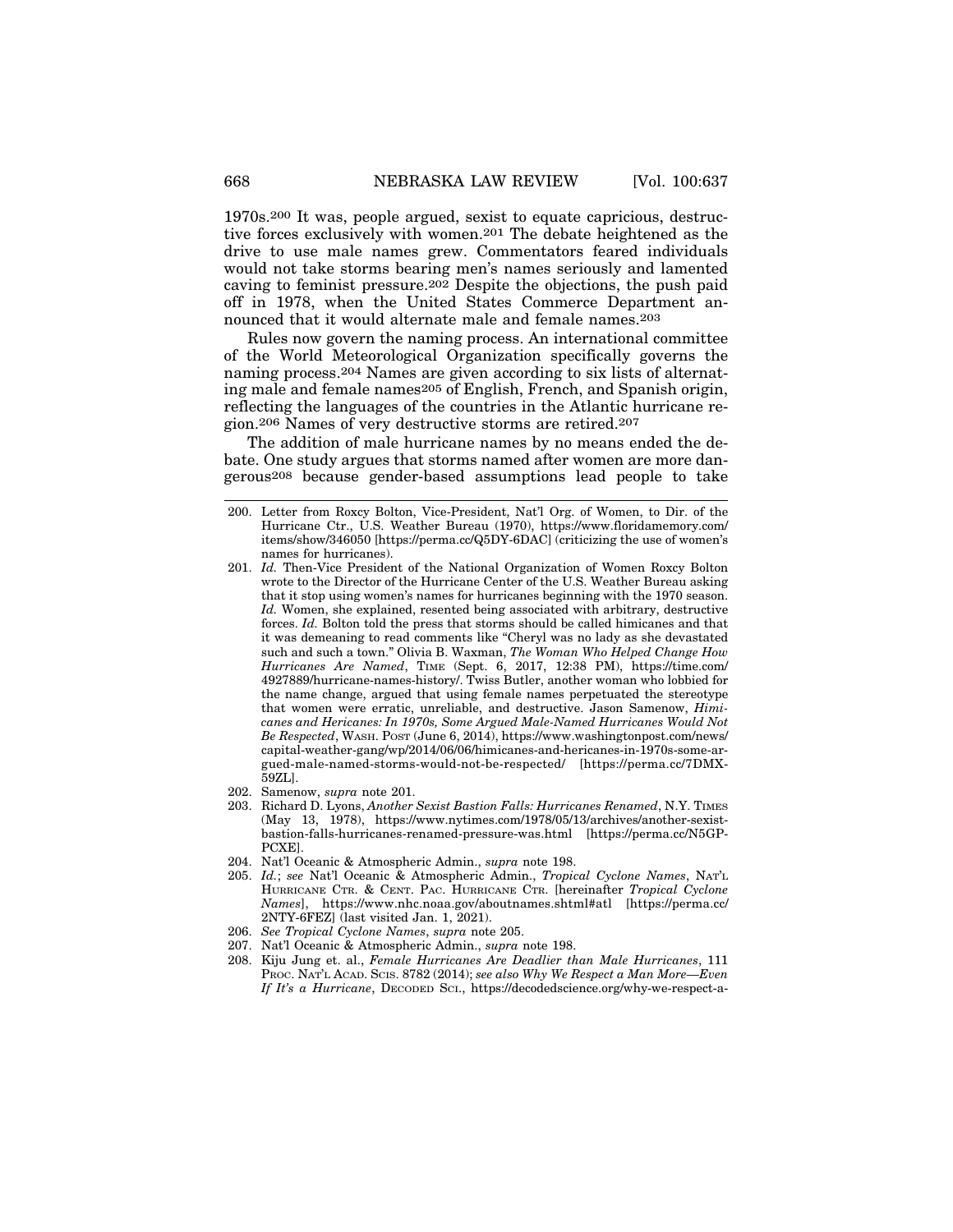1970s.[200] It was, people argued, sexist to equate capricious, destructive forces exclusively with women.[201] The debate heightened as the drive to use male names grew. Commentators feared individuals would not take storms bearing men's names seriously and lamented caving to feminist pressure.[202] Despite the objections, the push paid off in 1978, when the United States Commerce Department announced that it would alternate male and female names.[203]

Rules now govern the naming process. An international committee of the World Meteorological Organization specifically governs the naming process.[204] Names are given according to six lists of alternating male and female names[205] of English, French, and Spanish origin, reflecting the languages of the countries in the Atlantic hurricane region.[206] Names of very destructive storms are retired.[207]

The addition of male hurricane names by no means ended the debate. One study argues that storms named after women are more dangerous[208] because gender-based assumptions lead people to take

---

200. Letter from Roxcy Bolton, Vice-President, Nat'l Org. of Women, to Dir. of the Hurricane Ctr., U.S. Weather Bureau (1970), https://www.floridamemory.com/items/show/346050 [https://perma.cc/Q5DY-6DAC] (criticizing the use of women's names for hurricanes).

201. *Id.* Then-Vice President of the National Organization of Women Roxcy Bolton wrote to the Director of the Hurricane Center of the U.S. Weather Bureau asking that it stop using women's names for hurricanes beginning with the 1970 season. *Id.* Women, she explained, resented being associated with arbitrary, destructive forces. *Id.* Bolton told the press that storms should be called himicanes and that it was demeaning to read comments like "Cheryl was no lady as she devastated such and such a town." Olivia B. Waxman, *The Woman Who Helped Change How Hurricanes Are Named*, TIME (Sept. 6, 2017, 12:38 PM), https://time.com/4927889/hurricane-names-history/. Twiss Butler, another woman who lobbied for the name change, argued that using female names perpetuated the stereotype that women were erratic, unreliable, and destructive. Jason Samenow, *Himicanes and Hericanes: In 1970s, Some Argued Male-Named Hurricanes Would Not Be Respected*, WASH. POST (June 6, 2014), https://www.washingtonpost.com/news/capital-weather-gang/wp/2014/06/06/himicanes-and-hericanes-in-1970s-some-argued-male-named-storms-would-not-be-respected/ [https://perma.cc/7DMX-59ZL].

202. Samenow, *supra* note 201.

203. Richard D. Lyons, *Another Sexist Bastion Falls: Hurricanes Renamed*, N.Y. TIMES (May 13, 1978), https://www.nytimes.com/1978/05/13/archives/another-sexist-bastion-falls-hurricanes-renamed-pressure-was.html [https://perma.cc/N5GP-PCXE].

204. Nat'l Oceanic & Atmospheric Admin., *supra* note 198.

205. *Id.*; *see* Nat'l Oceanic & Atmospheric Admin., *Tropical Cyclone Names*, NAT'L HURRICANE CTR. & CENT. PAC. HURRICANE CTR. [hereinafter *Tropical Cyclone Names*], https://www.nhc.noaa.gov/aboutnames.shtml#atl [https://perma.cc/2NTY-6FEZ] (last visited Jan. 1, 2021).

206. *See Tropical Cyclone Names*, *supra* note 205.

207. Nat'l Oceanic & Atmospheric Admin., *supra* note 198.

208. Kiju Jung et. al., *Female Hurricanes Are Deadlier than Male Hurricanes*, 111 PROC. NAT'L ACAD. SCIS. 8782 (2014); *see also Why We Respect a Man More—Even If It's a Hurricane*, DECODED SCI., https://decodedscience.org/why-we-respect-a-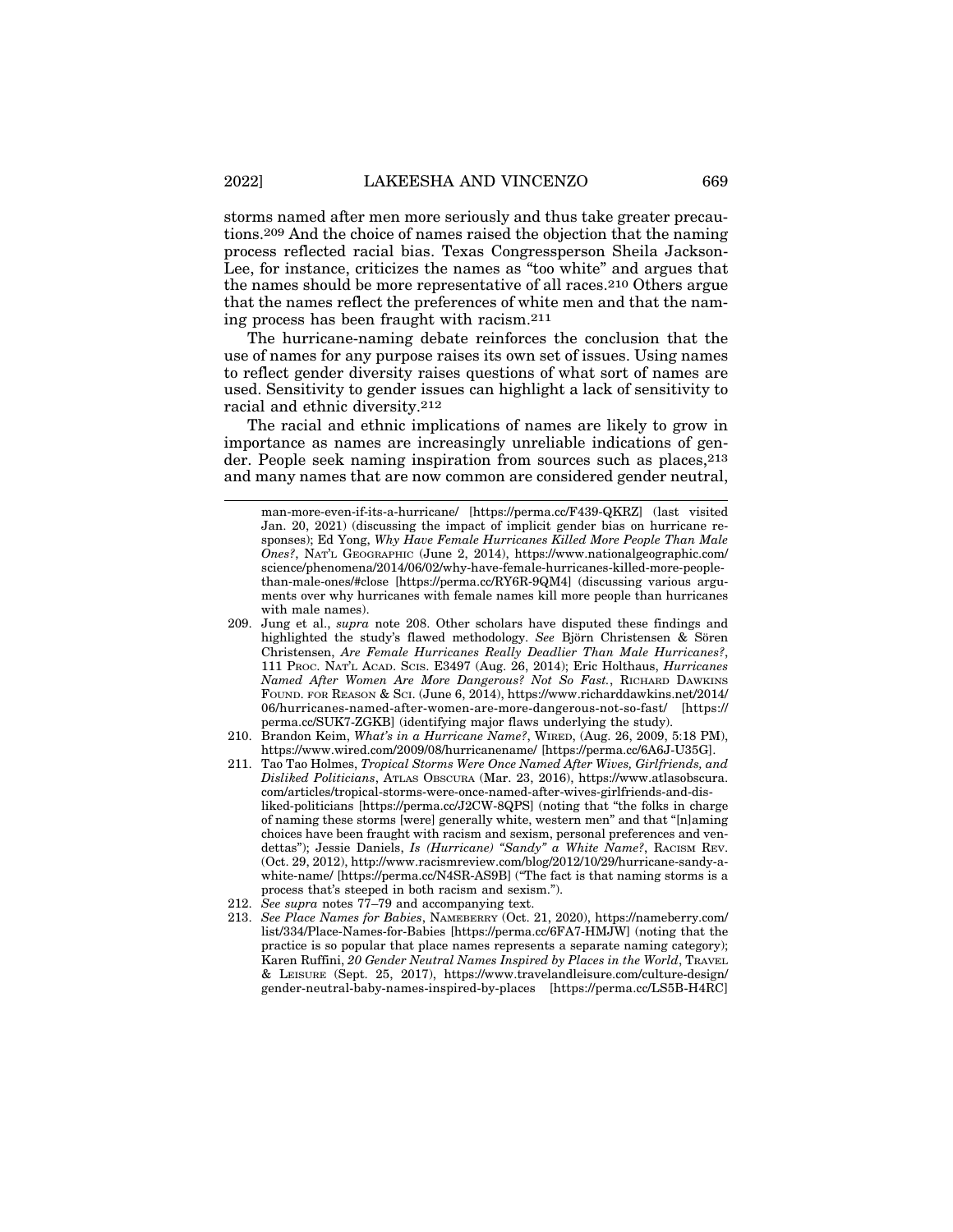storms named after men more seriously and thus take greater precautions.[209] And the choice of names raised the objection that the naming process reflected racial bias. Texas Congressperson Sheila Jackson-Lee, for instance, criticizes the names as "too white" and argues that the names should be more representative of all races.[210] Others argue that the names reflect the preferences of white men and that the naming process has been fraught with racism.[211]

The hurricane-naming debate reinforces the conclusion that the use of names for any purpose raises its own set of issues. Using names to reflect gender diversity raises questions of what sort of names are used. Sensitivity to gender issues can highlight a lack of sensitivity to racial and ethnic diversity.[212]

The racial and ethnic implications of names are likely to grow in importance as names are increasingly unreliable indications of gender. People seek naming inspiration from sources such as places,[213] and many names that are now common are considered gender neutral,

---

man-more-even-if-its-a-hurricane/ [https://perma.cc/F439-QKRZ] (last visited Jan. 20, 2021) (discussing the impact of implicit gender bias on hurricane responses); Ed Yong, *Why Have Female Hurricanes Killed More People Than Male Ones?*, NAT'L GEOGRAPHIC (June 2, 2014), https://www.nationalgeographic.com/science/phenomena/2014/06/02/why-have-female-hurricanes-killed-more-people-than-male-ones/#close [https://perma.cc/RY6R-9QM4] (discussing various arguments over why hurricanes with female names kill more people than hurricanes with male names).

209. Jung et al., *supra* note 208. Other scholars have disputed these findings and highlighted the study's flawed methodology. *See* Björn Christensen & Sören Christensen, *Are Female Hurricanes Really Deadlier Than Male Hurricanes?*, 111 PROC. NAT'L ACAD. SCIS. E3497 (Aug. 26, 2014); Eric Holthaus, *Hurricanes Named After Women Are More Dangerous? Not So Fast.*, RICHARD DAWKINS FOUND. FOR REASON & SCI. (June 6, 2014), https://www.richarddawkins.net/2014/06/hurricanes-named-after-women-are-more-dangerous-not-so-fast/ [https://perma.cc/SUK7-ZGKB] (identifying major flaws underlying the study).

210. Brandon Keim, *What's in a Hurricane Name?*, WIRED, (Aug. 26, 2009, 5:18 PM), https://www.wired.com/2009/08/hurricanename/ [https://perma.cc/6A6J-U35G].

211. Tao Tao Holmes, *Tropical Storms Were Once Named After Wives, Girlfriends, and Disliked Politicians*, ATLAS OBSCURA (Mar. 23, 2016), https://www.atlasobscura.com/articles/tropical-storms-were-once-named-after-wives-girlfriends-and-disliked-politicians [https://perma.cc/J2CW-8QPS] (noting that "the folks in charge of naming these storms [were] generally white, western men" and that "[n]aming choices have been fraught with racism and sexism, personal preferences and vendettas"); Jessie Daniels, *Is (Hurricane) "Sandy" a White Name?*, RACISM REV. (Oct. 29, 2012), http://www.racismreview.com/blog/2012/10/29/hurricane-sandy-a-white-name/ [https://perma.cc/N4SR-AS9B] ("The fact is that naming storms is a process that's steeped in both racism and sexism.").

212. *See supra* notes 77–79 and accompanying text.

213. *See Place Names for Babies*, NAMEBERRY (Oct. 21, 2020), https://nameberry.com/list/334/Place-Names-for-Babies [https://perma.cc/6FA7-HMJW] (noting that the practice is so popular that place names represents a separate naming category); Karen Ruffini, *20 Gender Neutral Names Inspired by Places in the World*, TRAVEL & LEISURE (Sept. 25, 2017), https://www.travelandleisure.com/culture-design/gender-neutral-baby-names-inspired-by-places [https://perma.cc/LS5B-H4RC]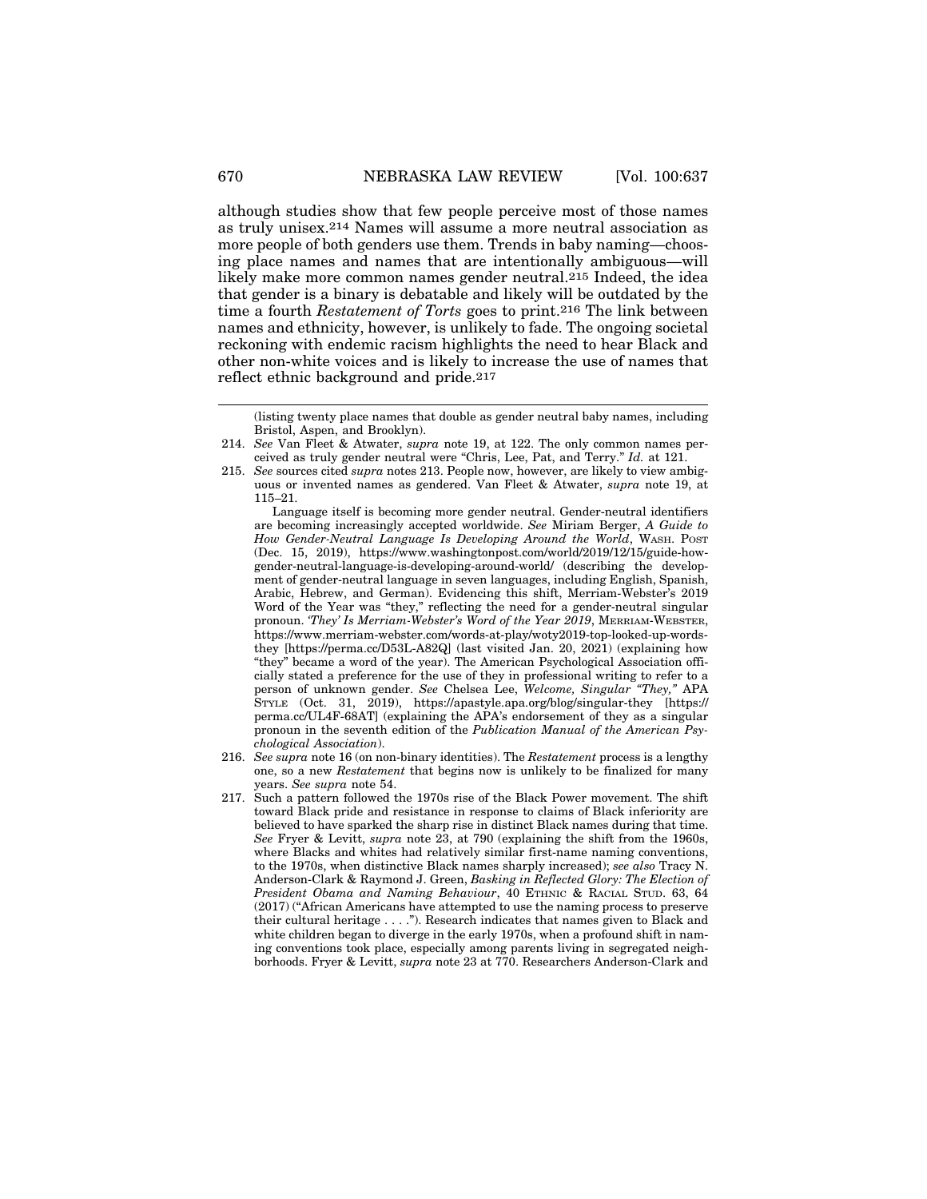although studies show that few people perceive most of those names as truly unisex.[214] Names will assume a more neutral association as more people of both genders use them. Trends in baby naming—choosing place names and names that are intentionally ambiguous—will likely make more common names gender neutral.[215] Indeed, the idea that gender is a binary is debatable and likely will be outdated by the time a fourth *Restatement of Torts* goes to print.[216] The link between names and ethnicity, however, is unlikely to fade. The ongoing societal reckoning with endemic racism highlights the need to hear Black and other non-white voices and is likely to increase the use of names that reflect ethnic background and pride.[217]

---

(listing twenty place names that double as gender neutral baby names, including Bristol, Aspen, and Brooklyn).

214. *See* Van Fleet & Atwater, *supra* note 19, at 122. The only common names perceived as truly gender neutral were "Chris, Lee, Pat, and Terry." *Id.* at 121.

215. *See* sources cited *supra* notes 213. People now, however, are likely to view ambiguous or invented names as gendered. Van Fleet & Atwater, *supra* note 19, at 115–21.

 Language itself is becoming more gender neutral. Gender-neutral identifiers are becoming increasingly accepted worldwide. *See* Miriam Berger, *A Guide to How Gender-Neutral Language Is Developing Around the World*, WASH. POST (Dec. 15, 2019), https://www.washingtonpost.com/world/2019/12/15/guide-how-gender-neutral-language-is-developing-around-world/ (describing the development of gender-neutral language in seven languages, including English, Spanish, Arabic, Hebrew, and German). Evidencing this shift, Merriam-Webster's 2019 Word of the Year was "they," reflecting the need for a gender-neutral singular pronoun. *'They' Is Merriam-Webster's Word of the Year 2019*, MERRIAM-WEBSTER, https://www.merriam-webster.com/words-at-play/woty2019-top-looked-up-words-they [https://perma.cc/D53L-A82Q] (last visited Jan. 20, 2021) (explaining how "they" became a word of the year). The American Psychological Association officially stated a preference for the use of they in professional writing to refer to a person of unknown gender. *See* Chelsea Lee, *Welcome, Singular "They,"* APA STYLE (Oct. 31, 2019), https://apastyle.apa.org/blog/singular-they [https://perma.cc/UL4F-68AT] (explaining the APA's endorsement of they as a singular pronoun in the seventh edition of the *Publication Manual of the American Psychological Association*).

216. *See supra* note 16 (on non-binary identities). The *Restatement* process is a lengthy one, so a new *Restatement* that begins now is unlikely to be finalized for many years. *See supra* note 54.

217. Such a pattern followed the 1970s rise of the Black Power movement. The shift toward Black pride and resistance in response to claims of Black inferiority are believed to have sparked the sharp rise in distinct Black names during that time. *See* Fryer & Levitt, *supra* note 23, at 790 (explaining the shift from the 1960s, where Blacks and whites had relatively similar first-name naming conventions, to the 1970s, when distinctive Black names sharply increased); *see also* Tracy N. Anderson-Clark & Raymond J. Green, *Basking in Reflected Glory: The Election of President Obama and Naming Behaviour*, 40 ETHNIC & RACIAL STUD. 63, 64 (2017) ("African Americans have attempted to use the naming process to preserve their cultural heritage . . . ."). Research indicates that names given to Black and white children began to diverge in the early 1970s, when a profound shift in naming conventions took place, especially among parents living in segregated neighborhoods. Fryer & Levitt, *supra* note 23 at 770. Researchers Anderson-Clark and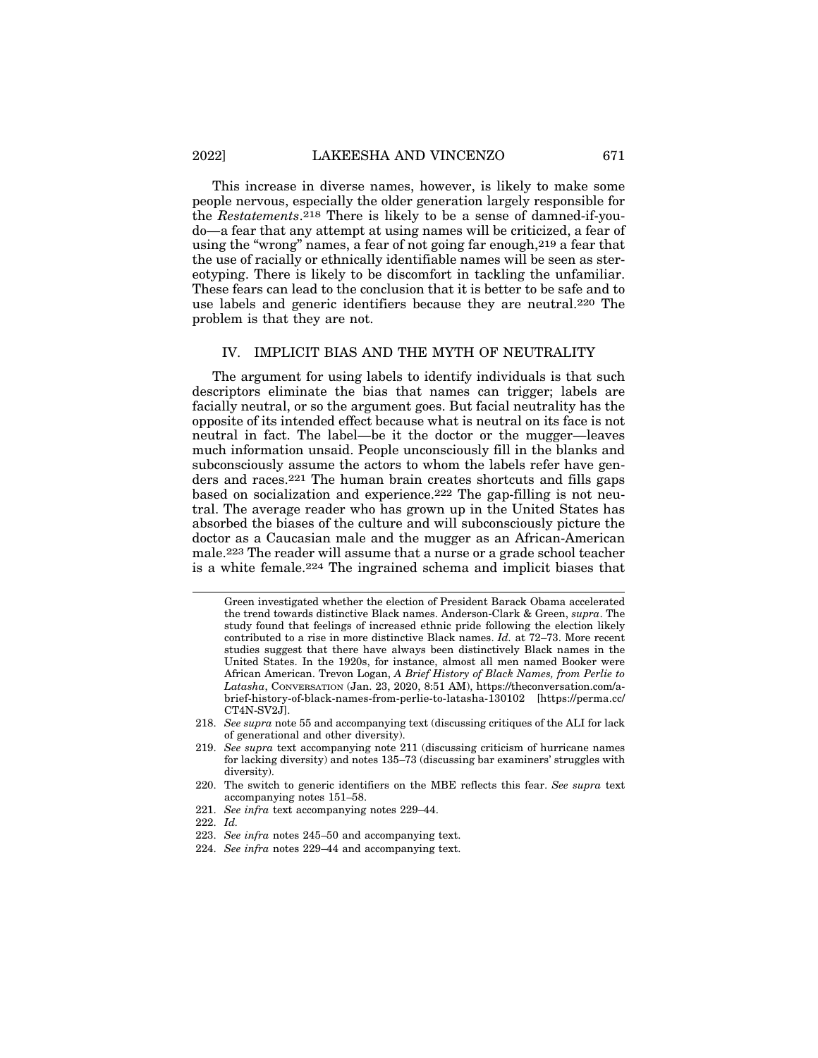This increase in diverse names, however, is likely to make some people nervous, especially the older generation largely responsible for the *Restatements*.[218] There is likely to be a sense of damned-if-you-do—a fear that any attempt at using names will be criticized, a fear of using the "wrong" names, a fear of not going far enough,[219] a fear that the use of racially or ethnically identifiable names will be seen as stereotyping. There is likely to be discomfort in tackling the unfamiliar. These fears can lead to the conclusion that it is better to be safe and to use labels and generic identifiers because they are neutral.[220] The problem is that they are not.

## IV. IMPLICIT BIAS AND THE MYTH OF NEUTRALITY

The argument for using labels to identify individuals is that such descriptors eliminate the bias that names can trigger; labels are facially neutral, or so the argument goes. But facial neutrality has the opposite of its intended effect because what is neutral on its face is not neutral in fact. The label—be it the doctor or the mugger—leaves much information unsaid. People unconsciously fill in the blanks and subconsciously assume the actors to whom the labels refer have genders and races.[221] The human brain creates shortcuts and fills gaps based on socialization and experience.[222] The gap-filling is not neutral. The average reader who has grown up in the United States has absorbed the biases of the culture and will subconsciously picture the doctor as a Caucasian male and the mugger as an African-American male.[223] The reader will assume that a nurse or a grade school teacher is a white female.[224] The ingrained schema and implicit biases that

---

Green investigated whether the election of President Barack Obama accelerated the trend towards distinctive Black names. Anderson-Clark & Green, *supra*. The study found that feelings of increased ethnic pride following the election likely contributed to a rise in more distinctive Black names. *Id.* at 72–73. More recent studies suggest that there have always been distinctively Black names in the United States. In the 1920s, for instance, almost all men named Booker were African American. Trevon Logan, *A Brief History of Black Names, from Perlie to Latasha*, CONVERSATION (Jan. 23, 2020, 8:51 AM), https://theconversation.com/a-brief-history-of-black-names-from-perlie-to-latasha-130102 [https://perma.cc/CT4N-SV2J].

218. *See supra* note 55 and accompanying text (discussing critiques of the ALI for lack of generational and other diversity).

219. *See supra* text accompanying note 211 (discussing criticism of hurricane names for lacking diversity) and notes 135–73 (discussing bar examiners' struggles with diversity).

220. The switch to generic identifiers on the MBE reflects this fear. *See supra* text accompanying notes 151–58.

221. *See infra* text accompanying notes 229–44.

222. *Id.*

223. *See infra* notes 245–50 and accompanying text.

224. *See infra* notes 229–44 and accompanying text.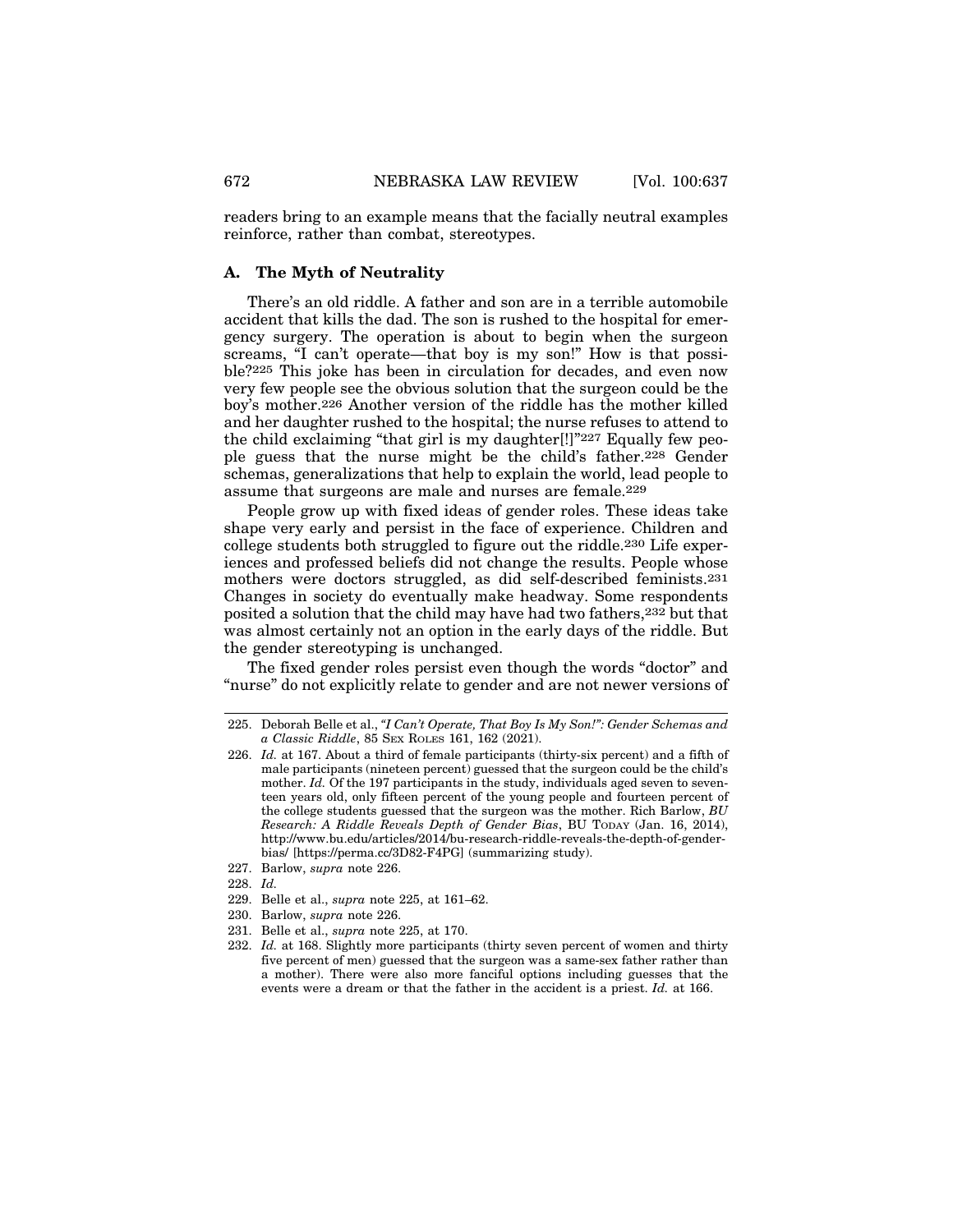readers bring to an example means that the facially neutral examples reinforce, rather than combat, stereotypes.

### A. The Myth of Neutrality

There's an old riddle. A father and son are in a terrible automobile accident that kills the dad. The son is rushed to the hospital for emergency surgery. The operation is about to begin when the surgeon screams, "I can't operate—that boy is my son!" How is that possible?[225] This joke has been in circulation for decades, and even now very few people see the obvious solution that the surgeon could be the boy's mother.[226] Another version of the riddle has the mother killed and her daughter rushed to the hospital; the nurse refuses to attend to the child exclaiming "that girl is my daughter[!]"[227] Equally few people guess that the nurse might be the child's father.[228] Gender schemas, generalizations that help to explain the world, lead people to assume that surgeons are male and nurses are female.[229]

People grow up with fixed ideas of gender roles. These ideas take shape very early and persist in the face of experience. Children and college students both struggled to figure out the riddle.[230] Life experiences and professed beliefs did not change the results. People whose mothers were doctors struggled, as did self-described feminists.[231] Changes in society do eventually make headway. Some respondents posited a solution that the child may have had two fathers,[232] but that was almost certainly not an option in the early days of the riddle. But the gender stereotyping is unchanged.

The fixed gender roles persist even though the words "doctor" and "nurse" do not explicitly relate to gender and are not newer versions of

---

225. Deborah Belle et al., *"I Can't Operate, That Boy Is My Son!": Gender Schemas and a Classic Riddle*, 85 SEX ROLES 161, 162 (2021).

226. *Id.* at 167. About a third of female participants (thirty-six percent) and a fifth of male participants (nineteen percent) guessed that the surgeon could be the child's mother. *Id.* Of the 197 participants in the study, individuals aged seven to seventeen years old, only fifteen percent of the young people and fourteen percent of the college students guessed that the surgeon was the mother. Rich Barlow, *BU Research: A Riddle Reveals Depth of Gender Bias*, BU TODAY (Jan. 16, 2014), http://www.bu.edu/articles/2014/bu-research-riddle-reveals-the-depth-of-gender-bias/ [https://perma.cc/3D82-F4PG] (summarizing study).

227. Barlow, *supra* note 226.

228. *Id.*

229. Belle et al., *supra* note 225, at 161–62.

230. Barlow, *supra* note 226.

231. Belle et al., *supra* note 225, at 170.

232. *Id.* at 168. Slightly more participants (thirty seven percent of women and thirty five percent of men) guessed that the surgeon was a same-sex father rather than a mother). There were also more fanciful options including guesses that the events were a dream or that the father in the accident is a priest. *Id.* at 166.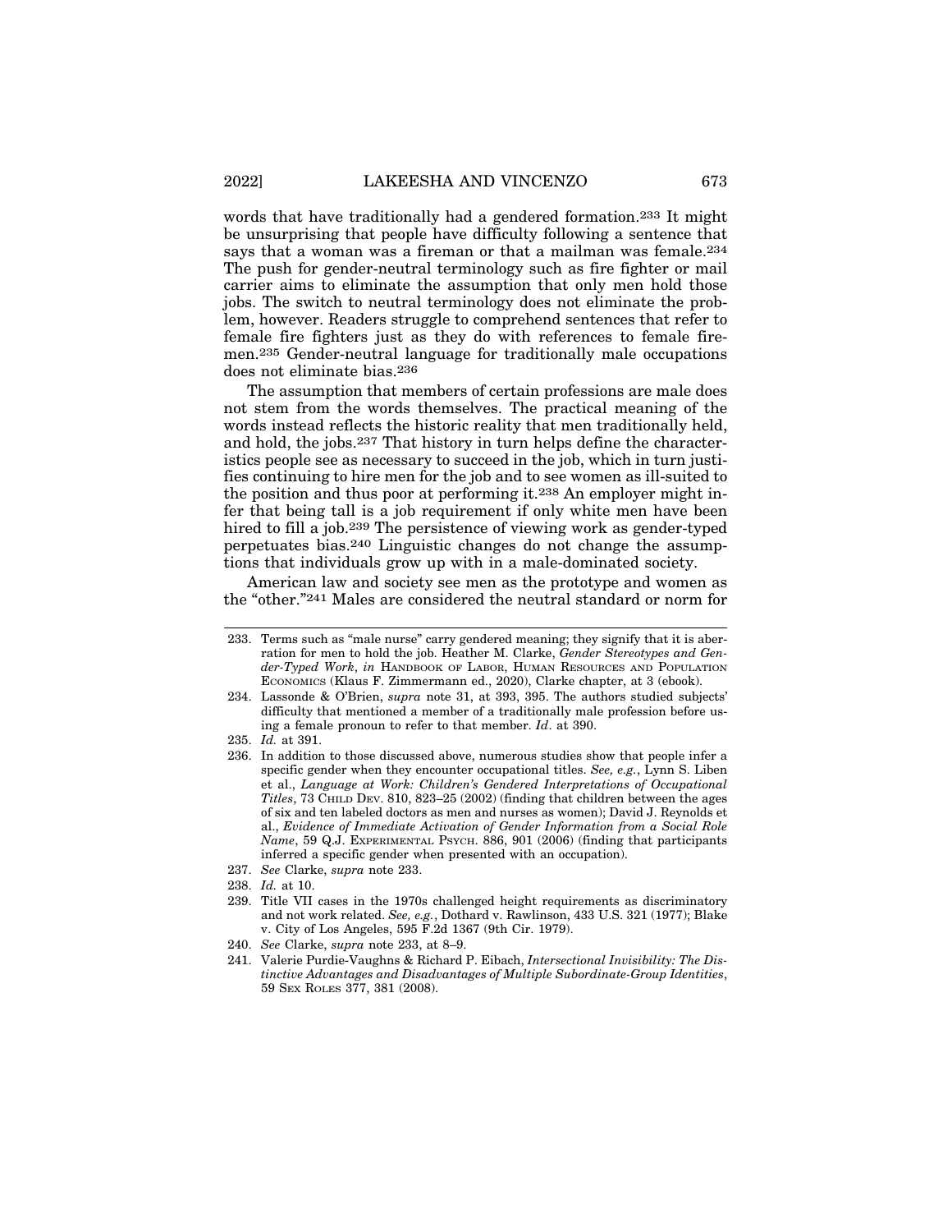words that have traditionally had a gendered formation.[233] It might be unsurprising that people have difficulty following a sentence that says that a woman was a fireman or that a mailman was female.[234] The push for gender-neutral terminology such as fire fighter or mail carrier aims to eliminate the assumption that only men hold those jobs. The switch to neutral terminology does not eliminate the problem, however. Readers struggle to comprehend sentences that refer to female fire fighters just as they do with references to female firemen.[235] Gender-neutral language for traditionally male occupations does not eliminate bias.[236]

The assumption that members of certain professions are male does not stem from the words themselves. The practical meaning of the words instead reflects the historic reality that men traditionally held, and hold, the jobs.[237] That history in turn helps define the characteristics people see as necessary to succeed in the job, which in turn justifies continuing to hire men for the job and to see women as ill-suited to the position and thus poor at performing it.[238] An employer might infer that being tall is a job requirement if only white men have been hired to fill a job.[239] The persistence of viewing work as gender-typed perpetuates bias.[240] Linguistic changes do not change the assumptions that individuals grow up with in a male-dominated society.

American law and society see men as the prototype and women as the "other."[241] Males are considered the neutral standard or norm for

---

233. Terms such as "male nurse" carry gendered meaning; they signify that it is aberration for men to hold the job. Heather M. Clarke, *Gender Stereotypes and Gender-Typed Work*, *in* HANDBOOK OF LABOR, HUMAN RESOURCES AND POPULATION ECONOMICS (Klaus F. Zimmermann ed., 2020), Clarke chapter, at 3 (ebook).

234. Lassonde & O'Brien, *supra* note 31, at 393, 395. The authors studied subjects' difficulty that mentioned a member of a traditionally male profession before using a female pronoun to refer to that member. *Id*. at 390.

235. *Id.* at 391.

236. In addition to those discussed above, numerous studies show that people infer a specific gender when they encounter occupational titles. *See, e.g.*, Lynn S. Liben et al., *Language at Work: Children's Gendered Interpretations of Occupational Titles*, 73 CHILD DEV. 810, 823–25 (2002) (finding that children between the ages of six and ten labeled doctors as men and nurses as women); David J. Reynolds et al., *Evidence of Immediate Activation of Gender Information from a Social Role Name*, 59 Q.J. EXPERIMENTAL PSYCH. 886, 901 (2006) (finding that participants inferred a specific gender when presented with an occupation).

237. *See* Clarke, *supra* note 233.

238. *Id.* at 10.

239. Title VII cases in the 1970s challenged height requirements as discriminatory and not work related. *See, e.g.*, Dothard v. Rawlinson, 433 U.S. 321 (1977); Blake v. City of Los Angeles, 595 F.2d 1367 (9th Cir. 1979).

240. *See* Clarke, *supra* note 233, at 8–9.

241. Valerie Purdie-Vaughns & Richard P. Eibach, *Intersectional Invisibility: The Distinctive Advantages and Disadvantages of Multiple Subordinate-Group Identities*, 59 SEX ROLES 377, 381 (2008).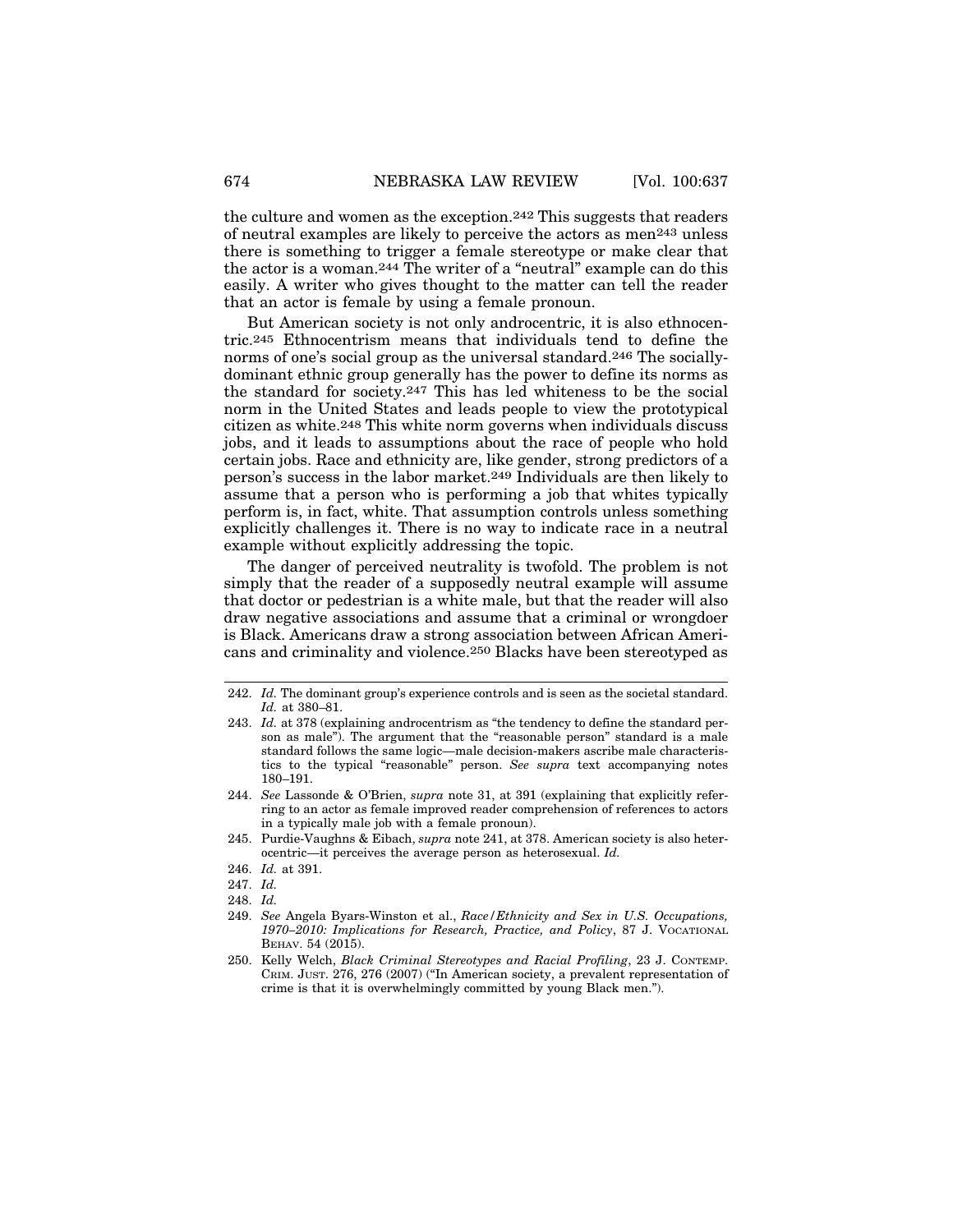the culture and women as the exception.[242] This suggests that readers of neutral examples are likely to perceive the actors as men[243] unless there is something to trigger a female stereotype or make clear that the actor is a woman.[244] The writer of a "neutral" example can do this easily. A writer who gives thought to the matter can tell the reader that an actor is female by using a female pronoun.

But American society is not only androcentric, it is also ethnocentric.[245] Ethnocentrism means that individuals tend to define the norms of one's social group as the universal standard.[246] The socially-dominant ethnic group generally has the power to define its norms as the standard for society.[247] This has led whiteness to be the social norm in the United States and leads people to view the prototypical citizen as white.[248] This white norm governs when individuals discuss jobs, and it leads to assumptions about the race of people who hold certain jobs. Race and ethnicity are, like gender, strong predictors of a person's success in the labor market.[249] Individuals are then likely to assume that a person who is performing a job that whites typically perform is, in fact, white. That assumption controls unless something explicitly challenges it. There is no way to indicate race in a neutral example without explicitly addressing the topic.

The danger of perceived neutrality is twofold. The problem is not simply that the reader of a supposedly neutral example will assume that doctor or pedestrian is a white male, but that the reader will also draw negative associations and assume that a criminal or wrongdoer is Black. Americans draw a strong association between African Americans and criminality and violence.[250] Blacks have been stereotyped as

---

242. *Id.* The dominant group's experience controls and is seen as the societal standard. *Id.* at 380–81.

243. *Id.* at 378 (explaining androcentrism as "the tendency to define the standard person as male"). The argument that the "reasonable person" standard is a male standard follows the same logic—male decision-makers ascribe male characteristics to the typical "reasonable" person. *See supra* text accompanying notes 180–191.

244. *See* Lassonde & O'Brien, *supra* note 31, at 391 (explaining that explicitly referring to an actor as female improved reader comprehension of references to actors in a typically male job with a female pronoun).

245. Purdie-Vaughns & Eibach, *supra* note 241, at 378. American society is also heterocentric—it perceives the average person as heterosexual. *Id.*

246. *Id.* at 391.

247. *Id.*

248. *Id.*

249. *See* Angela Byars-Winston et al., *Race/Ethnicity and Sex in U.S. Occupations, 1970–2010: Implications for Research, Practice, and Policy*, 87 J. VOCATIONAL BEHAV. 54 (2015).

250. Kelly Welch, *Black Criminal Stereotypes and Racial Profiling*, 23 J. CONTEMP. CRIM. JUST. 276, 276 (2007) ("In American society, a prevalent representation of crime is that it is overwhelmingly committed by young Black men.").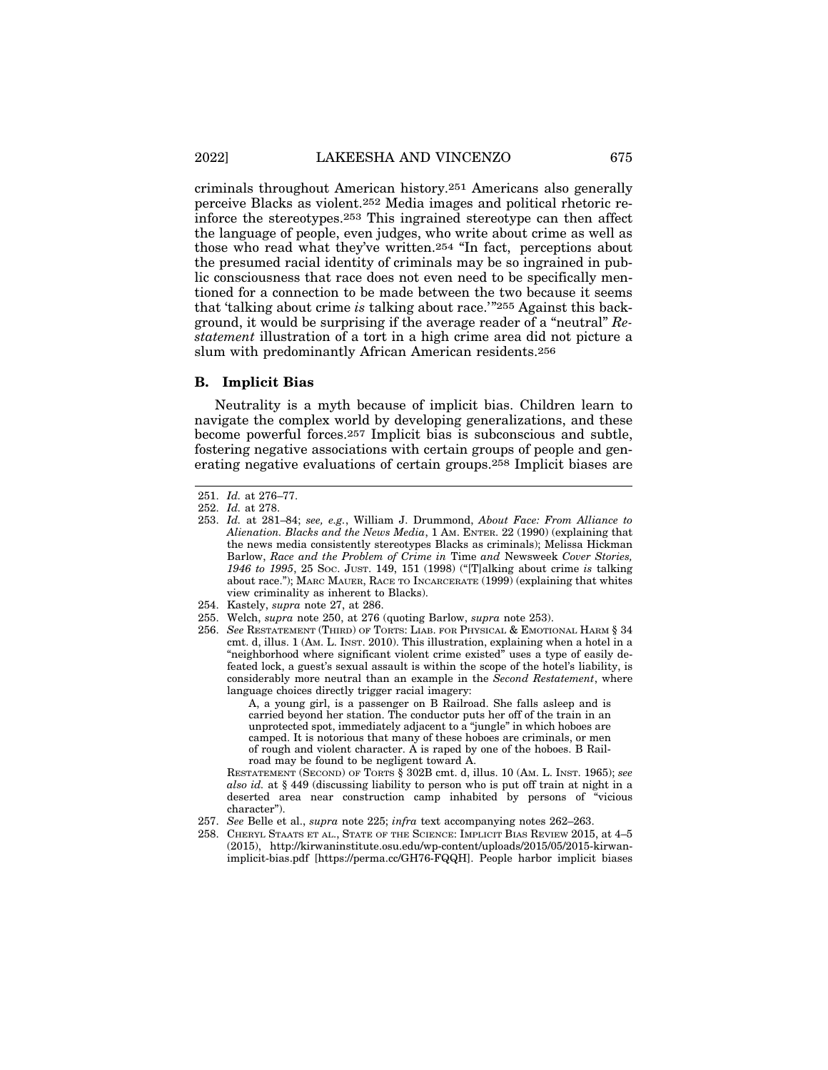criminals throughout American history.[251] Americans also generally perceive Blacks as violent.[252] Media images and political rhetoric reinforce the stereotypes.[253] This ingrained stereotype can then affect the language of people, even judges, who write about crime as well as those who read what they've written.[254] "In fact, perceptions about the presumed racial identity of criminals may be so ingrained in public consciousness that race does not even need to be specifically mentioned for a connection to be made between the two because it seems that 'talking about crime *is* talking about race.'"[255] Against this background, it would be surprising if the average reader of a "neutral" *Restatement* illustration of a tort in a high crime area did not picture a slum with predominantly African American residents.[256]

### B. Implicit Bias

Neutrality is a myth because of implicit bias. Children learn to navigate the complex world by developing generalizations, and these become powerful forces.[257] Implicit bias is subconscious and subtle, fostering negative associations with certain groups of people and generating negative evaluations of certain groups.[258] Implicit biases are

---

251. *Id.* at 276–77.

252. *Id.* at 278.

253. *Id.* at 281–84; *see, e.g.*, William J. Drummond, *About Face: From Alliance to Alienation. Blacks and the News Media*, 1 AM. ENTER. 22 (1990) (explaining that the news media consistently stereotypes Blacks as criminals); Melissa Hickman Barlow, *Race and the Problem of Crime in* Time *and* Newsweek *Cover Stories, 1946 to 1995*, 25 SOC. JUST. 149, 151 (1998) ("[T]alking about crime *is* talking about race."); MARC MAUER, RACE TO INCARCERATE (1999) (explaining that whites view criminality as inherent to Blacks).

254. Kastely, *supra* note 27, at 286.

255. Welch, *supra* note 250, at 276 (quoting Barlow, *supra* note 253).

256. *See* RESTATEMENT (THIRD) OF TORTS: LIAB. FOR PHYSICAL & EMOTIONAL HARM § 34 cmt. d, illus. 1 (AM. L. INST. 2010). This illustration, explaining when a hotel in a "neighborhood where significant violent crime existed" uses a type of easily defeated lock, a guest's sexual assault is within the scope of the hotel's liability, is considerably more neutral than an example in the *Second Restatement*, where language choices directly trigger racial imagery:

> A, a young girl, is a passenger on B Railroad. She falls asleep and is carried beyond her station. The conductor puts her off of the train in an unprotected spot, immediately adjacent to a "jungle" in which hoboes are camped. It is notorious that many of these hoboes are criminals, or men of rough and violent character. A is raped by one of the hoboes. B Railroad may be found to be negligent toward A.

RESTATEMENT (SECOND) OF TORTS § 302B cmt. d, illus. 10 (AM. L. INST. 1965); *see also id.* at § 449 (discussing liability to person who is put off train at night in a deserted area near construction camp inhabited by persons of "vicious character").

257. *See* Belle et al., *supra* note 225; *infra* text accompanying notes 262–263.

258. CHERYL STAATS ET AL., STATE OF THE SCIENCE: IMPLICIT BIAS REVIEW 2015, at 4–5 (2015), http://kirwaninstitute.osu.edu/wp-content/uploads/2015/05/2015-kirwan-implicit-bias.pdf [https://perma.cc/GH76-FQQH]. People harbor implicit biases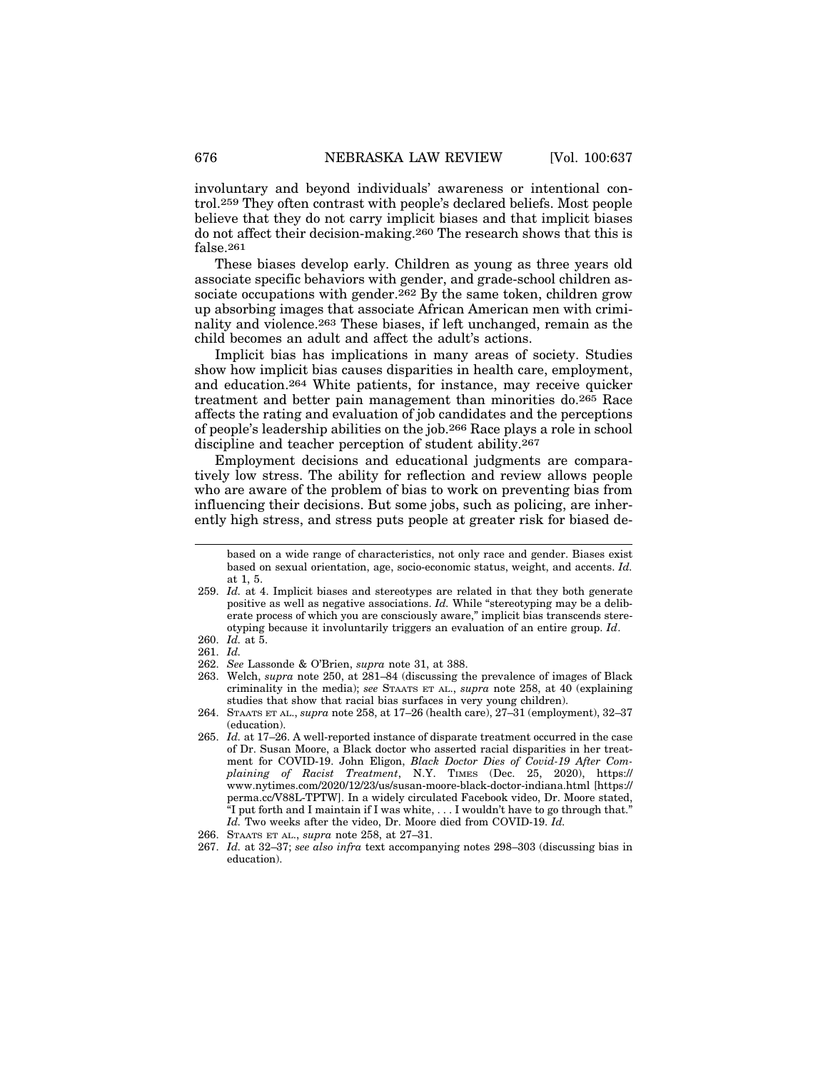involuntary and beyond individuals' awareness or intentional control.[259] They often contrast with people's declared beliefs. Most people believe that they do not carry implicit biases and that implicit biases do not affect their decision-making.[260] The research shows that this is false.[261]

These biases develop early. Children as young as three years old associate specific behaviors with gender, and grade-school children associate occupations with gender.[262] By the same token, children grow up absorbing images that associate African American men with criminality and violence.[263] These biases, if left unchanged, remain as the child becomes an adult and affect the adult's actions.

Implicit bias has implications in many areas of society. Studies show how implicit bias causes disparities in health care, employment, and education.[264] White patients, for instance, may receive quicker treatment and better pain management than minorities do.[265] Race affects the rating and evaluation of job candidates and the perceptions of people's leadership abilities on the job.[266] Race plays a role in school discipline and teacher perception of student ability.[267]

Employment decisions and educational judgments are comparatively low stress. The ability for reflection and review allows people who are aware of the problem of bias to work on preventing bias from influencing their decisions. But some jobs, such as policing, are inherently high stress, and stress puts people at greater risk for biased de-

---

based on a wide range of characteristics, not only race and gender. Biases exist based on sexual orientation, age, socio-economic status, weight, and accents. *Id.* at 1, 5.

259. *Id.* at 4. Implicit biases and stereotypes are related in that they both generate positive as well as negative associations. *Id.* While "stereotyping may be a deliberate process of which you are consciously aware," implicit bias transcends stereotyping because it involuntarily triggers an evaluation of an entire group. *Id*.

260. *Id.* at 5.

261. *Id.*

262. *See* Lassonde & O'Brien, *supra* note 31, at 388.

263. Welch, *supra* note 250, at 281–84 (discussing the prevalence of images of Black criminality in the media); *see* STAATS ET AL., *supra* note 258, at 40 (explaining studies that show that racial bias surfaces in very young children).

264. STAATS ET AL., *supra* note 258, at 17–26 (health care), 27–31 (employment), 32–37 (education).

265. *Id.* at 17–26. A well-reported instance of disparate treatment occurred in the case of Dr. Susan Moore, a Black doctor who asserted racial disparities in her treatment for COVID-19. John Eligon, *Black Doctor Dies of Covid-19 After Complaining of Racist Treatment*, N.Y. TIMES (Dec. 25, 2020), https://www.nytimes.com/2020/12/23/us/susan-moore-black-doctor-indiana.html [https://perma.cc/V88L-TPTW]. In a widely circulated Facebook video, Dr. Moore stated, "I put forth and I maintain if I was white, . . . I wouldn't have to go through that." *Id.* Two weeks after the video, Dr. Moore died from COVID-19. *Id.*

266. STAATS ET AL., *supra* note 258, at 27–31.

267. *Id.* at 32–37; *see also infra* text accompanying notes 298–303 (discussing bias in education).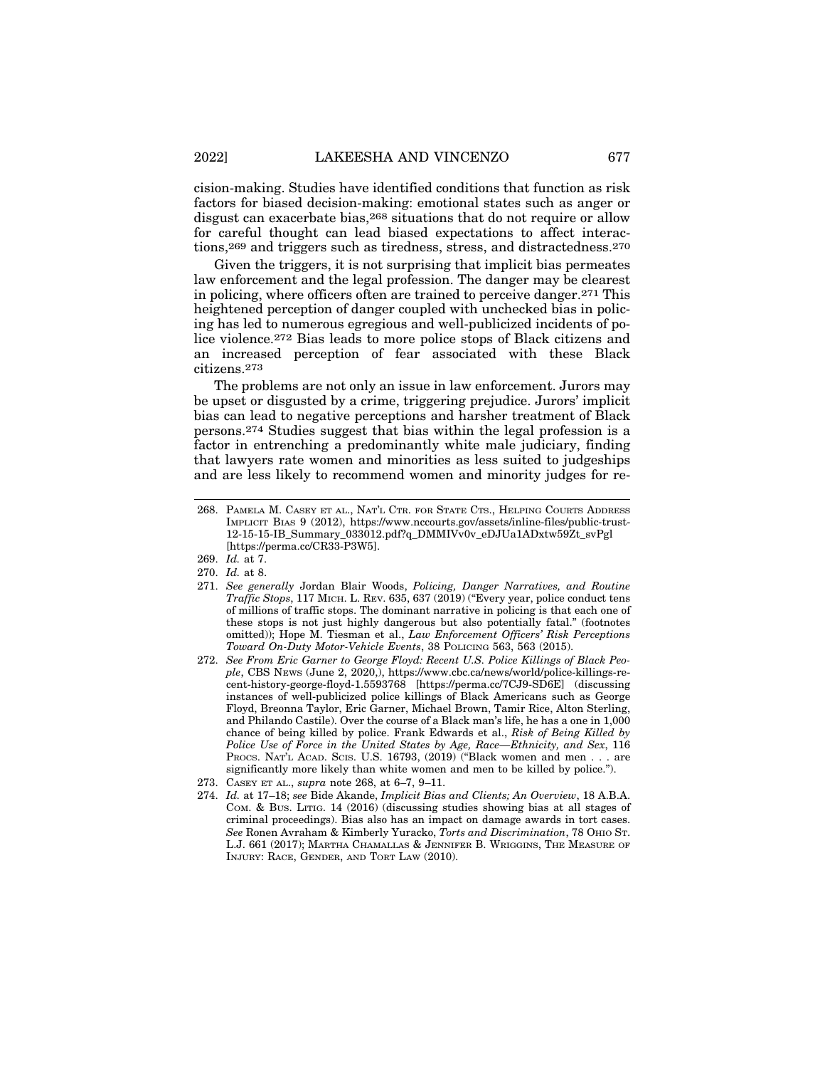cision-making. Studies have identified conditions that function as risk factors for biased decision-making: emotional states such as anger or disgust can exacerbate bias,[268] situations that do not require or allow for careful thought can lead biased expectations to affect interactions,[269] and triggers such as tiredness, stress, and distractedness.[270]

Given the triggers, it is not surprising that implicit bias permeates law enforcement and the legal profession. The danger may be clearest in policing, where officers often are trained to perceive danger.[271] This heightened perception of danger coupled with unchecked bias in policing has led to numerous egregious and well-publicized incidents of police violence.[272] Bias leads to more police stops of Black citizens and an increased perception of fear associated with these Black citizens.[273]

The problems are not only an issue in law enforcement. Jurors may be upset or disgusted by a crime, triggering prejudice. Jurors' implicit bias can lead to negative perceptions and harsher treatment of Black persons.[274] Studies suggest that bias within the legal profession is a factor in entrenching a predominantly white male judiciary, finding that lawyers rate women and minorities as less suited to judgeships and are less likely to recommend women and minority judges for re-

---

268. PAMELA M. CASEY ET AL., NAT'L CTR. FOR STATE CTS., HELPING COURTS ADDRESS IMPLICIT BIAS 9 (2012), https://www.nccourts.gov/assets/inline-files/public-trust-12-15-15-IB_Summary_033012.pdf?q_DMMIVv0v_eDJUa1ADxtw59Zt_svPgl [https://perma.cc/CR33-P3W5].

269. *Id.* at 7.

270. *Id.* at 8.

271. *See generally* Jordan Blair Woods, *Policing, Danger Narratives, and Routine Traffic Stops*, 117 MICH. L. REV. 635, 637 (2019) ("Every year, police conduct tens of millions of traffic stops. The dominant narrative in policing is that each one of these stops is not just highly dangerous but also potentially fatal." (footnotes omitted)); Hope M. Tiesman et al., *Law Enforcement Officers' Risk Perceptions Toward On-Duty Motor-Vehicle Events*, 38 POLICING 563, 563 (2015).

272. *See From Eric Garner to George Floyd: Recent U.S. Police Killings of Black People*, CBS NEWS (June 2, 2020,), https://www.cbc.ca/news/world/police-killings-recent-history-george-floyd-1.5593768 [https://perma.cc/7CJ9-SD6E] (discussing instances of well-publicized police killings of Black Americans such as George Floyd, Breonna Taylor, Eric Garner, Michael Brown, Tamir Rice, Alton Sterling, and Philando Castile). Over the course of a Black man's life, he has a one in 1,000 chance of being killed by police. Frank Edwards et al., *Risk of Being Killed by Police Use of Force in the United States by Age, Race—Ethnicity, and Sex*, 116 PROCS. NAT'L ACAD. SCIS. U.S. 16793, (2019) ("Black women and men . . . are significantly more likely than white women and men to be killed by police.").

273. CASEY ET AL., *supra* note 268, at 6–7, 9–11.

274. *Id.* at 17–18; *see* Bide Akande, *Implicit Bias and Clients; An Overview*, 18 A.B.A. COM. & BUS. LITIG. 14 (2016) (discussing studies showing bias at all stages of criminal proceedings). Bias also has an impact on damage awards in tort cases. *See* Ronen Avraham & Kimberly Yuracko, *Torts and Discrimination*, 78 OHIO ST. L.J. 661 (2017); MARTHA CHAMALLAS & JENNIFER B. WRIGGINS, THE MEASURE OF INJURY: RACE, GENDER, AND TORT LAW (2010).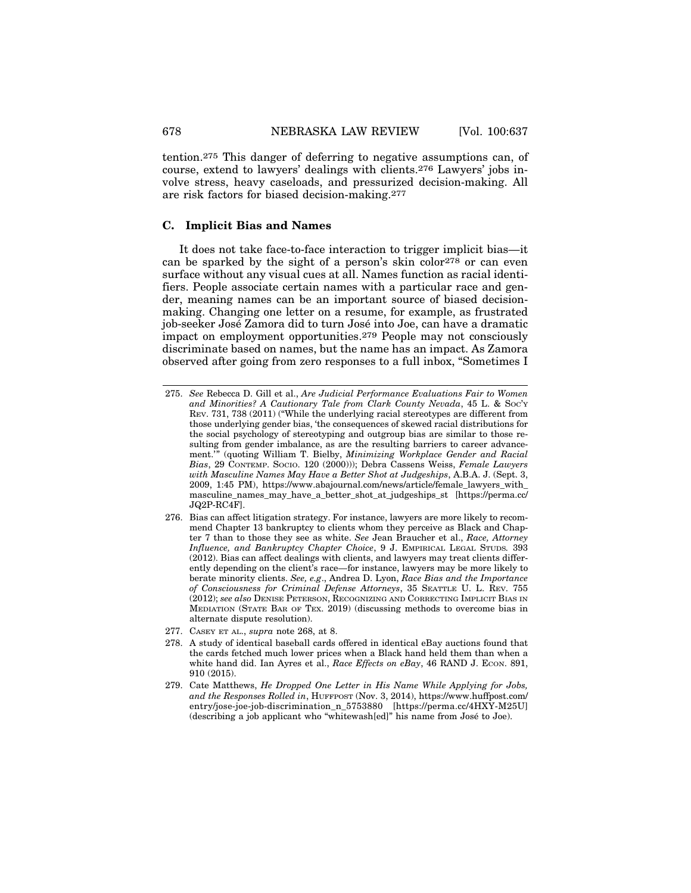tention.[275] This danger of deferring to negative assumptions can, of course, extend to lawyers' dealings with clients.[276] Lawyers' jobs involve stress, heavy caseloads, and pressurized decision-making. All are risk factors for biased decision-making.[277]

### C. Implicit Bias and Names

It does not take face-to-face interaction to trigger implicit bias—it can be sparked by the sight of a person's skin color[278] or can even surface without any visual cues at all. Names function as racial identifiers. People associate certain names with a particular race and gender, meaning names can be an important source of biased decision-making. Changing one letter on a resume, for example, as frustrated job-seeker José Zamora did to turn José into Joe, can have a dramatic impact on employment opportunities.[279] People may not consciously discriminate based on names, but the name has an impact. As Zamora observed after going from zero responses to a full inbox, "Sometimes I

---

275. *See* Rebecca D. Gill et al., *Are Judicial Performance Evaluations Fair to Women and Minorities? A Cautionary Tale from Clark County Nevada*, 45 L. & SOC'Y REV. 731, 738 (2011) ("While the underlying racial stereotypes are different from those underlying gender bias, 'the consequences of skewed racial distributions for the social psychology of stereotyping and outgroup bias are similar to those resulting from gender imbalance, as are the resulting barriers to career advancement.'" (quoting William T. Bielby, *Minimizing Workplace Gender and Racial Bias*, 29 CONTEMP. SOCIO. 120 (2000))); Debra Cassens Weiss, *Female Lawyers with Masculine Names May Have a Better Shot at Judgeships*, A.B.A. J. (Sept. 3, 2009, 1:45 PM), https://www.abajournal.com/news/article/female_lawyers_with_masculine_names_may_have_a_better_shot_at_judgeships_st [https://perma.cc/JQ2P-RC4F].

276. Bias can affect litigation strategy. For instance, lawyers are more likely to recommend Chapter 13 bankruptcy to clients whom they perceive as Black and Chapter 7 than to those they see as white. *See* Jean Braucher et al., *Race, Attorney Influence, and Bankruptcy Chapter Choice*, 9 J. EMPIRICAL LEGAL STUDS. 393 (2012). Bias can affect dealings with clients, and lawyers may treat clients differently depending on the client's race—for instance, lawyers may be more likely to berate minority clients. *See, e.g.*, Andrea D. Lyon, *Race Bias and the Importance of Consciousness for Criminal Defense Attorneys*, 35 SEATTLE U. L. REV. 755 (2012); *see also* DENISE PETERSON, RECOGNIZING AND CORRECTING IMPLICIT BIAS IN MEDIATION (STATE BAR OF TEX. 2019) (discussing methods to overcome bias in alternate dispute resolution).

277. CASEY ET AL., *supra* note 268, at 8.

278. A study of identical baseball cards offered in identical eBay auctions found that the cards fetched much lower prices when a Black hand held them than when a white hand did. Ian Ayres et al., *Race Effects on eBay*, 46 RAND J. ECON. 891, 910 (2015).

279. Cate Matthews, *He Dropped One Letter in His Name While Applying for Jobs, and the Responses Rolled in*, HUFFPOST (Nov. 3, 2014), https://www.huffpost.com/entry/jose-joe-job-discrimination_n_5753880 [https://perma.cc/4HXY-M25U] (describing a job applicant who "whitewash[ed]" his name from José to Joe).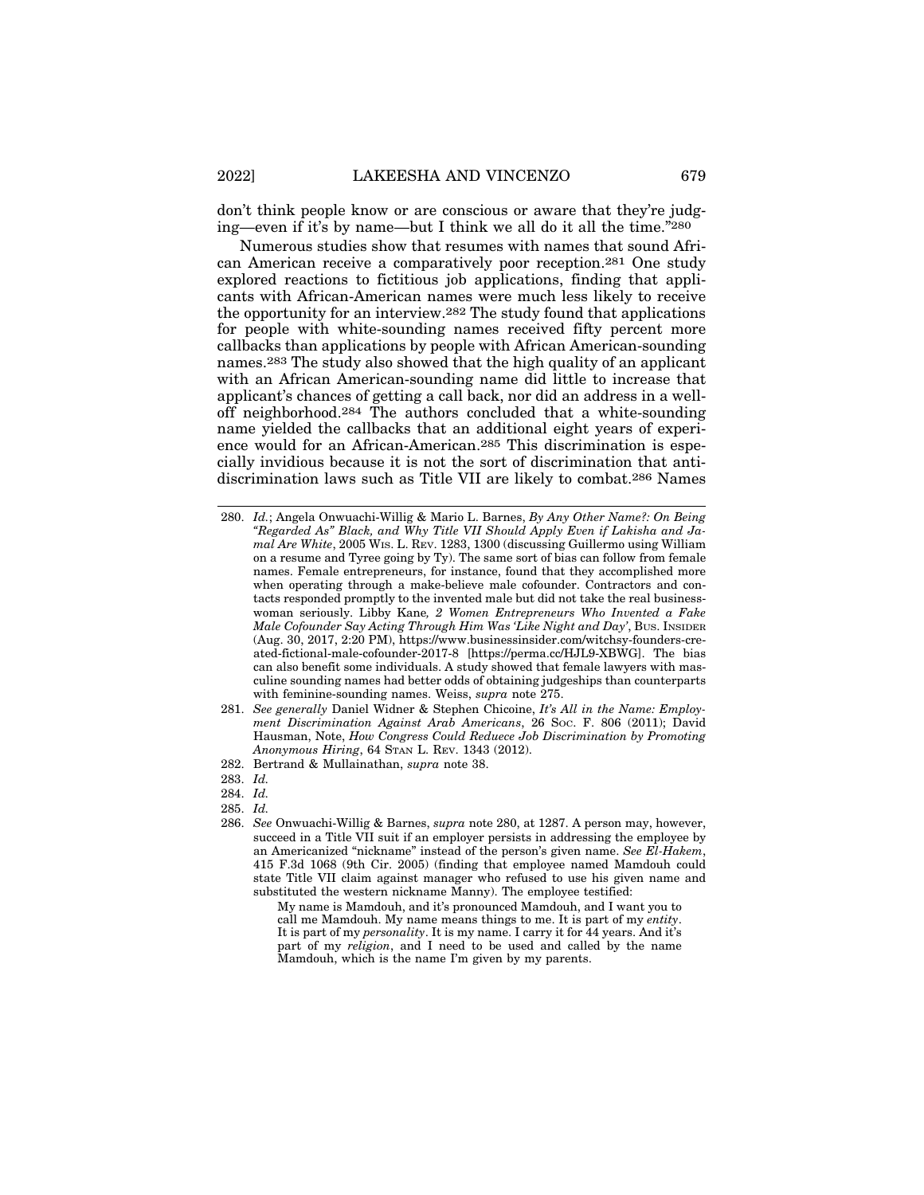don't think people know or are conscious or aware that they're judging—even if it's by name—but I think we all do it all the time."[280]

Numerous studies show that resumes with names that sound African American receive a comparatively poor reception.[281] One study explored reactions to fictitious job applications, finding that applicants with African-American names were much less likely to receive the opportunity for an interview.[282] The study found that applications for people with white-sounding names received fifty percent more callbacks than applications by people with African American-sounding names.[283] The study also showed that the high quality of an applicant with an African American-sounding name did little to increase that applicant's chances of getting a call back, nor did an address in a well-off neighborhood.[284] The authors concluded that a white-sounding name yielded the callbacks that an additional eight years of experience would for an African-American.[285] This discrimination is especially invidious because it is not the sort of discrimination that anti-discrimination laws such as Title VII are likely to combat.[286] Names

---

280. *Id.*; Angela Onwuachi-Willig & Mario L. Barnes, *By Any Other Name?: On Being "Regarded As" Black, and Why Title VII Should Apply Even if Lakisha and Jamal Are White*, 2005 WIS. L. REV. 1283, 1300 (discussing Guillermo using William on a resume and Tyree going by Ty). The same sort of bias can follow from female names. Female entrepreneurs, for instance, found that they accomplished more when operating through a make-believe male cofounder. Contractors and contacts responded promptly to the invented male but did not take the real businesswoman seriously. Libby Kane*, 2 Women Entrepreneurs Who Invented a Fake Male Cofounder Say Acting Through Him Was 'Like Night and Day'*, BUS. INSIDER (Aug. 30, 2017, 2:20 PM), https://www.businessinsider.com/witchsy-founders-created-fictional-male-cofounder-2017-8 [https://perma.cc/HJL9-XBWG]. The bias can also benefit some individuals. A study showed that female lawyers with masculine sounding names had better odds of obtaining judgeships than counterparts with feminine-sounding names. Weiss, *supra* note 275.

281. *See generally* Daniel Widner & Stephen Chicoine, *It's All in the Name: Employment Discrimination Against Arab Americans*, 26 SOC. F. 806 (2011); David Hausman, Note, *How Congress Could Reduece Job Discrimination by Promoting Anonymous Hiring*, 64 STAN L. REV. 1343 (2012).

282. Bertrand & Mullainathan, *supra* note 38.

283. *Id.*

284. *Id.*

285. *Id.*

286. *See* Onwuachi-Willig & Barnes, *supra* note 280, at 1287. A person may, however, succeed in a Title VII suit if an employer persists in addressing the employee by an Americanized "nickname" instead of the person's given name. *See El-Hakem*, 415 F.3d 1068 (9th Cir. 2005) (finding that employee named Mamdouh could state Title VII claim against manager who refused to use his given name and substituted the western nickname Manny). The employee testified:

> My name is Mamdouh, and it's pronounced Mamdouh, and I want you to call me Mamdouh. My name means things to me. It is part of my *entity*. It is part of my *personality*. It is my name. I carry it for 44 years. And it's part of my *religion*, and I need to be used and called by the name Mamdouh, which is the name I'm given by my parents.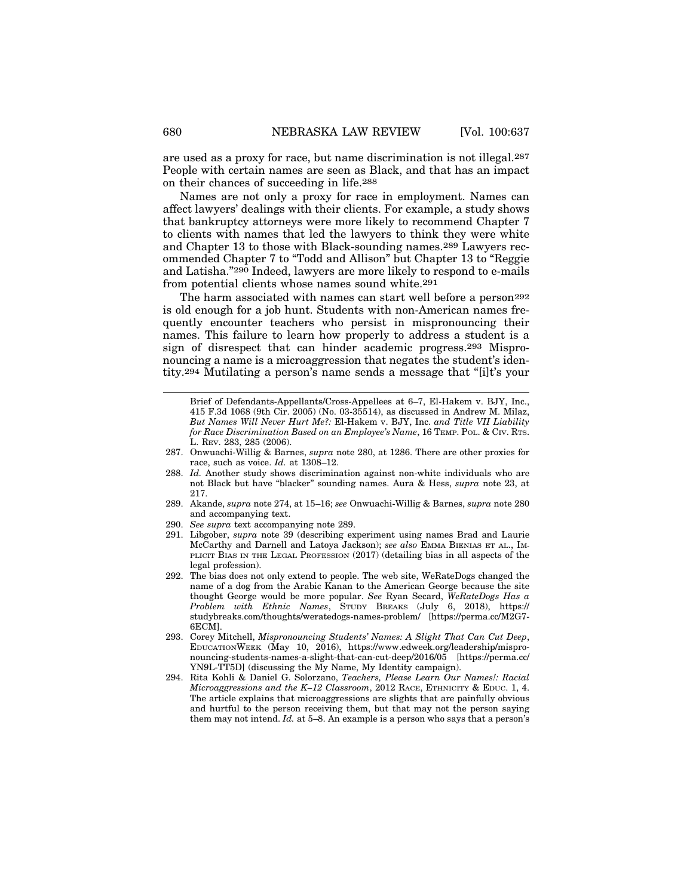are used as a proxy for race, but name discrimination is not illegal.[287] People with certain names are seen as Black, and that has an impact on their chances of succeeding in life.[288]

Names are not only a proxy for race in employment. Names can affect lawyers' dealings with their clients. For example, a study shows that bankruptcy attorneys were more likely to recommend Chapter 7 to clients with names that led the lawyers to think they were white and Chapter 13 to those with Black-sounding names.[289] Lawyers recommended Chapter 7 to "Todd and Allison" but Chapter 13 to "Reggie and Latisha."[290] Indeed, lawyers are more likely to respond to e-mails from potential clients whose names sound white.[291]

The harm associated with names can start well before a person[292] is old enough for a job hunt. Students with non-American names frequently encounter teachers who persist in mispronouncing their names. This failure to learn how properly to address a student is a sign of disrespect that can hinder academic progress.[293] Mispronouncing a name is a microaggression that negates the student's identity.[294] Mutilating a person's name sends a message that "[i]t's your

---

Brief of Defendants-Appellants/Cross-Appellees at 6–7, El-Hakem v. BJY, Inc., 415 F.3d 1068 (9th Cir. 2005) (No. 03-35514), as discussed in Andrew M. Milaz, *But Names Will Never Hurt Me?:* El-Hakem v. BJY, Inc. *and Title VII Liability for Race Discrimination Based on an Employee's Name*, 16 TEMP. POL. & CIV. RTS. L. REV. 283, 285 (2006).

287. Onwuachi-Willig & Barnes, *supra* note 280, at 1286. There are other proxies for race, such as voice. *Id.* at 1308–12.

288. *Id.* Another study shows discrimination against non-white individuals who are not Black but have "blacker" sounding names. Aura & Hess, *supra* note 23, at 217.

289. Akande, *supra* note 274, at 15–16; *see* Onwuachi-Willig & Barnes, *supra* note 280 and accompanying text.

290. *See supra* text accompanying note 289.

291. Libgober, *supra* note 39 (describing experiment using names Brad and Laurie McCarthy and Darnell and Latoya Jackson); *see also* EMMA BIENIAS ET AL., IMPLICIT BIAS IN THE LEGAL PROFESSION (2017) (detailing bias in all aspects of the legal profession).

292. The bias does not only extend to people. The web site, WeRateDogs changed the name of a dog from the Arabic Kanan to the American George because the site thought George would be more popular. *See* Ryan Secard, *WeRateDogs Has a Problem with Ethnic Names*, STUDY BREAKS (July 6, 2018), https://studybreaks.com/thoughts/weratedogs-names-problem/ [https://perma.cc/M2G7-6ECM].

293. Corey Mitchell, *Mispronouncing Students' Names: A Slight That Can Cut Deep*, EDUCATIONWEEK (May 10, 2016), https://www.edweek.org/leadership/mispronouncing-students-names-a-slight-that-can-cut-deep/2016/05 [https://perma.cc/YN9L-TT5D] (discussing the My Name, My Identity campaign).

294. Rita Kohli & Daniel G. Solorzano, *Teachers, Please Learn Our Names!: Racial Microaggressions and the K–12 Classroom*, 2012 RACE, ETHNICITY & EDUC. 1, 4. The article explains that microaggressions are slights that are painfully obvious and hurtful to the person receiving them, but that may not the person saying them may not intend. *Id.* at 5–8. An example is a person who says that a person's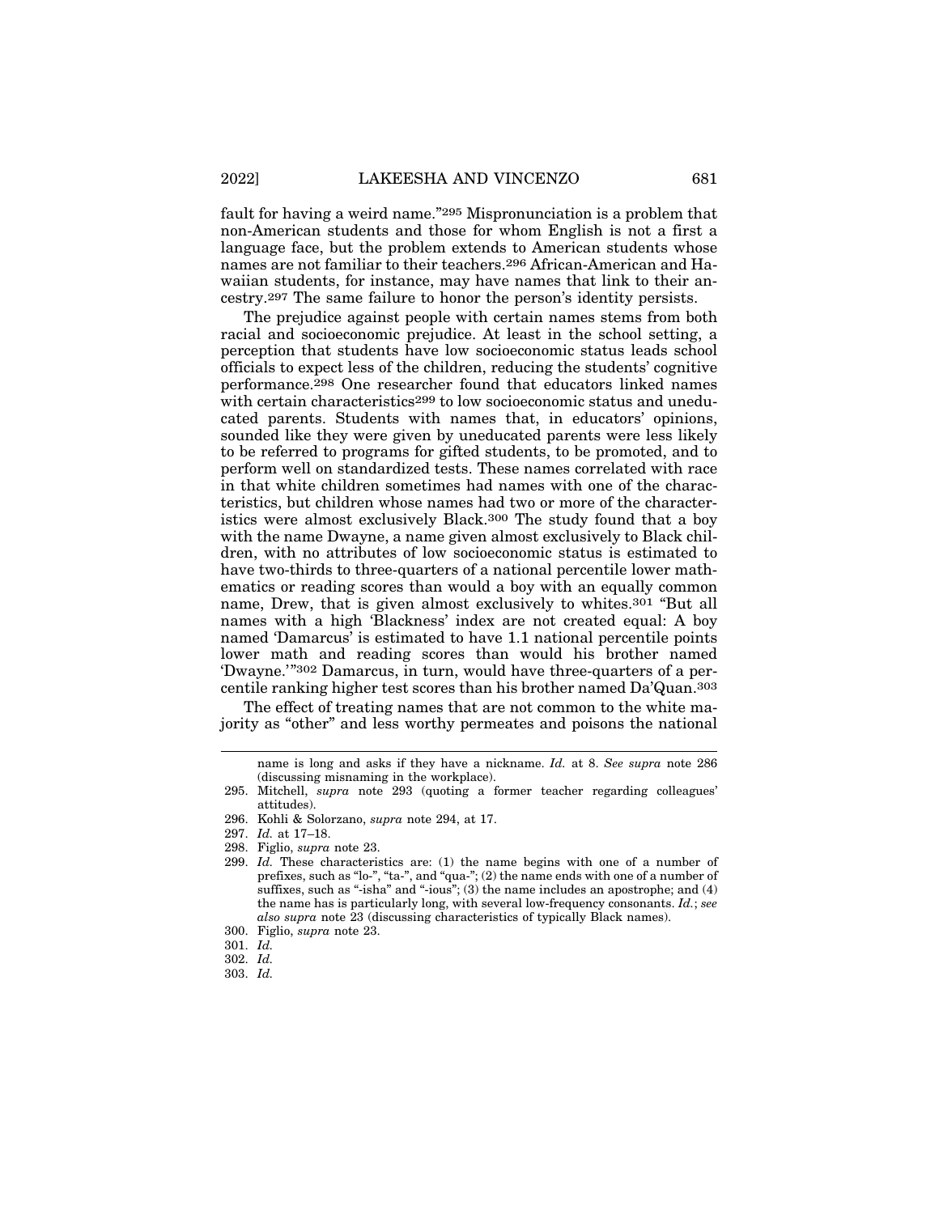fault for having a weird name."[295] Mispronunciation is a problem that non-American students and those for whom English is not a first a language face, but the problem extends to American students whose names are not familiar to their teachers.[296] African-American and Hawaiian students, for instance, may have names that link to their ancestry.[297] The same failure to honor the person's identity persists.

The prejudice against people with certain names stems from both racial and socioeconomic prejudice. At least in the school setting, a perception that students have low socioeconomic status leads school officials to expect less of the children, reducing the students' cognitive performance.[298] One researcher found that educators linked names with certain characteristics[299] to low socioeconomic status and uneducated parents. Students with names that, in educators' opinions, sounded like they were given by uneducated parents were less likely to be referred to programs for gifted students, to be promoted, and to perform well on standardized tests. These names correlated with race in that white children sometimes had names with one of the characteristics, but children whose names had two or more of the characteristics were almost exclusively Black.[300] The study found that a boy with the name Dwayne, a name given almost exclusively to Black children, with no attributes of low socioeconomic status is estimated to have two-thirds to three-quarters of a national percentile lower mathematics or reading scores than would a boy with an equally common name, Drew, that is given almost exclusively to whites.[301] "But all names with a high 'Blackness' index are not created equal: A boy named 'Damarcus' is estimated to have 1.1 national percentile points lower math and reading scores than would his brother named 'Dwayne.'"[302] Damarcus, in turn, would have three-quarters of a percentile ranking higher test scores than his brother named Da'Quan.[303]

The effect of treating names that are not common to the white majority as "other" and less worthy permeates and poisons the national

---

name is long and asks if they have a nickname. *Id.* at 8. *See supra* note 286 (discussing misnaming in the workplace).

295. Mitchell, *supra* note 293 (quoting a former teacher regarding colleagues' attitudes).

296. Kohli & Solorzano, *supra* note 294, at 17.

297. *Id.* at 17–18.

298. Figlio, *supra* note 23.

299. *Id.* These characteristics are: (1) the name begins with one of a number of prefixes, such as "lo-", "ta-", and "qua-"; (2) the name ends with one of a number of suffixes, such as "-isha" and "-ious"; (3) the name includes an apostrophe; and (4) the name has is particularly long, with several low-frequency consonants. *Id.*; *see also supra* note 23 (discussing characteristics of typically Black names).

300. Figlio, *supra* note 23.

301. *Id.*

302. *Id.*

303. *Id.*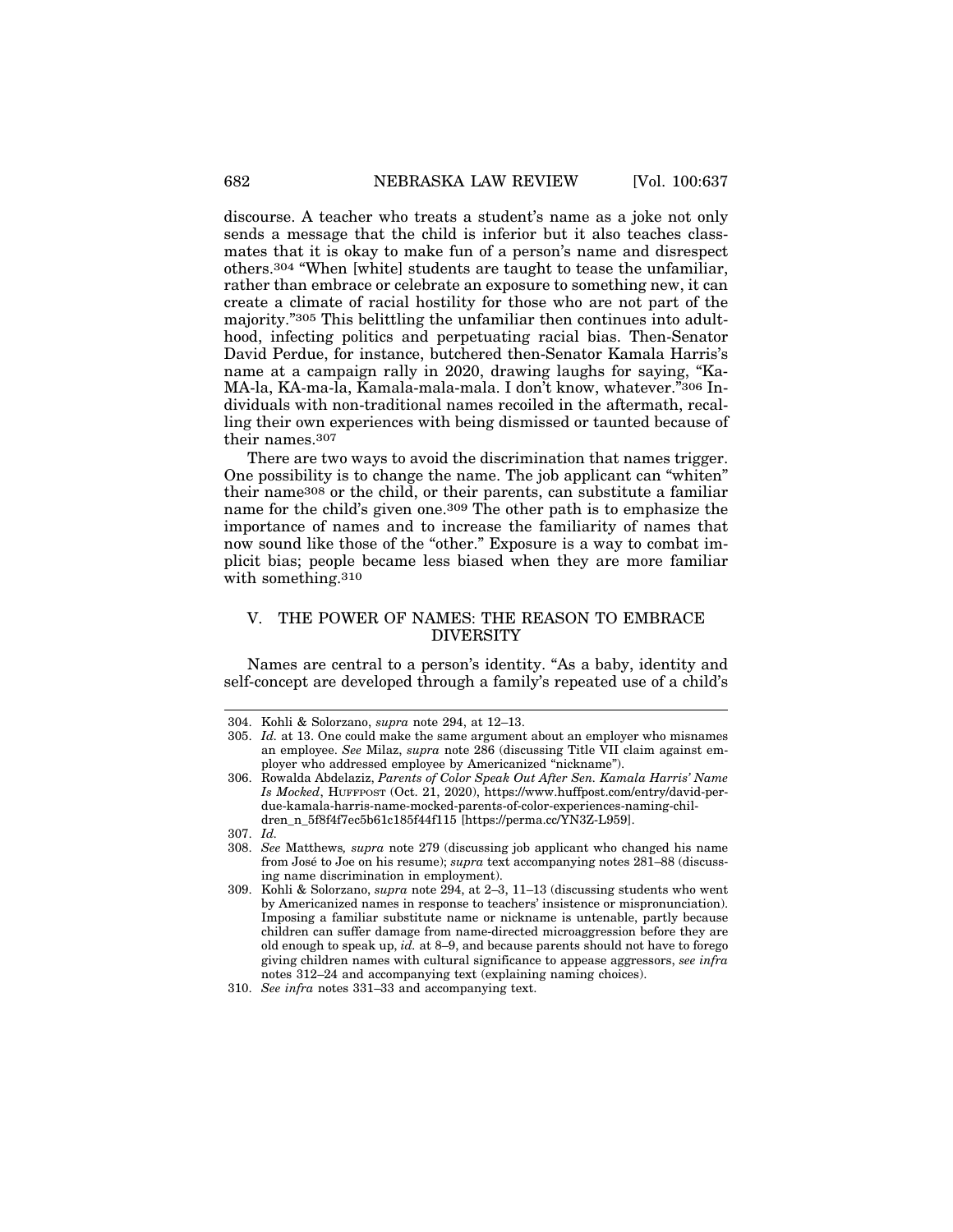discourse. A teacher who treats a student's name as a joke not only sends a message that the child is inferior but it also teaches classmates that it is okay to make fun of a person's name and disrespect others.[304] "When [white] students are taught to tease the unfamiliar, rather than embrace or celebrate an exposure to something new, it can create a climate of racial hostility for those who are not part of the majority."[305] This belittling the unfamiliar then continues into adulthood, infecting politics and perpetuating racial bias. Then-Senator David Perdue, for instance, butchered then-Senator Kamala Harris's name at a campaign rally in 2020, drawing laughs for saying, "Ka-MA-la, KA-ma-la, Kamala-mala-mala. I don't know, whatever."[306] Individuals with non-traditional names recoiled in the aftermath, recalling their own experiences with being dismissed or taunted because of their names.[307]

There are two ways to avoid the discrimination that names trigger. One possibility is to change the name. The job applicant can "whiten" their name[308] or the child, or their parents, can substitute a familiar name for the child's given one.[309] The other path is to emphasize the importance of names and to increase the familiarity of names that now sound like those of the "other." Exposure is a way to combat implicit bias; people became less biased when they are more familiar with something.[310]

## V. THE POWER OF NAMES: THE REASON TO EMBRACE DIVERSITY

Names are central to a person's identity. "As a baby, identity and self-concept are developed through a family's repeated use of a child's

---

304. Kohli & Solorzano, *supra* note 294, at 12–13.

305. *Id.* at 13. One could make the same argument about an employer who misnames an employee. *See* Milaz, *supra* note 286 (discussing Title VII claim against employer who addressed employee by Americanized "nickname").

306. Rowalda Abdelaziz, *Parents of Color Speak Out After Sen. Kamala Harris' Name Is Mocked*, HUFFPOST (Oct. 21, 2020), https://www.huffpost.com/entry/david-perdue-kamala-harris-name-mocked-parents-of-color-experiences-naming-children_n_5f8f4f7ec5b61c185f44f115 [https://perma.cc/YN3Z-L959].

307. *Id.*

308. *See* Matthews, *supra* note 279 (discussing job applicant who changed his name from José to Joe on his resume); *supra* text accompanying notes 281–88 (discussing name discrimination in employment).

309. Kohli & Solorzano, *supra* note 294, at 2–3, 11–13 (discussing students who went by Americanized names in response to teachers' insistence or mispronunciation). Imposing a familiar substitute name or nickname is untenable, partly because children can suffer damage from name-directed microaggression before they are old enough to speak up, *id.* at 8–9, and because parents should not have to forego giving children names with cultural significance to appease aggressors, *see infra* notes 312–24 and accompanying text (explaining naming choices).

310. *See infra* notes 331–33 and accompanying text.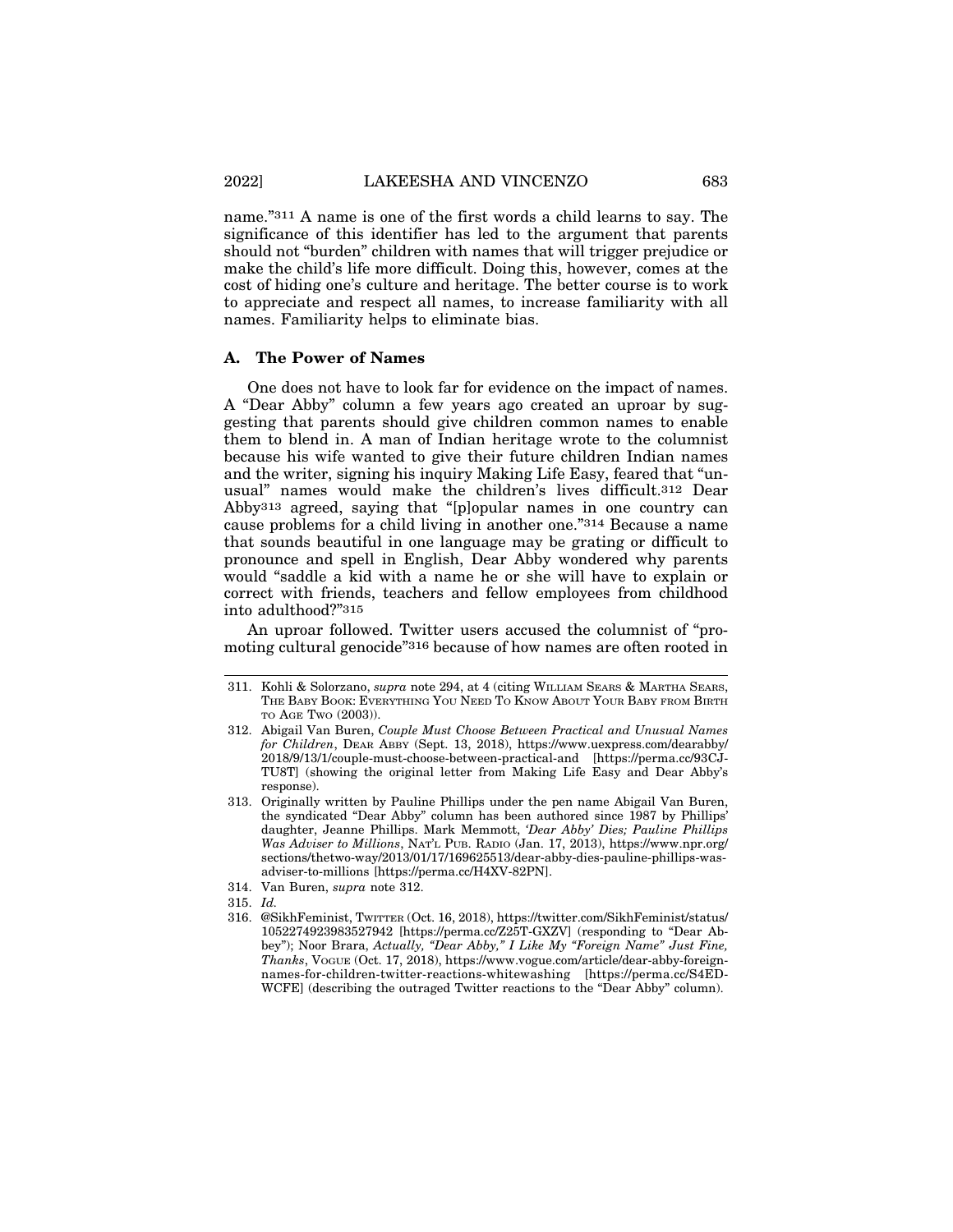name."[311] A name is one of the first words a child learns to say. The significance of this identifier has led to the argument that parents should not "burden" children with names that will trigger prejudice or make the child's life more difficult. Doing this, however, comes at the cost of hiding one's culture and heritage. The better course is to work to appreciate and respect all names, to increase familiarity with all names. Familiarity helps to eliminate bias.

### A. The Power of Names

One does not have to look far for evidence on the impact of names. A "Dear Abby" column a few years ago created an uproar by suggesting that parents should give children common names to enable them to blend in. A man of Indian heritage wrote to the columnist because his wife wanted to give their future children Indian names and the writer, signing his inquiry Making Life Easy, feared that "unusual" names would make the children's lives difficult.[312] Dear Abby[313] agreed, saying that "[p]opular names in one country can cause problems for a child living in another one."[314] Because a name that sounds beautiful in one language may be grating or difficult to pronounce and spell in English, Dear Abby wondered why parents would "saddle a kid with a name he or she will have to explain or correct with friends, teachers and fellow employees from childhood into adulthood?"[315]

An uproar followed. Twitter users accused the columnist of "promoting cultural genocide"[316] because of how names are often rooted in

---

311. Kohli & Solorzano, *supra* note 294, at 4 (citing WILLIAM SEARS & MARTHA SEARS, THE BABY BOOK: EVERYTHING YOU NEED TO KNOW ABOUT YOUR BABY FROM BIRTH TO AGE TWO (2003)).

312. Abigail Van Buren, *Couple Must Choose Between Practical and Unusual Names for Children*, DEAR ABBY (Sept. 13, 2018), https://www.uexpress.com/dearabby/2018/9/13/1/couple-must-choose-between-practical-and [https://perma.cc/93CJ-TU8T] (showing the original letter from Making Life Easy and Dear Abby's response).

313. Originally written by Pauline Phillips under the pen name Abigail Van Buren, the syndicated "Dear Abby" column has been authored since 1987 by Phillips' daughter, Jeanne Phillips. Mark Memmott, *'Dear Abby' Dies; Pauline Phillips Was Adviser to Millions*, NAT'L PUB. RADIO (Jan. 17, 2013), https://www.npr.org/sections/thetwo-way/2013/01/17/169625513/dear-abby-dies-pauline-phillips-was-adviser-to-millions [https://perma.cc/H4XV-82PN].

314. Van Buren, *supra* note 312.

315. *Id.*

316. @SikhFeminist, TWITTER (Oct. 16, 2018), https://twitter.com/SikhFeminist/status/1052274923983527942 [https://perma.cc/Z25T-GXZV] (responding to "Dear Abbey"); Noor Brara, *Actually, "Dear Abby," I Like My "Foreign Name" Just Fine, Thanks*, VOGUE (Oct. 17, 2018), https://www.vogue.com/article/dear-abby-foreign-names-for-children-twitter-reactions-whitewashing [https://perma.cc/S4ED-WCFE] (describing the outraged Twitter reactions to the "Dear Abby" column).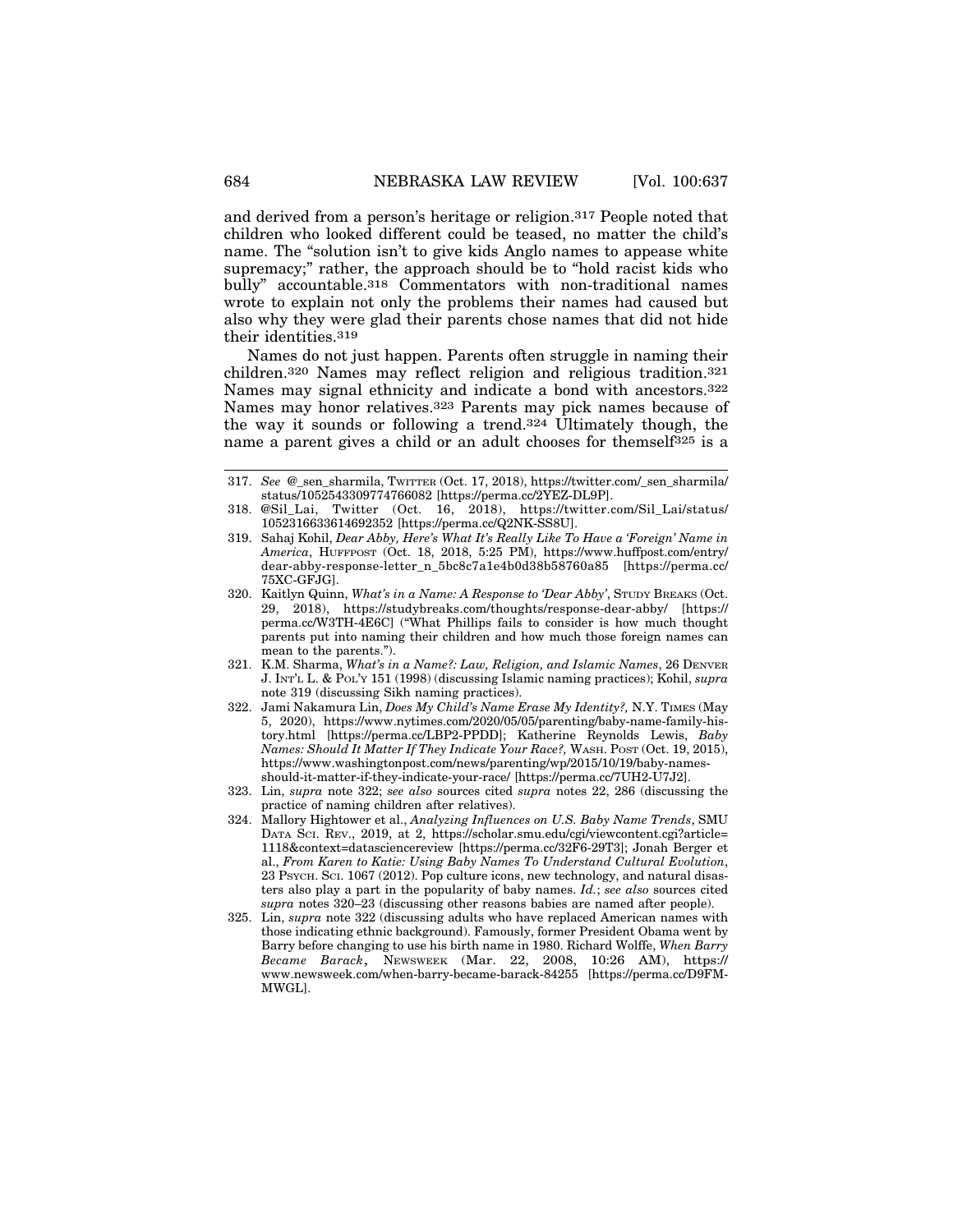and derived from a person's heritage or religion.[317] People noted that children who looked different could be teased, no matter the child's name. The "solution isn't to give kids Anglo names to appease white supremacy;" rather, the approach should be to "hold racist kids who bully" accountable.[318] Commentators with non-traditional names wrote to explain not only the problems their names had caused but also why they were glad their parents chose names that did not hide their identities.[319]

Names do not just happen. Parents often struggle in naming their children.[320] Names may reflect religion and religious tradition.[321] Names may signal ethnicity and indicate a bond with ancestors.[322] Names may honor relatives.[323] Parents may pick names because of the way it sounds or following a trend.[324] Ultimately though, the name a parent gives a child or an adult chooses for themself[325] is a

---

317. *See* @_sen_sharmila, TWITTER (Oct. 17, 2018), https://twitter.com/_sen_sharmila/status/1052543309774766082 [https://perma.cc/2YEZ-DL9P].

318. @Sil_Lai, Twitter (Oct. 16, 2018), https://twitter.com/Sil_Lai/status/1052316633614692352 [https://perma.cc/Q2NK-SS8U].

319. Sahaj Kohil, *Dear Abby, Here's What It's Really Like To Have a 'Foreign' Name in America*, HUFFPOST (Oct. 18, 2018, 5:25 PM), https://www.huffpost.com/entry/dear-abby-response-letter_n_5bc8c7a1e4b0d38b58760a85 [https://perma.cc/75XC-GFJG].

320. Kaitlyn Quinn, *What's in a Name: A Response to 'Dear Abby'*, STUDY BREAKS (Oct. 29, 2018), https://studybreaks.com/thoughts/response-dear-abby/ [https://perma.cc/W3TH-4E6C] ("What Phillips fails to consider is how much thought parents put into naming their children and how much those foreign names can mean to the parents.").

321. K.M. Sharma, *What's in a Name?: Law, Religion, and Islamic Names*, 26 DENVER J. INT'L L. & POL'Y 151 (1998) (discussing Islamic naming practices); Kohil, *supra* note 319 (discussing Sikh naming practices).

322. Jami Nakamura Lin, *Does My Child's Name Erase My Identity?,* N.Y. TIMES (May 5, 2020), https://www.nytimes.com/2020/05/05/parenting/baby-name-family-history.html [https://perma.cc/LBP2-PPDD]; Katherine Reynolds Lewis, *Baby Names: Should It Matter If They Indicate Your Race?,* WASH. POST (Oct. 19, 2015), https://www.washingtonpost.com/news/parenting/wp/2015/10/19/baby-names-should-it-matter-if-they-indicate-your-race/ [https://perma.cc/7UH2-U7J2].

323. Lin, *supra* note 322; *see also* sources cited *supra* notes 22, 286 (discussing the practice of naming children after relatives).

324. Mallory Hightower et al., *Analyzing Influences on U.S. Baby Name Trends*, SMU DATA SCI. REV., 2019, at 2, https://scholar.smu.edu/cgi/viewcontent.cgi?article=1118&context=datasciencereview [https://perma.cc/32F6-29T3]; Jonah Berger et al., *From Karen to Katie: Using Baby Names To Understand Cultural Evolution*, 23 PSYCH. SCI. 1067 (2012). Pop culture icons, new technology, and natural disasters also play a part in the popularity of baby names. *Id.*; *see also* sources cited *supra* notes 320–23 (discussing other reasons babies are named after people).

325. Lin, *supra* note 322 (discussing adults who have replaced American names with those indicating ethnic background). Famously, former President Obama went by Barry before changing to use his birth name in 1980. Richard Wolffe, *When Barry Became Barack*, NEWSWEEK (Mar. 22, 2008, 10:26 AM), https://www.newsweek.com/when-barry-became-barack-84255 [https://perma.cc/D9FM-MWGL].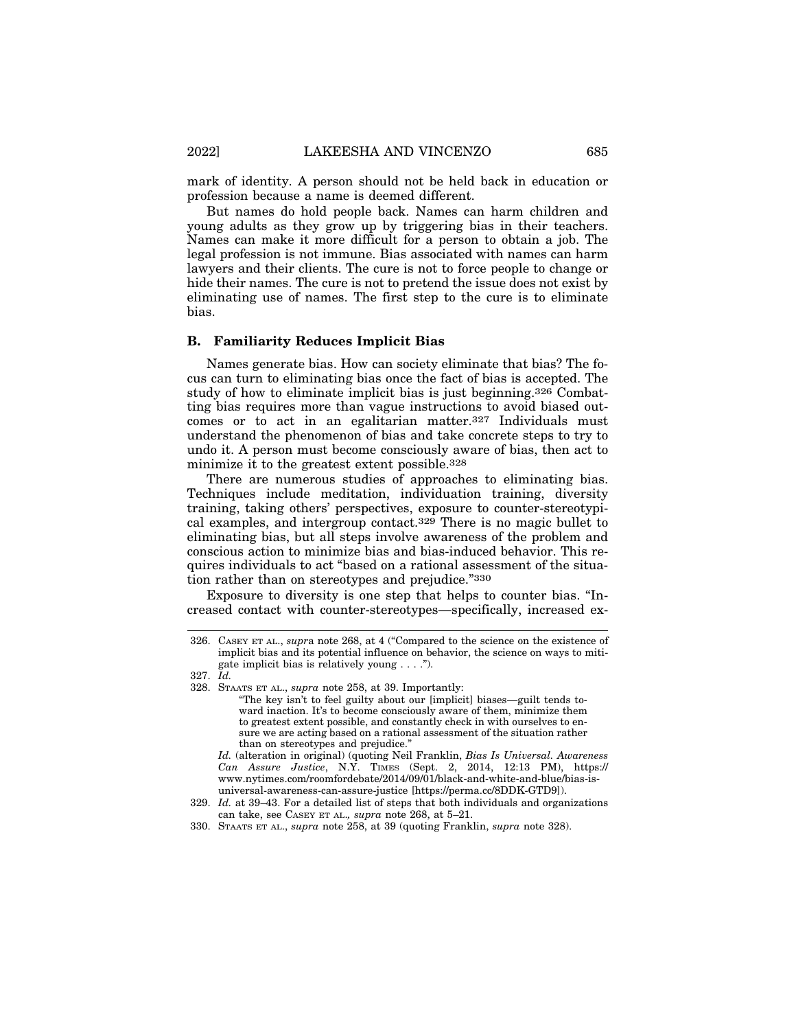mark of identity. A person should not be held back in education or profession because a name is deemed different.

But names do hold people back. Names can harm children and young adults as they grow up by triggering bias in their teachers. Names can make it more difficult for a person to obtain a job. The legal profession is not immune. Bias associated with names can harm lawyers and their clients. The cure is not to force people to change or hide their names. The cure is not to pretend the issue does not exist by eliminating use of names. The first step to the cure is to eliminate bias.

### B. Familiarity Reduces Implicit Bias

Names generate bias. How can society eliminate that bias? The focus can turn to eliminating bias once the fact of bias is accepted. The study of how to eliminate implicit bias is just beginning.[326] Combatting bias requires more than vague instructions to avoid biased outcomes or to act in an egalitarian matter.[327] Individuals must understand the phenomenon of bias and take concrete steps to try to undo it. A person must become consciously aware of bias, then act to minimize it to the greatest extent possible.[328]

There are numerous studies of approaches to eliminating bias. Techniques include meditation, individuation training, diversity training, taking others' perspectives, exposure to counter-stereotypical examples, and intergroup contact.[329] There is no magic bullet to eliminating bias, but all steps involve awareness of the problem and conscious action to minimize bias and bias-induced behavior. This requires individuals to act "based on a rational assessment of the situation rather than on stereotypes and prejudice."[330]

Exposure to diversity is one step that helps to counter bias. "Increased contact with counter-stereotypes—specifically, increased ex-

---

326. CASEY ET AL., *supra* note 268, at 4 ("Compared to the science on the existence of implicit bias and its potential influence on behavior, the science on ways to mitigate implicit bias is relatively young . . . .").

327. *Id.*

328. STAATS ET AL., *supra* note 258, at 39. Importantly:

> "The key isn't to feel guilty about our [implicit] biases—guilt tends toward inaction. It's to become consciously aware of them, minimize them to greatest extent possible, and constantly check in with ourselves to ensure we are acting based on a rational assessment of the situation rather than on stereotypes and prejudice."

*Id.* (alteration in original) (quoting Neil Franklin, *Bias Is Universal. Awareness Can Assure Justice*, N.Y. TIMES (Sept. 2, 2014, 12:13 PM), https://www.nytimes.com/roomfordebate/2014/09/01/black-and-white-and-blue/bias-is-universal-awareness-can-assure-justice [https://perma.cc/8DDK-GTD9]).

329. *Id.* at 39–43. For a detailed list of steps that both individuals and organizations can take, see CASEY ET AL., *supra* note 268, at 5–21.

330. STAATS ET AL., *supra* note 258, at 39 (quoting Franklin, *supra* note 328).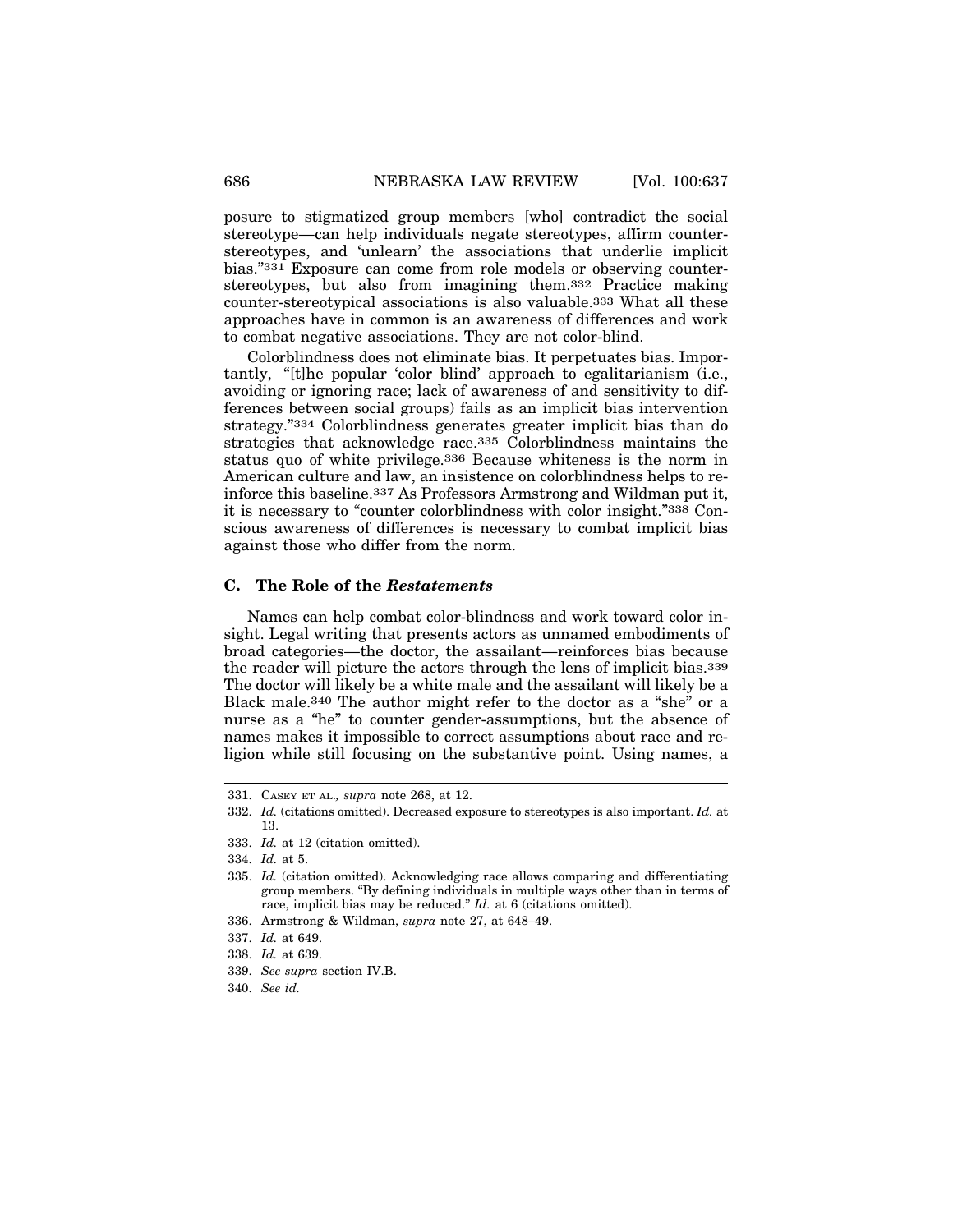posure to stigmatized group members [who] contradict the social stereotype—can help individuals negate stereotypes, affirm counter-stereotypes, and 'unlearn' the associations that underlie implicit bias."[331] Exposure can come from role models or observing counter-stereotypes, but also from imagining them.[332] Practice making counter-stereotypical associations is also valuable.[333] What all these approaches have in common is an awareness of differences and work to combat negative associations. They are not color-blind.

Colorblindness does not eliminate bias. It perpetuates bias. Importantly, "[t]he popular 'color blind' approach to egalitarianism (i.e., avoiding or ignoring race; lack of awareness of and sensitivity to differences between social groups) fails as an implicit bias intervention strategy."[334] Colorblindness generates greater implicit bias than do strategies that acknowledge race.[335] Colorblindness maintains the status quo of white privilege.[336] Because whiteness is the norm in American culture and law, an insistence on colorblindness helps to reinforce this baseline.[337] As Professors Armstrong and Wildman put it, it is necessary to "counter colorblindness with color insight."[338] Conscious awareness of differences is necessary to combat implicit bias against those who differ from the norm.

### C. The Role of the *Restatements*

Names can help combat color-blindness and work toward color insight. Legal writing that presents actors as unnamed embodiments of broad categories—the doctor, the assailant—reinforces bias because the reader will picture the actors through the lens of implicit bias.[339] The doctor will likely be a white male and the assailant will likely be a Black male.[340] The author might refer to the doctor as a "she" or a nurse as a "he" to counter gender-assumptions, but the absence of names makes it impossible to correct assumptions about race and religion while still focusing on the substantive point. Using names, a

---

331. Casey et al., *supra* note 268, at 12.

332. *Id.* (citations omitted). Decreased exposure to stereotypes is also important. *Id.* at 13.

333. *Id.* at 12 (citation omitted).

334. *Id.* at 5.

335. *Id.* (citation omitted). Acknowledging race allows comparing and differentiating group members. "By defining individuals in multiple ways other than in terms of race, implicit bias may be reduced." *Id.* at 6 (citations omitted).

336. Armstrong & Wildman, *supra* note 27, at 648–49.

337. *Id.* at 649.

338. *Id.* at 639.

339. *See supra* section IV.B.

340. *See id.*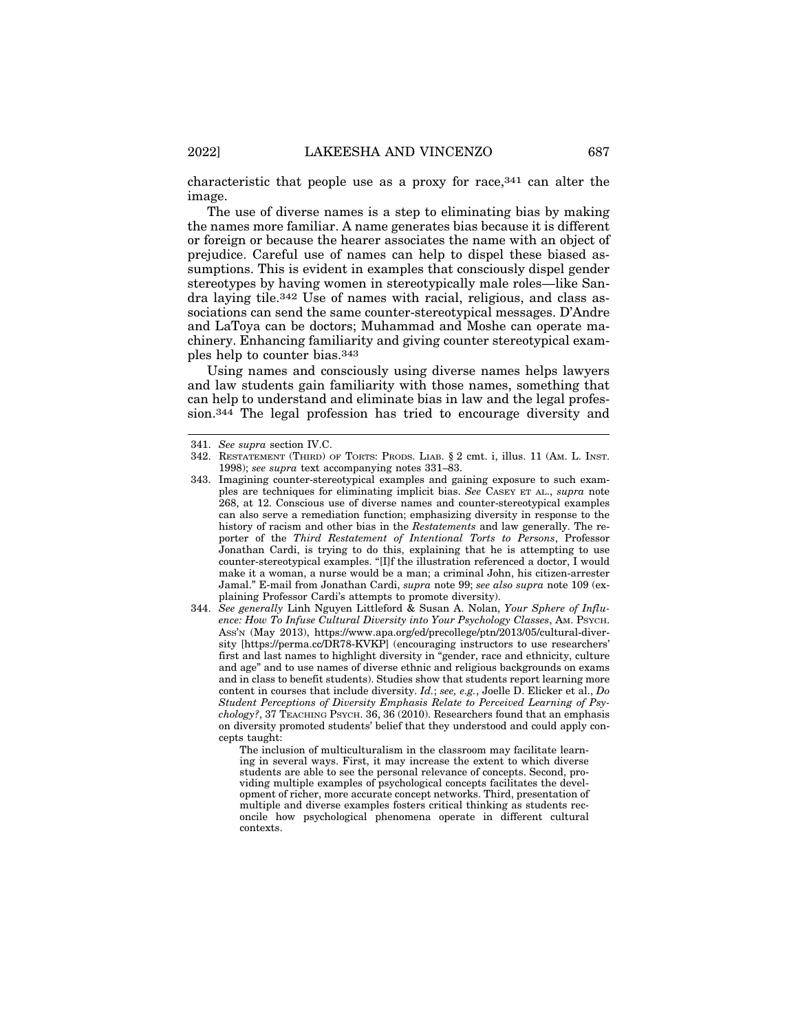characteristic that people use as a proxy for race,[341] can alter the image.

The use of diverse names is a step to eliminating bias by making the names more familiar. A name generates bias because it is different or foreign or because the hearer associates the name with an object of prejudice. Careful use of names can help to dispel these biased assumptions. This is evident in examples that consciously dispel gender stereotypes by having women in stereotypically male roles—like Sandra laying tile.[342] Use of names with racial, religious, and class associations can send the same counter-stereotypical messages. D'Andre and LaToya can be doctors; Muhammad and Moshe can operate machinery. Enhancing familiarity and giving counter stereotypical examples help to counter bias.[343]

Using names and consciously using diverse names helps lawyers and law students gain familiarity with those names, something that can help to understand and eliminate bias in law and the legal profession.[344] The legal profession has tried to encourage diversity and

---

341. *See supra* section IV.C.

342. RESTATEMENT (THIRD) OF TORTS: PRODS. LIAB. § 2 cmt. i, illus. 11 (AM. L. INST. 1998); *see supra* text accompanying notes 331–83.

343. Imagining counter-stereotypical examples and gaining exposure to such examples are techniques for eliminating implicit bias. *See* CASEY ET AL., *supra* note 268, at 12. Conscious use of diverse names and counter-stereotypical examples can also serve a remediation function; emphasizing diversity in response to the history of racism and other bias in the *Restatements* and law generally. The reporter of the *Third Restatement of Intentional Torts to Persons*, Professor Jonathan Cardi, is trying to do this, explaining that he is attempting to use counter-stereotypical examples. "[I]f the illustration referenced a doctor, I would make it a woman, a nurse would be a man; a criminal John, his citizen-arrester Jamal." E-mail from Jonathan Cardi, *supra* note 99; *see also supra* note 109 (explaining Professor Cardi's attempts to promote diversity).

344. *See generally* Linh Nguyen Littleford & Susan A. Nolan, *Your Sphere of Influence: How To Infuse Cultural Diversity into Your Psychology Classes*, AM. PSYCH. ASS'N (May 2013), https://www.apa.org/ed/precollege/ptn/2013/05/cultural-diversity [https://perma.cc/DR78-KVKP] (encouraging instructors to use researchers' first and last names to highlight diversity in "gender, race and ethnicity, culture and age" and to use names of diverse ethnic and religious backgrounds on exams and in class to benefit students). Studies show that students report learning more content in courses that include diversity. *Id.*; *see, e.g.*, Joelle D. Elicker et al., *Do Student Perceptions of Diversity Emphasis Relate to Perceived Learning of Psychology?*, 37 TEACHING PSYCH. 36, 36 (2010). Researchers found that an emphasis on diversity promoted students' belief that they understood and could apply concepts taught:

> The inclusion of multiculturalism in the classroom may facilitate learning in several ways. First, it may increase the extent to which diverse students are able to see the personal relevance of concepts. Second, providing multiple examples of psychological concepts facilitates the development of richer, more accurate concept networks. Third, presentation of multiple and diverse examples fosters critical thinking as students reconcile how psychological phenomena operate in different cultural contexts.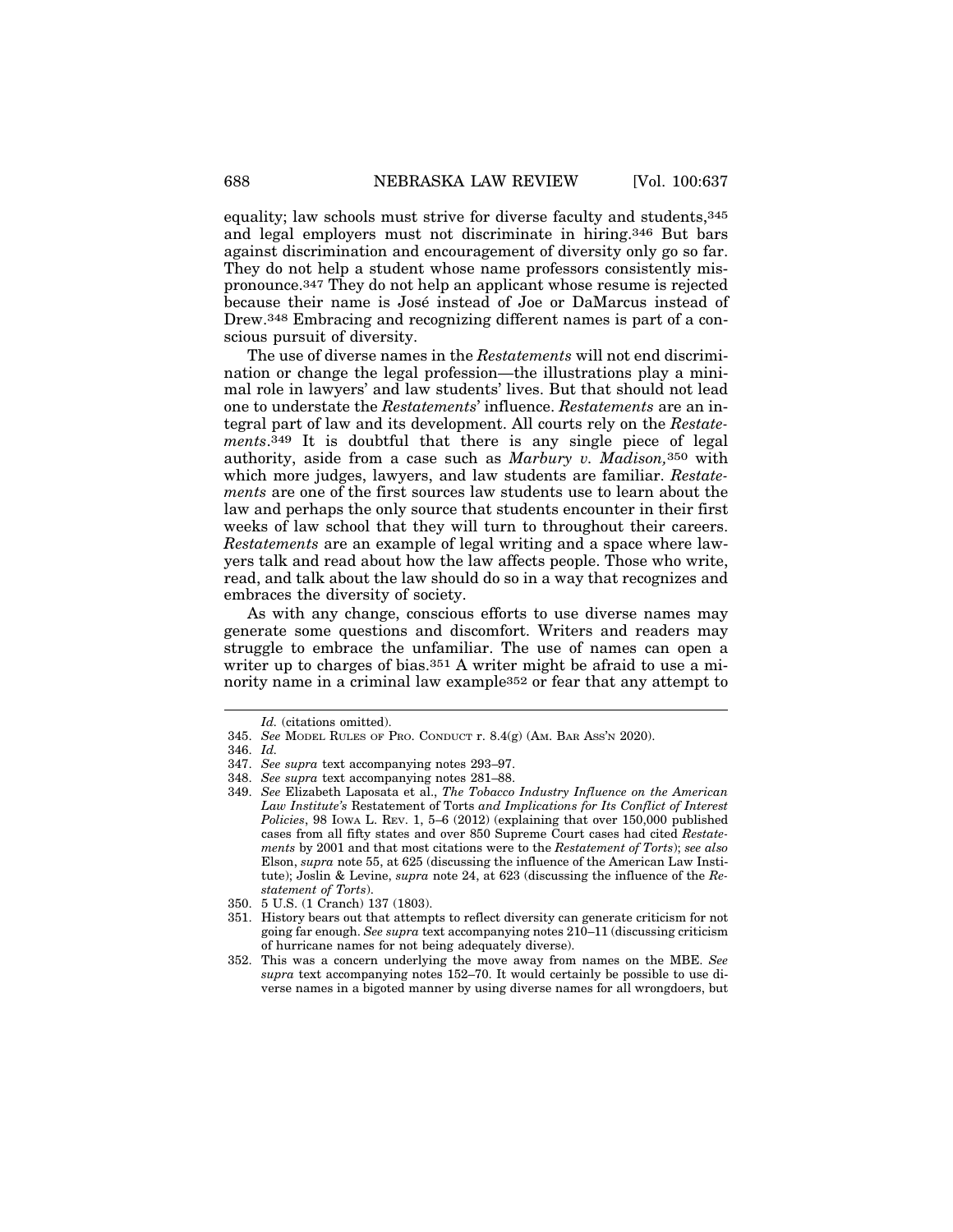equality; law schools must strive for diverse faculty and students,[345] and legal employers must not discriminate in hiring.[346] But bars against discrimination and encouragement of diversity only go so far. They do not help a student whose name professors consistently mispronounce.[347] They do not help an applicant whose resume is rejected because their name is José instead of Joe or DaMarcus instead of Drew.[348] Embracing and recognizing different names is part of a conscious pursuit of diversity.

The use of diverse names in the *Restatements* will not end discrimination or change the legal profession—the illustrations play a minimal role in lawyers' and law students' lives. But that should not lead one to understate the *Restatements*' influence. *Restatements* are an integral part of law and its development. All courts rely on the *Restatements*.[349] It is doubtful that there is any single piece of legal authority, aside from a case such as *Marbury v. Madison,*[350] with which more judges, lawyers, and law students are familiar. *Restatements* are one of the first sources law students use to learn about the law and perhaps the only source that students encounter in their first weeks of law school that they will turn to throughout their careers. *Restatements* are an example of legal writing and a space where lawyers talk and read about how the law affects people. Those who write, read, and talk about the law should do so in a way that recognizes and embraces the diversity of society.

As with any change, conscious efforts to use diverse names may generate some questions and discomfort. Writers and readers may struggle to embrace the unfamiliar. The use of names can open a writer up to charges of bias.[351] A writer might be afraid to use a minority name in a criminal law example[352] or fear that any attempt to

---

*Id.* (citations omitted).

345. *See* Model Rules of Pro. Conduct r. 8.4(g) (Am. Bar Ass'n 2020).

346. *Id.*

347. *See supra* text accompanying notes 293–97.

348. *See supra* text accompanying notes 281–88.

349. *See* Elizabeth Laposata et al., *The Tobacco Industry Influence on the American Law Institute's* Restatement of Torts *and Implications for Its Conflict of Interest Policies*, 98 Iowa L. Rev. 1, 5–6 (2012) (explaining that over 150,000 published cases from all fifty states and over 850 Supreme Court cases had cited *Restatements* by 2001 and that most citations were to the *Restatement of Torts*); *see also* Elson, *supra* note 55, at 625 (discussing the influence of the American Law Institute); Joslin & Levine, *supra* note 24, at 623 (discussing the influence of the *Restatement of Torts*).

350. 5 U.S. (1 Cranch) 137 (1803).

351. History bears out that attempts to reflect diversity can generate criticism for not going far enough. *See supra* text accompanying notes 210–11 (discussing criticism of hurricane names for not being adequately diverse).

352. This was a concern underlying the move away from names on the MBE. *See supra* text accompanying notes 152–70. It would certainly be possible to use diverse names in a bigoted manner by using diverse names for all wrongdoers, but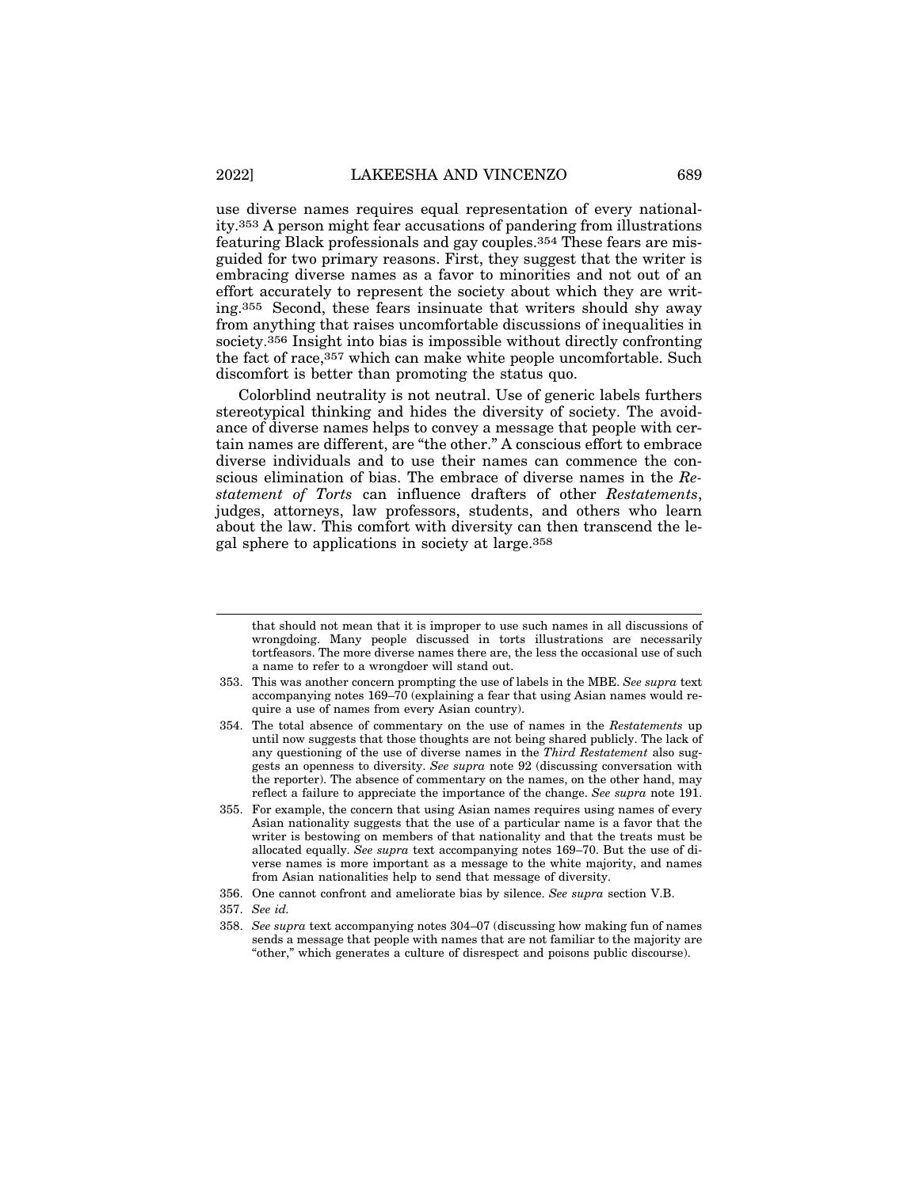use diverse names requires equal representation of every nationality.[353] A person might fear accusations of pandering from illustrations featuring Black professionals and gay couples.[354] These fears are misguided for two primary reasons. First, they suggest that the writer is embracing diverse names as a favor to minorities and not out of an effort accurately to represent the society about which they are writing.[355] Second, these fears insinuate that writers should shy away from anything that raises uncomfortable discussions of inequalities in society.[356] Insight into bias is impossible without directly confronting the fact of race,[357] which can make white people uncomfortable. Such discomfort is better than promoting the status quo.

Colorblind neutrality is not neutral. Use of generic labels furthers stereotypical thinking and hides the diversity of society. The avoidance of diverse names helps to convey a message that people with certain names are different, are "the other." A conscious effort to embrace diverse individuals and to use their names can commence the conscious elimination of bias. The embrace of diverse names in the *Restatement of Torts* can influence drafters of other *Restatements*, judges, attorneys, law professors, students, and others who learn about the law. This comfort with diversity can then transcend the legal sphere to applications in society at large.[358]

---

that should not mean that it is improper to use such names in all discussions of wrongdoing. Many people discussed in torts illustrations are necessarily tortfeasors. The more diverse names there are, the less the occasional use of such a name to refer to a wrongdoer will stand out.

353. This was another concern prompting the use of labels in the MBE. *See supra* text accompanying notes 169–70 (explaining a fear that using Asian names would require a use of names from every Asian country).

354. The total absence of commentary on the use of names in the *Restatements* up until now suggests that those thoughts are not being shared publicly. The lack of any questioning of the use of diverse names in the *Third Restatement* also suggests an openness to diversity. *See supra* note 92 (discussing conversation with the reporter). The absence of commentary on the names, on the other hand, may reflect a failure to appreciate the importance of the change. *See supra* note 191.

355. For example, the concern that using Asian names requires using names of every Asian nationality suggests that the use of a particular name is a favor that the writer is bestowing on members of that nationality and that the treats must be allocated equally. *See supra* text accompanying notes 169–70. But the use of diverse names is more important as a message to the white majority, and names from Asian nationalities help to send that message of diversity.

356. One cannot confront and ameliorate bias by silence. *See supra* section V.B.

357. *See id.*

358. *See supra* text accompanying notes 304–07 (discussing how making fun of names sends a message that people with names that are not familiar to the majority are "other," which generates a culture of disrespect and poisons public discourse).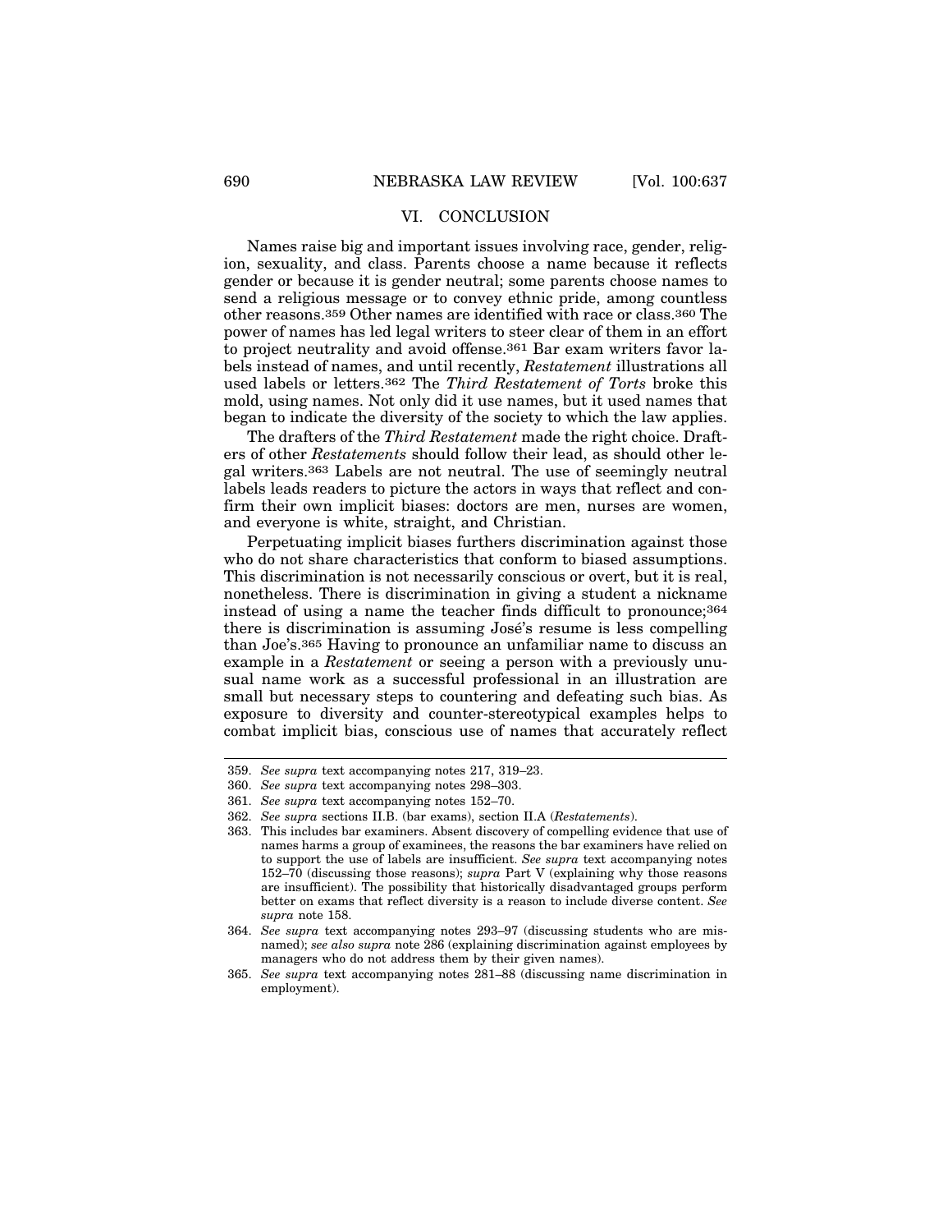## VI. CONCLUSION

Names raise big and important issues involving race, gender, religion, sexuality, and class. Parents choose a name because it reflects gender or because it is gender neutral; some parents choose names to send a religious message or to convey ethnic pride, among countless other reasons.[359] Other names are identified with race or class.[360] The power of names has led legal writers to steer clear of them in an effort to project neutrality and avoid offense.[361] Bar exam writers favor labels instead of names, and until recently, *Restatement* illustrations all used labels or letters.[362] The *Third Restatement of Torts* broke this mold, using names. Not only did it use names, but it used names that began to indicate the diversity of the society to which the law applies.

The drafters of the *Third Restatement* made the right choice. Drafters of other *Restatements* should follow their lead, as should other legal writers.[363] Labels are not neutral. The use of seemingly neutral labels leads readers to picture the actors in ways that reflect and confirm their own implicit biases: doctors are men, nurses are women, and everyone is white, straight, and Christian.

Perpetuating implicit biases furthers discrimination against those who do not share characteristics that conform to biased assumptions. This discrimination is not necessarily conscious or overt, but it is real, nonetheless. There is discrimination in giving a student a nickname instead of using a name the teacher finds difficult to pronounce;[364] there is discrimination is assuming José's resume is less compelling than Joe's.[365] Having to pronounce an unfamiliar name to discuss an example in a *Restatement* or seeing a person with a previously unusual name work as a successful professional in an illustration are small but necessary steps to countering and defeating such bias. As exposure to diversity and counter-stereotypical examples helps to combat implicit bias, conscious use of names that accurately reflect

---

359. *See supra* text accompanying notes 217, 319–23.

360. *See supra* text accompanying notes 298–303.

361. *See supra* text accompanying notes 152–70.

362. *See supra* sections II.B. (bar exams), section II.A (*Restatements*).

363. This includes bar examiners. Absent discovery of compelling evidence that use of names harms a group of examinees, the reasons the bar examiners have relied on to support the use of labels are insufficient. *See supra* text accompanying notes 152–70 (discussing those reasons); *supra* Part V (explaining why those reasons are insufficient). The possibility that historically disadvantaged groups perform better on exams that reflect diversity is a reason to include diverse content. *See supra* note 158.

364. *See supra* text accompanying notes 293–97 (discussing students who are misnamed); *see also supra* note 286 (explaining discrimination against employees by managers who do not address them by their given names).

365. *See supra* text accompanying notes 281–88 (discussing name discrimination in employment).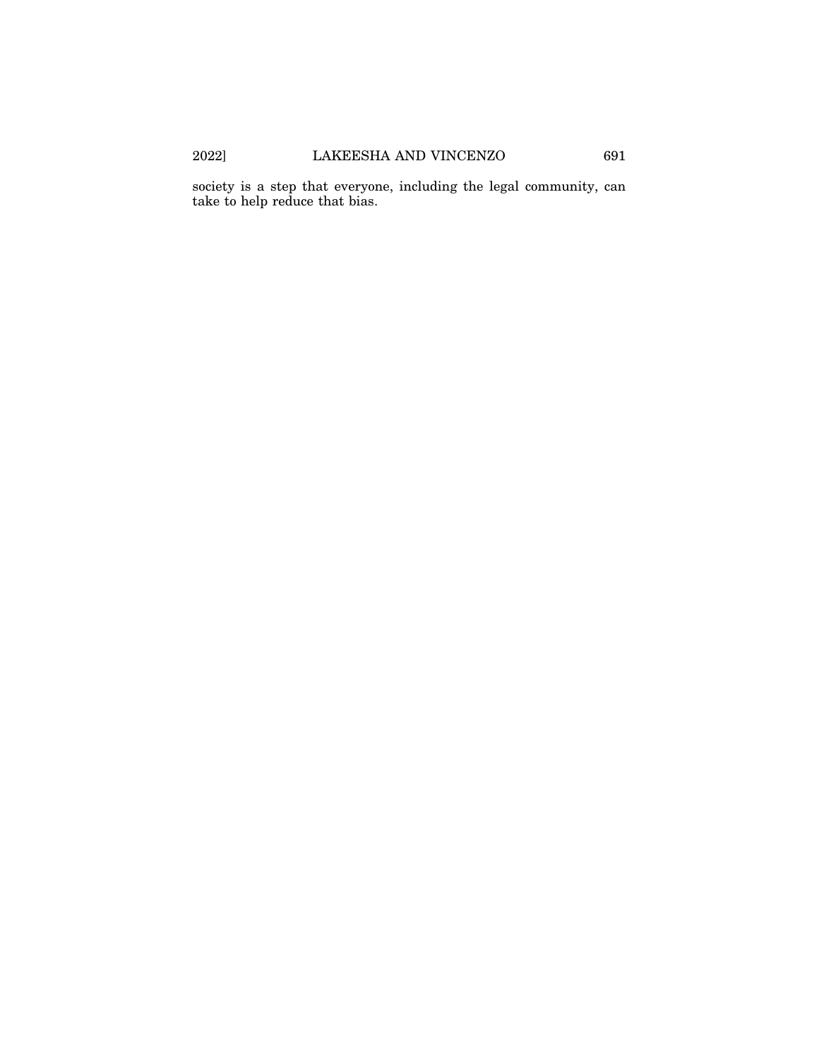society is a step that everyone, including the legal community, can take to help reduce that bias.